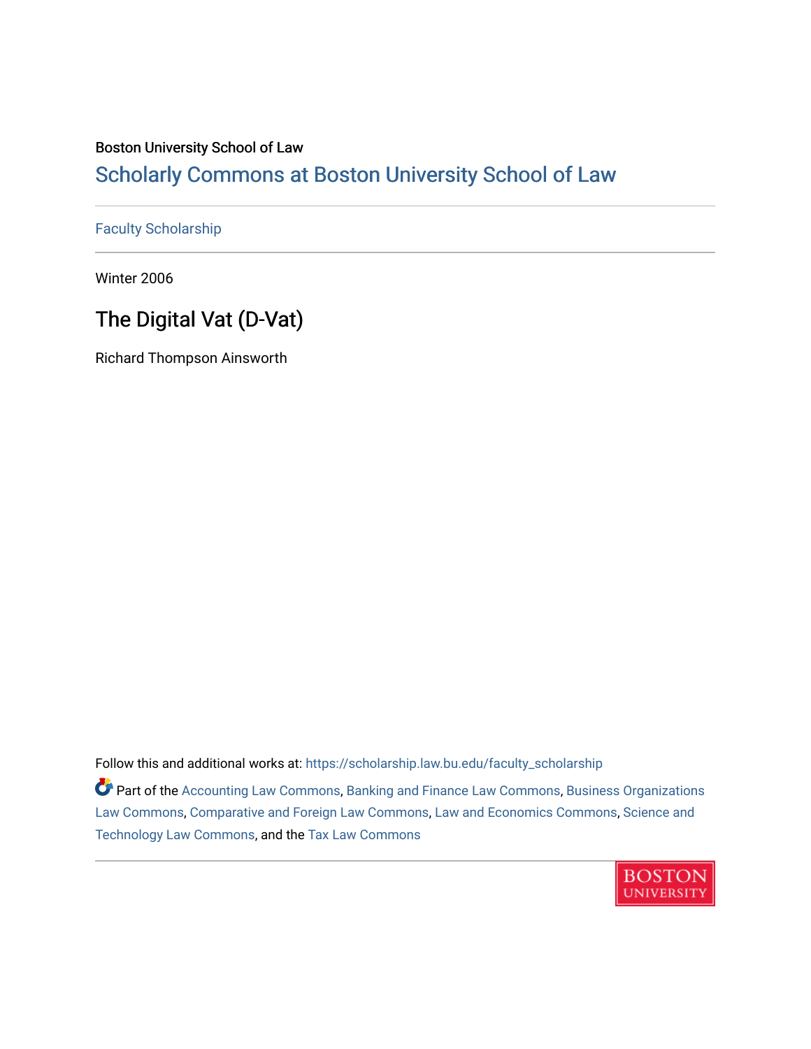Boston University School of Law

# Scholarly Commons at Boston University School of Law

Faculty Scholarship

Winter 2006

## The Digital Vat (D-Vat)

Richard Thompson Ainsworth

Follow this and additional works at: https://scholarship.law.bu.edu/faculty_scholarship

Part of the Accounting Law Commons, Banking and Finance Law Commons, Business Organizations Law Commons, Comparative and Foreign Law Commons, Law and Economics Commons, Science and Technology Law Commons, and the Tax Law Commons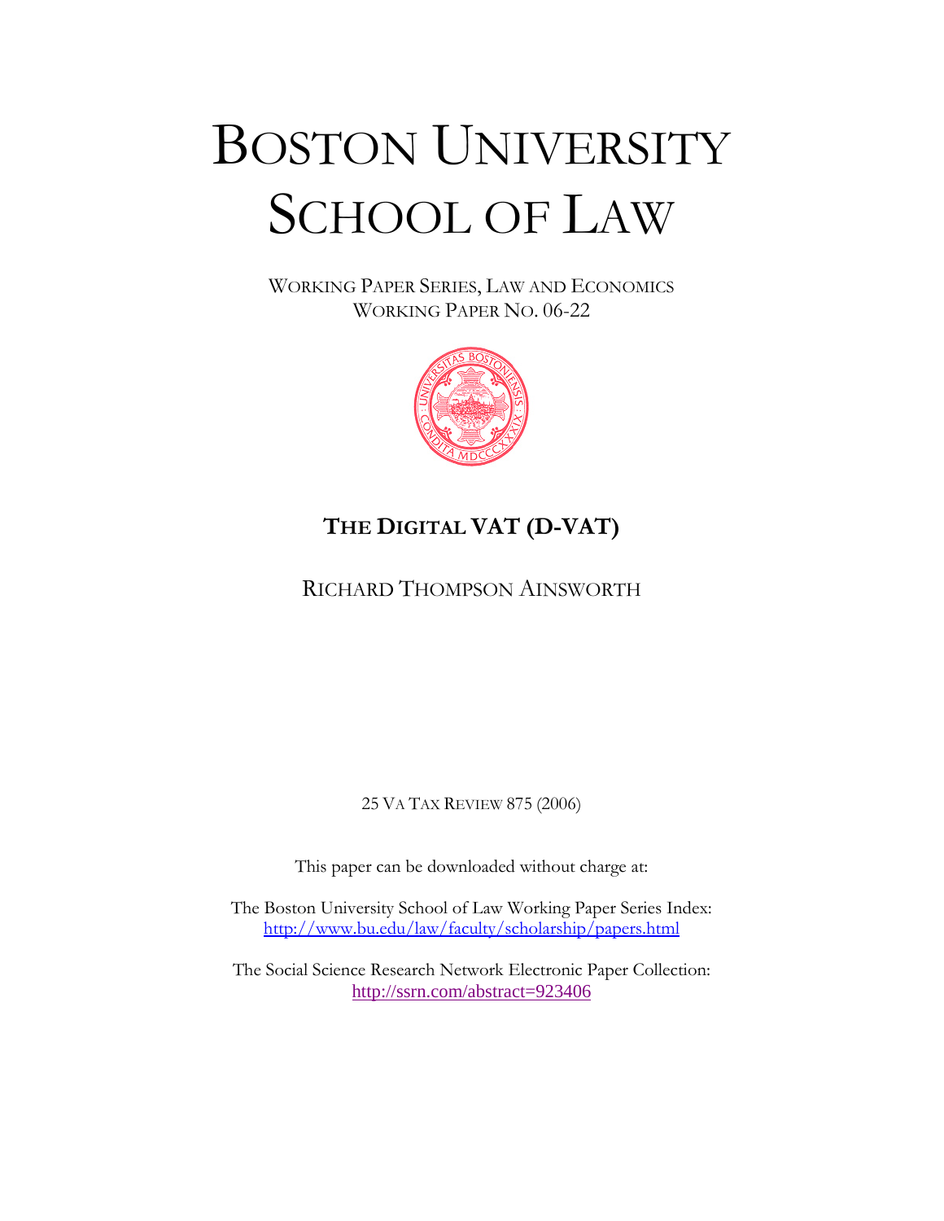# BOSTON UNIVERSITY SCHOOL OF LAW

WORKING PAPER SERIES, LAW AND ECONOMICS
WORKING PAPER NO. 06-22

## THE DIGITAL VAT (D-VAT)

RICHARD THOMPSON AINSWORTH

25 VA TAX REVIEW 875 (2006)

This paper can be downloaded without charge at:

The Boston University School of Law Working Paper Series Index:
http://www.bu.edu/law/faculty/scholarship/papers.html

The Social Science Research Network Electronic Paper Collection:
http://ssrn.com/abstract=923406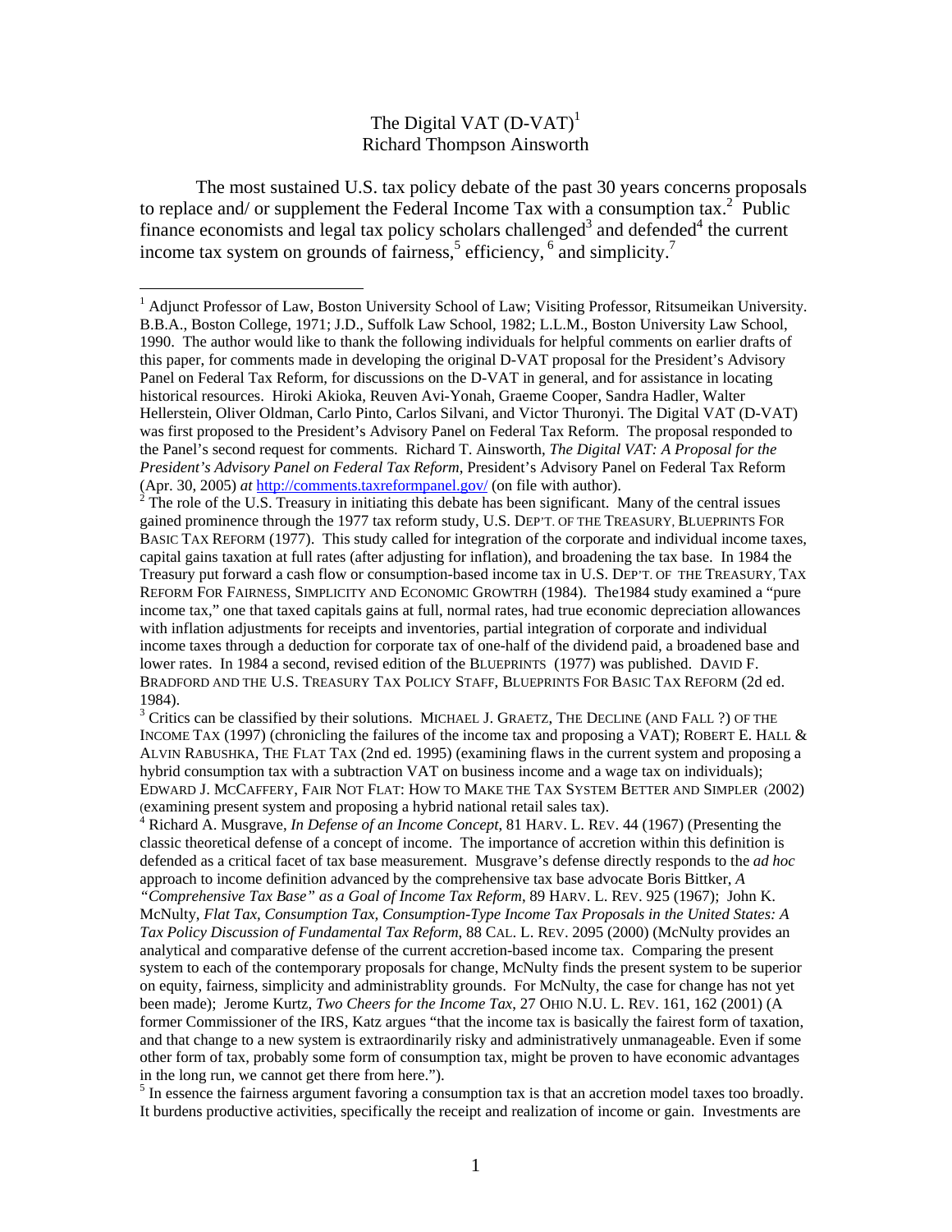The Digital VAT (D-VAT)[1]
Richard Thompson Ainsworth

The most sustained U.S. tax policy debate of the past 30 years concerns proposals to replace and/ or supplement the Federal Income Tax with a consumption tax.[2] Public finance economists and legal tax policy scholars challenged[3] and defended[4] the current income tax system on grounds of fairness,[5] efficiency, [6] and simplicity.[7]

---

[1] Adjunct Professor of Law, Boston University School of Law; Visiting Professor, Ritsumeikan University. B.B.A., Boston College, 1971; J.D., Suffolk Law School, 1982; L.L.M., Boston University Law School, 1990. The author would like to thank the following individuals for helpful comments on earlier drafts of this paper, for comments made in developing the original D-VAT proposal for the President's Advisory Panel on Federal Tax Reform, for discussions on the D-VAT in general, and for assistance in locating historical resources. Hiroki Akioka, Reuven Avi-Yonah, Graeme Cooper, Sandra Hadler, Walter Hellerstein, Oliver Oldman, Carlo Pinto, Carlos Silvani, and Victor Thuronyi. The Digital VAT (D-VAT) was first proposed to the President's Advisory Panel on Federal Tax Reform. The proposal responded to the Panel's second request for comments. Richard T. Ainsworth, *The Digital VAT: A Proposal for the President's Advisory Panel on Federal Tax Reform*, President's Advisory Panel on Federal Tax Reform (Apr. 30, 2005) *at* http://comments.taxreformpanel.gov/ (on file with author).

[2] The role of the U.S. Treasury in initiating this debate has been significant. Many of the central issues gained prominence through the 1977 tax reform study, U.S. DEP'T. OF THE TREASURY, BLUEPRINTS FOR BASIC TAX REFORM (1977). This study called for integration of the corporate and individual income taxes, capital gains taxation at full rates (after adjusting for inflation), and broadening the tax base. In 1984 the Treasury put forward a cash flow or consumption-based income tax in U.S. DEP'T. OF THE TREASURY, TAX REFORM FOR FAIRNESS, SIMPLICITY AND ECONOMIC GROWTRH (1984). The1984 study examined a "pure income tax," one that taxed capitals gains at full, normal rates, had true economic depreciation allowances with inflation adjustments for receipts and inventories, partial integration of corporate and individual income taxes through a deduction for corporate tax of one-half of the dividend paid, a broadened base and lower rates. In 1984 a second, revised edition of the BLUEPRINTS (1977) was published. DAVID F. BRADFORD AND THE U.S. TREASURY TAX POLICY STAFF, BLUEPRINTS FOR BASIC TAX REFORM (2d ed. 1984).

[3] Critics can be classified by their solutions. MICHAEL J. GRAETZ, THE DECLINE (AND FALL ?) OF THE INCOME TAX (1997) (chronicling the failures of the income tax and proposing a VAT); ROBERT E. HALL & ALVIN RABUSHKA, THE FLAT TAX (2nd ed. 1995) (examining flaws in the current system and proposing a hybrid consumption tax with a subtraction VAT on business income and a wage tax on individuals); EDWARD J. MCCAFFERY, FAIR NOT FLAT: HOW TO MAKE THE TAX SYSTEM BETTER AND SIMPLER (2002) (examining present system and proposing a hybrid national retail sales tax).

[4] Richard A. Musgrave, *In Defense of an Income Concept*, 81 HARV. L. REV. 44 (1967) (Presenting the classic theoretical defense of a concept of income. The importance of accretion within this definition is defended as a critical facet of tax base measurement. Musgrave's defense directly responds to the *ad hoc* approach to income definition advanced by the comprehensive tax base advocate Boris Bittker, *A "Comprehensive Tax Base" as a Goal of Income Tax Reform*, 89 HARV. L. REV. 925 (1967); John K. McNulty, *Flat Tax, Consumption Tax, Consumption-Type Income Tax Proposals in the United States: A Tax Policy Discussion of Fundamental Tax Reform*, 88 CAL. L. REV. 2095 (2000) (McNulty provides an analytical and comparative defense of the current accretion-based income tax. Comparing the present system to each of the contemporary proposals for change, McNulty finds the present system to be superior on equity, fairness, simplicity and administrablity grounds. For McNulty, the case for change has not yet been made); Jerome Kurtz, *Two Cheers for the Income Tax*, 27 OHIO N.U. L. REV. 161, 162 (2001) (A former Commissioner of the IRS, Katz argues "that the income tax is basically the fairest form of taxation, and that change to a new system is extraordinarily risky and administratively unmanageable. Even if some other form of tax, probably some form of consumption tax, might be proven to have economic advantages in the long run, we cannot get there from here.").

[5] In essence the fairness argument favoring a consumption tax is that an accretion model taxes too broadly. It burdens productive activities, specifically the receipt and realization of income or gain. Investments are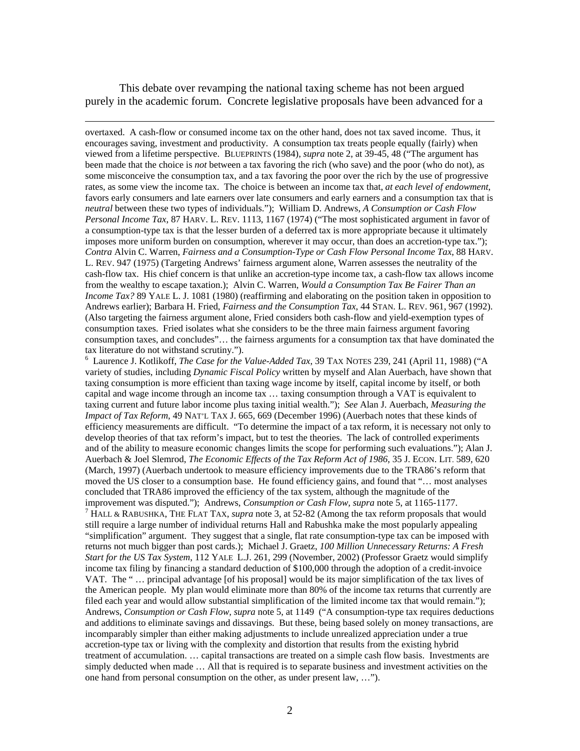This debate over revamping the national taxing scheme has not been argued purely in the academic forum. Concrete legislative proposals have been advanced for a

---

overtaxed. A cash-flow or consumed income tax on the other hand, does not tax saved income. Thus, it encourages saving, investment and productivity. A consumption tax treats people equally (fairly) when viewed from a lifetime perspective. BLUEPRINTS (1984), *supra* note 2, at 39-45, 48 ("The argument has been made that the choice is *not* between a tax favoring the rich (who save) and the poor (who do not), as some misconceive the consumption tax, and a tax favoring the poor over the rich by the use of progressive rates, as some view the income tax. The choice is between an income tax that, *at each level of endowment*, favors early consumers and late earners over late consumers and early earners and a consumption tax that is *neutral* between these two types of individuals."); William D. Andrews, *A Consumption or Cash Flow Personal Income Tax*, 87 HARV. L. REV. 1113, 1167 (1974) ("The most sophisticated argument in favor of a consumption-type tax is that the lesser burden of a deferred tax is more appropriate because it ultimately imposes more uniform burden on consumption, wherever it may occur, than does an accretion-type tax."); *Contra* Alvin C. Warren, *Fairness and a Consumption-Type or Cash Flow Personal Income Tax*, 88 HARV. L. REV. 947 (1975) (Targeting Andrews' fairness argument alone, Warren assesses the neutrality of the cash-flow tax. His chief concern is that unlike an accretion-type income tax, a cash-flow tax allows income from the wealthy to escape taxation.); Alvin C. Warren, *Would a Consumption Tax Be Fairer Than an Income Tax?* 89 YALE L. J. 1081 (1980) (reaffirming and elaborating on the position taken in opposition to Andrews earlier); Barbara H. Fried, *Fairness and the Consumption Tax*, 44 STAN. L. REV. 961, 967 (1992). (Also targeting the fairness argument alone, Fried considers both cash-flow and yield-exemption types of consumption taxes. Fried isolates what she considers to be the three main fairness argument favoring consumption taxes, and concludes"… the fairness arguments for a consumption tax that have dominated the tax literature do not withstand scrutiny.").

[6] Laurence J. Kotlikoff, *The Case for the Value-Added Tax*, 39 TAX NOTES 239, 241 (April 11, 1988) ("A variety of studies, including *Dynamic Fiscal Policy* written by myself and Alan Auerbach, have shown that taxing consumption is more efficient than taxing wage income by itself, capital income by itself, or both capital and wage income through an income tax … taxing consumption through a VAT is equivalent to taxing current and future labor income plus taxing initial wealth."); *See* Alan J. Auerbach, *Measuring the Impact of Tax Reform*, 49 NAT'L TAX J. 665, 669 (December 1996) (Auerbach notes that these kinds of efficiency measurements are difficult. "To determine the impact of a tax reform, it is necessary not only to develop theories of that tax reform's impact, but to test the theories. The lack of controlled experiments and of the ability to measure economic changes limits the scope for performing such evaluations."); Alan J. Auerbach & Joel Slemrod, *The Economic Effects of the Tax Reform Act of 1986*, 35 J. ECON. LIT. 589, 620 (March, 1997) (Auerbach undertook to measure efficiency improvements due to the TRA86's reform that moved the US closer to a consumption base. He found efficiency gains, and found that "… most analyses concluded that TRA86 improved the efficiency of the tax system, although the magnitude of the improvement was disputed."); Andrews, *Consumption or Cash Flow*, *supra* note 5, at 1165-1177.

[7] HALL & RABUSHKA, THE FLAT TAX, *supra* note 3, at 52-82 (Among the tax reform proposals that would still require a large number of individual returns Hall and Rabushka make the most popularly appealing "simplification" argument. They suggest that a single, flat rate consumption-type tax can be imposed with returns not much bigger than post cards.); Michael J. Graetz, *100 Million Unnecessary Returns: A Fresh Start for the US Tax System*, 112 YALE L.J. 261, 299 (November, 2002) (Professor Graetz would simplify income tax filing by financing a standard deduction of $100,000 through the adoption of a credit-invoice VAT. The " … principal advantage [of his proposal] would be its major simplification of the tax lives of the American people. My plan would eliminate more than 80% of the income tax returns that currently are filed each year and would allow substantial simplification of the limited income tax that would remain."); Andrews, *Consumption or Cash Flow*, *supra* note 5, at 1149 ("A consumption-type tax requires deductions and additions to eliminate savings and dissavings. But these, being based solely on money transactions, are incomparably simpler than either making adjustments to include unrealized appreciation under a true accretion-type tax or living with the complexity and distortion that results from the existing hybrid treatment of accumulation. … capital transactions are treated on a simple cash flow basis. Investments are simply deducted when made … All that is required is to separate business and investment activities on the one hand from personal consumption on the other, as under present law, …").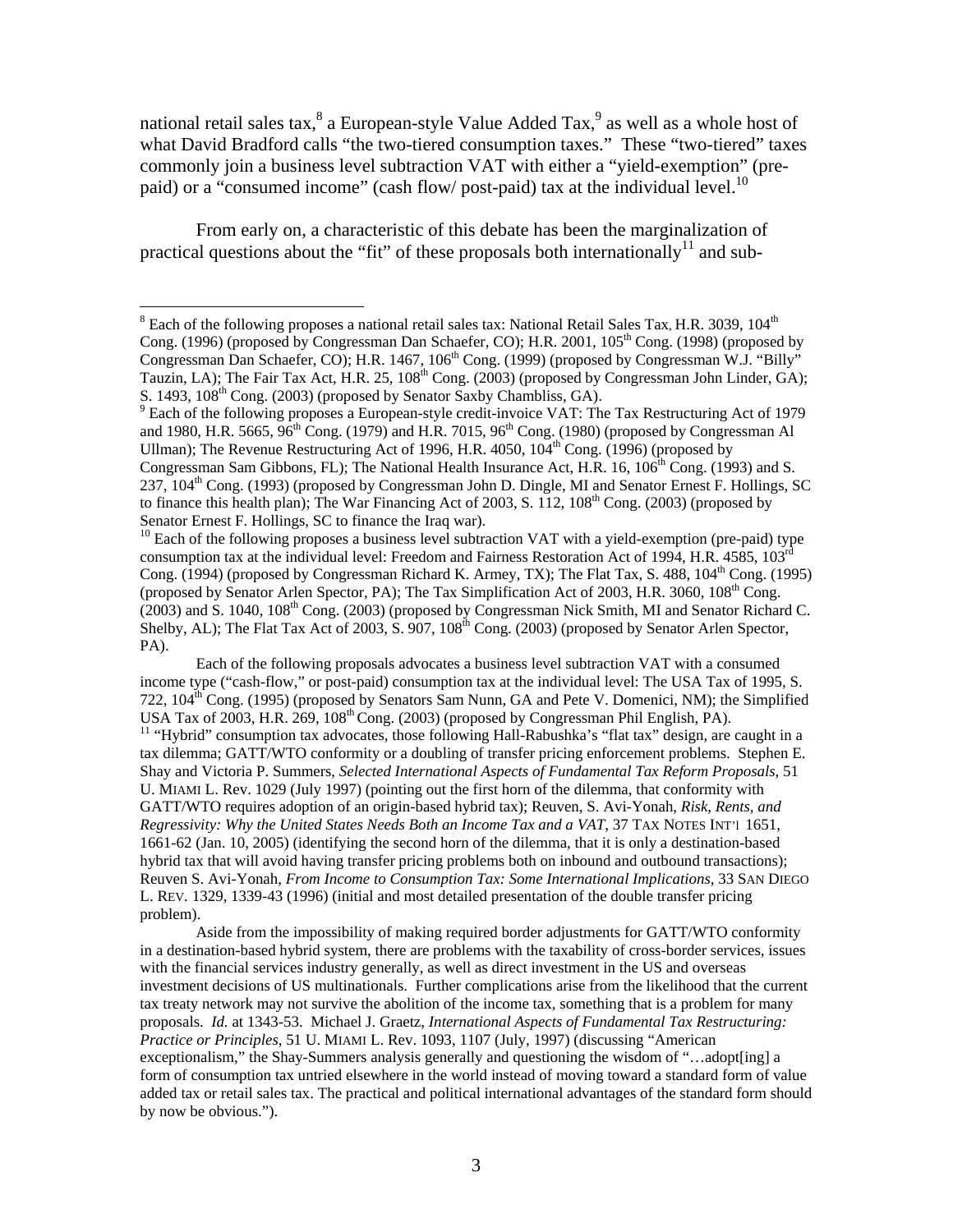national retail sales tax,[8] a European-style Value Added Tax,[9] as well as a whole host of what David Bradford calls "the two-tiered consumption taxes." These "two-tiered" taxes commonly join a business level subtraction VAT with either a "yield-exemption" (pre-paid) or a "consumed income" (cash flow/ post-paid) tax at the individual level.[10]

From early on, a characteristic of this debate has been the marginalization of practical questions about the "fit" of these proposals both internationally[11] and sub-

---

[8] Each of the following proposes a national retail sales tax: National Retail Sales Tax, H.R. 3039, 104th Cong. (1996) (proposed by Congressman Dan Schaefer, CO); H.R. 2001, 105th Cong. (1998) (proposed by Congressman Dan Schaefer, CO); H.R. 1467, 106th Cong. (1999) (proposed by Congressman W.J. "Billy" Tauzin, LA); The Fair Tax Act, H.R. 25, 108th Cong. (2003) (proposed by Congressman John Linder, GA); S. 1493, 108th Cong. (2003) (proposed by Senator Saxby Chambliss, GA).

[9] Each of the following proposes a European-style credit-invoice VAT: The Tax Restructuring Act of 1979 and 1980, H.R. 5665, 96th Cong. (1979) and H.R. 7015, 96th Cong. (1980) (proposed by Congressman Al Ullman); The Revenue Restructuring Act of 1996, H.R. 4050, 104th Cong. (1996) (proposed by Congressman Sam Gibbons, FL); The National Health Insurance Act, H.R. 16, 106th Cong. (1993) and S. 237, 104th Cong. (1993) (proposed by Congressman John D. Dingle, MI and Senator Ernest F. Hollings, SC to finance this health plan); The War Financing Act of 2003, S. 112, 108th Cong. (2003) (proposed by Senator Ernest F. Hollings, SC to finance the Iraq war).

[10] Each of the following proposes a business level subtraction VAT with a yield-exemption (pre-paid) type consumption tax at the individual level: Freedom and Fairness Restoration Act of 1994, H.R. 4585, 103rd Cong. (1994) (proposed by Congressman Richard K. Armey, TX); The Flat Tax, S. 488, 104th Cong. (1995) (proposed by Senator Arlen Spector, PA); The Tax Simplification Act of 2003, H.R. 3060, 108th Cong. (2003) and S. 1040, 108th Cong. (2003) (proposed by Congressman Nick Smith, MI and Senator Richard C. Shelby, AL); The Flat Tax Act of 2003, S. 907, 108th Cong. (2003) (proposed by Senator Arlen Spector, PA).

Each of the following proposals advocates a business level subtraction VAT with a consumed income type ("cash-flow," or post-paid) consumption tax at the individual level: The USA Tax of 1995, S. 722, 104th Cong. (1995) (proposed by Senators Sam Nunn, GA and Pete V. Domenici, NM); the Simplified USA Tax of 2003, H.R. 269, 108th Cong. (2003) (proposed by Congressman Phil English, PA).

[11] "Hybrid" consumption tax advocates, those following Hall-Rabushka's "flat tax" design, are caught in a tax dilemma; GATT/WTO conformity or a doubling of transfer pricing enforcement problems. Stephen E. Shay and Victoria P. Summers, *Selected International Aspects of Fundamental Tax Reform Proposals*, 51 U. MIAMI L. Rev. 1029 (July 1997) (pointing out the first horn of the dilemma, that conformity with GATT/WTO requires adoption of an origin-based hybrid tax); Reuven, S. Avi-Yonah, *Risk, Rents, and Regressivity: Why the United States Needs Both an Income Tax and a VAT*, 37 TAX NOTES INT'L 1651, 1661-62 (Jan. 10, 2005) (identifying the second horn of the dilemma, that it is only a destination-based hybrid tax that will avoid having transfer pricing problems both on inbound and outbound transactions); Reuven S. Avi-Yonah, *From Income to Consumption Tax: Some International Implications*, 33 SAN DIEGO L. REV. 1329, 1339-43 (1996) (initial and most detailed presentation of the double transfer pricing problem).

Aside from the impossibility of making required border adjustments for GATT/WTO conformity in a destination-based hybrid system, there are problems with the taxability of cross-border services, issues with the financial services industry generally, as well as direct investment in the US and overseas investment decisions of US multinationals. Further complications arise from the likelihood that the current tax treaty network may not survive the abolition of the income tax, something that is a problem for many proposals. *Id.* at 1343-53. Michael J. Graetz, *International Aspects of Fundamental Tax Restructuring: Practice or Principles*, 51 U. MIAMI L. Rev. 1093, 1107 (July, 1997) (discussing "American exceptionalism," the Shay-Summers analysis generally and questioning the wisdom of "…adopt[ing] a form of consumption tax untried elsewhere in the world instead of moving toward a standard form of value added tax or retail sales tax. The practical and political international advantages of the standard form should by now be obvious.").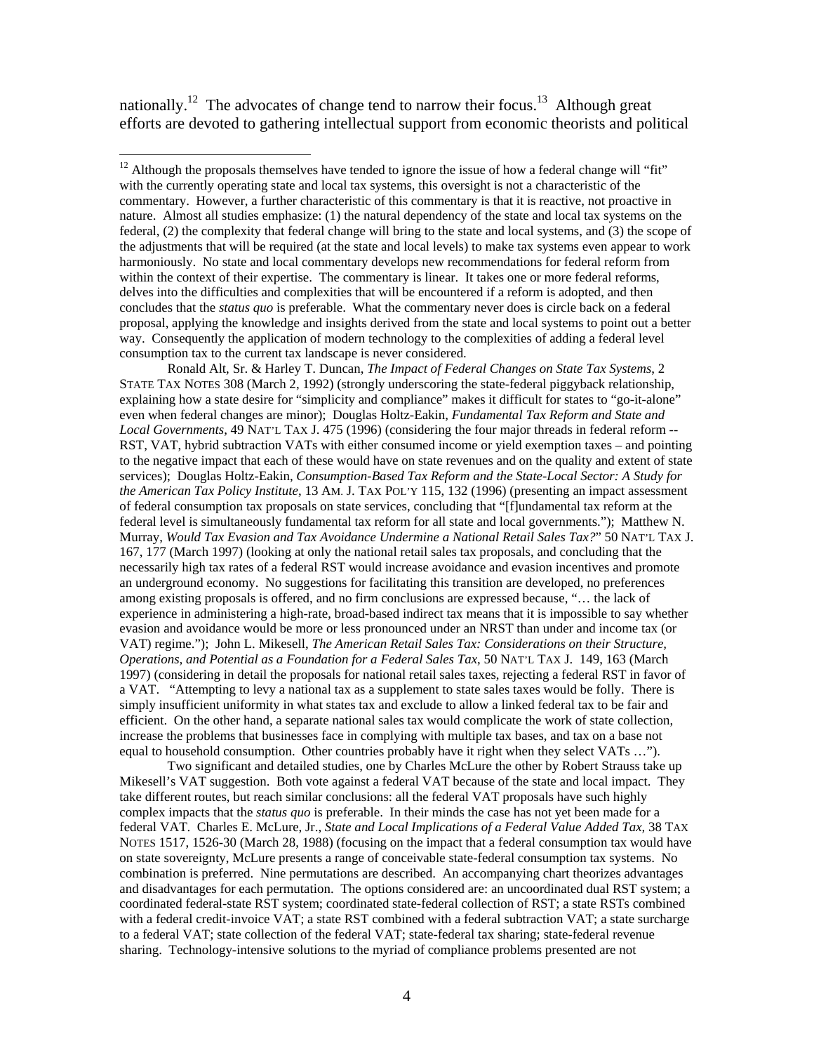nationally.[12] The advocates of change tend to narrow their focus.[13] Although great efforts are devoted to gathering intellectual support from economic theorists and political

---

[12] Although the proposals themselves have tended to ignore the issue of how a federal change will "fit" with the currently operating state and local tax systems, this oversight is not a characteristic of the commentary. However, a further characteristic of this commentary is that it is reactive, not proactive in nature. Almost all studies emphasize: (1) the natural dependency of the state and local tax systems on the federal, (2) the complexity that federal change will bring to the state and local systems, and (3) the scope of the adjustments that will be required (at the state and local levels) to make tax systems even appear to work harmoniously. No state and local commentary develops new recommendations for federal reform from within the context of their expertise. The commentary is linear. It takes one or more federal reforms, delves into the difficulties and complexities that will be encountered if a reform is adopted, and then concludes that the *status quo* is preferable. What the commentary never does is circle back on a federal proposal, applying the knowledge and insights derived from the state and local systems to point out a better way. Consequently the application of modern technology to the complexities of adding a federal level consumption tax to the current tax landscape is never considered.

Ronald Alt, Sr. & Harley T. Duncan, *The Impact of Federal Changes on State Tax Systems*, 2 STATE TAX NOTES 308 (March 2, 1992) (strongly underscoring the state-federal piggyback relationship, explaining how a state desire for "simplicity and compliance" makes it difficult for states to "go-it-alone" even when federal changes are minor); Douglas Holtz-Eakin, *Fundamental Tax Reform and State and Local Governments*, 49 NAT'L TAX J. 475 (1996) (considering the four major threads in federal reform -- RST, VAT, hybrid subtraction VATs with either consumed income or yield exemption taxes – and pointing to the negative impact that each of these would have on state revenues and on the quality and extent of state services); Douglas Holtz-Eakin, *Consumption-Based Tax Reform and the State-Local Sector: A Study for the American Tax Policy Institute*, 13 AM. J. TAX POL'Y 115, 132 (1996) (presenting an impact assessment of federal consumption tax proposals on state services, concluding that "[f]undamental tax reform at the federal level is simultaneously fundamental tax reform for all state and local governments."); Matthew N. Murray, *Would Tax Evasion and Tax Avoidance Undermine a National Retail Sales Tax?*" 50 NAT'L TAX J. 167, 177 (March 1997) (looking at only the national retail sales tax proposals, and concluding that the necessarily high tax rates of a federal RST would increase avoidance and evasion incentives and promote an underground economy. No suggestions for facilitating this transition are developed, no preferences among existing proposals is offered, and no firm conclusions are expressed because, "… the lack of experience in administering a high-rate, broad-based indirect tax means that it is impossible to say whether evasion and avoidance would be more or less pronounced under an NRST than under and income tax (or VAT) regime."); John L. Mikesell, *The American Retail Sales Tax: Considerations on their Structure, Operations, and Potential as a Foundation for a Federal Sales Tax*, 50 NAT'L TAX J. 149, 163 (March 1997) (considering in detail the proposals for national retail sales taxes, rejecting a federal RST in favor of a VAT. "Attempting to levy a national tax as a supplement to state sales taxes would be folly. There is simply insufficient uniformity in what states tax and exclude to allow a linked federal tax to be fair and efficient. On the other hand, a separate national sales tax would complicate the work of state collection, increase the problems that businesses face in complying with multiple tax bases, and tax on a base not equal to household consumption. Other countries probably have it right when they select VATs …").

Two significant and detailed studies, one by Charles McLure the other by Robert Strauss take up Mikesell's VAT suggestion. Both vote against a federal VAT because of the state and local impact. They take different routes, but reach similar conclusions: all the federal VAT proposals have such highly complex impacts that the *status quo* is preferable. In their minds the case has not yet been made for a federal VAT. Charles E. McLure, Jr., *State and Local Implications of a Federal Value Added Tax,* 38 TAX NOTES 1517, 1526-30 (March 28, 1988) (focusing on the impact that a federal consumption tax would have on state sovereignty, McLure presents a range of conceivable state-federal consumption tax systems. No combination is preferred. Nine permutations are described. An accompanying chart theorizes advantages and disadvantages for each permutation. The options considered are: an uncoordinated dual RST system; a coordinated federal-state RST system; coordinated state-federal collection of RST; a state RSTs combined with a federal credit-invoice VAT; a state RST combined with a federal subtraction VAT; a state surcharge to a federal VAT; state collection of the federal VAT; state-federal tax sharing; state-federal revenue sharing. Technology-intensive solutions to the myriad of compliance problems presented are not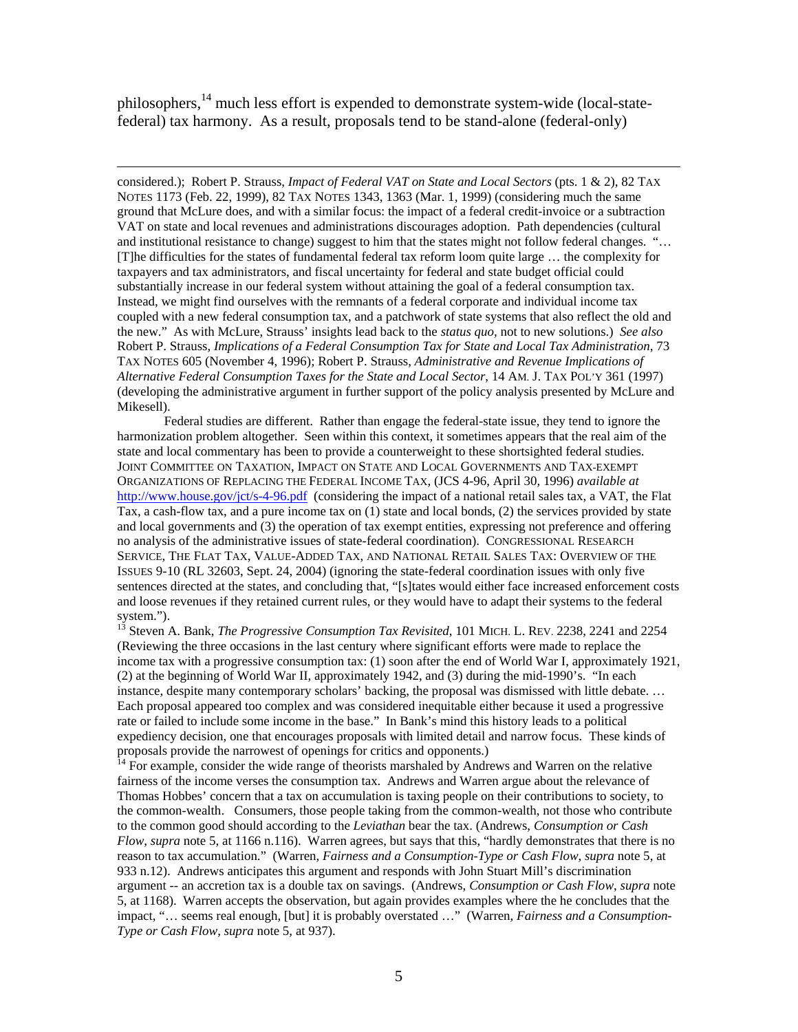philosophers,[14] much less effort is expended to demonstrate system-wide (local-state-federal) tax harmony. As a result, proposals tend to be stand-alone (federal-only)

---

considered.); Robert P. Strauss, *Impact of Federal VAT on State and Local Sectors* (pts. 1 & 2), 82 TAX NOTES 1173 (Feb. 22, 1999), 82 TAX NOTES 1343, 1363 (Mar. 1, 1999) (considering much the same ground that McLure does, and with a similar focus: the impact of a federal credit-invoice or a subtraction VAT on state and local revenues and administrations discourages adoption. Path dependencies (cultural and institutional resistance to change) suggest to him that the states might not follow federal changes. "… [T]he difficulties for the states of fundamental federal tax reform loom quite large … the complexity for taxpayers and tax administrators, and fiscal uncertainty for federal and state budget official could substantially increase in our federal system without attaining the goal of a federal consumption tax. Instead, we might find ourselves with the remnants of a federal corporate and individual income tax coupled with a new federal consumption tax, and a patchwork of state systems that also reflect the old and the new." As with McLure, Strauss' insights lead back to the *status quo*, not to new solutions.) *See also* Robert P. Strauss, *Implications of a Federal Consumption Tax for State and Local Tax Administration*, 73 TAX NOTES 605 (November 4, 1996); Robert P. Strauss, *Administrative and Revenue Implications of Alternative Federal Consumption Taxes for the State and Local Sector*, 14 AM. J. TAX POL'Y 361 (1997) (developing the administrative argument in further support of the policy analysis presented by McLure and Mikesell).

Federal studies are different. Rather than engage the federal-state issue, they tend to ignore the harmonization problem altogether. Seen within this context, it sometimes appears that the real aim of the state and local commentary has been to provide a counterweight to these shortsighted federal studies. JOINT COMMITTEE ON TAXATION, IMPACT ON STATE AND LOCAL GOVERNMENTS AND TAX-EXEMPT ORGANIZATIONS OF REPLACING THE FEDERAL INCOME TAX, (JCS 4-96, April 30, 1996) *available at* http://www.house.gov/jct/s-4-96.pdf (considering the impact of a national retail sales tax, a VAT, the Flat Tax, a cash-flow tax, and a pure income tax on (1) state and local bonds, (2) the services provided by state and local governments and (3) the operation of tax exempt entities, expressing not preference and offering no analysis of the administrative issues of state-federal coordination). CONGRESSIONAL RESEARCH SERVICE, THE FLAT TAX, VALUE-ADDED TAX, AND NATIONAL RETAIL SALES TAX: OVERVIEW OF THE ISSUES 9-10 (RL 32603, Sept. 24, 2004) (ignoring the state-federal coordination issues with only five sentences directed at the states, and concluding that, "[s]tates would either face increased enforcement costs and loose revenues if they retained current rules, or they would have to adapt their systems to the federal system.").

[13] Steven A. Bank, *The Progressive Consumption Tax Revisited*, 101 MICH. L. REV. 2238, 2241 and 2254 (Reviewing the three occasions in the last century where significant efforts were made to replace the income tax with a progressive consumption tax: (1) soon after the end of World War I, approximately 1921, (2) at the beginning of World War II, approximately 1942, and (3) during the mid-1990's. "In each instance, despite many contemporary scholars' backing, the proposal was dismissed with little debate. … Each proposal appeared too complex and was considered inequitable either because it used a progressive rate or failed to include some income in the base." In Bank's mind this history leads to a political expediency decision, one that encourages proposals with limited detail and narrow focus. These kinds of proposals provide the narrowest of openings for critics and opponents.)

[14] For example, consider the wide range of theorists marshaled by Andrews and Warren on the relative fairness of the income verses the consumption tax. Andrews and Warren argue about the relevance of Thomas Hobbes' concern that a tax on accumulation is taxing people on their contributions to society, to the common-wealth. Consumers, those people taking from the common-wealth, not those who contribute to the common good should according to the *Leviathan* bear the tax. (Andrews, *Consumption or Cash Flow*, *supra* note 5, at 1166 n.116). Warren agrees, but says that this, "hardly demonstrates that there is no reason to tax accumulation." (Warren, *Fairness and a Consumption-Type or Cash Flow*, *supra* note 5, at 933 n.12). Andrews anticipates this argument and responds with John Stuart Mill's discrimination argument -- an accretion tax is a double tax on savings. (Andrews, *Consumption or Cash Flow*, *supra* note 5, at 1168). Warren accepts the observation, but again provides examples where the he concludes that the impact, "… seems real enough, [but] it is probably overstated …" (Warren, *Fairness and a Consumption-Type or Cash Flow*, *supra* note 5, at 937).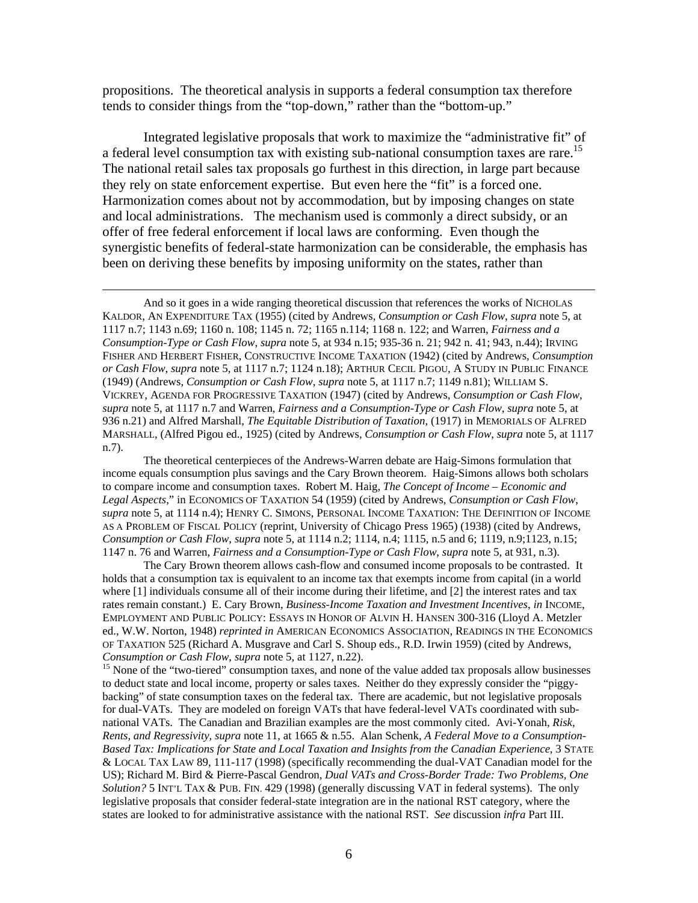propositions. The theoretical analysis in supports a federal consumption tax therefore tends to consider things from the "top-down," rather than the "bottom-up."

Integrated legislative proposals that work to maximize the "administrative fit" of a federal level consumption tax with existing sub-national consumption taxes are rare.[15] The national retail sales tax proposals go furthest in this direction, in large part because they rely on state enforcement expertise. But even here the "fit" is a forced one. Harmonization comes about not by accommodation, but by imposing changes on state and local administrations. The mechanism used is commonly a direct subsidy, or an offer of free federal enforcement if local laws are conforming. Even though the synergistic benefits of federal-state harmonization can be considerable, the emphasis has been on deriving these benefits by imposing uniformity on the states, rather than

---

And so it goes in a wide ranging theoretical discussion that references the works of NICHOLAS KALDOR, AN EXPENDITURE TAX (1955) (cited by Andrews, *Consumption or Cash Flow*, *supra* note 5, at 1117 n.7; 1143 n.69; 1160 n. 108; 1145 n. 72; 1165 n.114; 1168 n. 122; and Warren, *Fairness and a Consumption-Type or Cash Flow*, *supra* note 5, at 934 n.15; 935-36 n. 21; 942 n. 41; 943, n.44); IRVING FISHER AND HERBERT FISHER, CONSTRUCTIVE INCOME TAXATION (1942) (cited by Andrews, *Consumption or Cash Flow*, *supra* note 5, at 1117 n.7; 1124 n.18); ARTHUR CECIL PIGOU, A STUDY IN PUBLIC FINANCE (1949) (Andrews, *Consumption or Cash Flow*, *supra* note 5, at 1117 n.7; 1149 n.81); WILLIAM S. VICKREY, AGENDA FOR PROGRESSIVE TAXATION (1947) (cited by Andrews, *Consumption or Cash Flow*, *supra* note 5, at 1117 n.7 and Warren, *Fairness and a Consumption-Type or Cash Flow*, *supra* note 5, at 936 n.21) and Alfred Marshall, *The Equitable Distribution of Taxation*, (1917) in MEMORIALS OF ALFRED MARSHALL, (Alfred Pigou ed., 1925) (cited by Andrews, *Consumption or Cash Flow*, *supra* note 5, at 1117 n.7).

The theoretical centerpieces of the Andrews-Warren debate are Haig-Simons formulation that income equals consumption plus savings and the Cary Brown theorem. Haig-Simons allows both scholars to compare income and consumption taxes. Robert M. Haig, *The Concept of Income – Economic and Legal Aspects*," in ECONOMICS OF TAXATION 54 (1959) (cited by Andrews, *Consumption or Cash Flow*, *supra* note 5, at 1114 n.4); HENRY C. SIMONS, PERSONAL INCOME TAXATION: THE DEFINITION OF INCOME AS A PROBLEM OF FISCAL POLICY (reprint, University of Chicago Press 1965) (1938) (cited by Andrews, *Consumption or Cash Flow*, *supra* note 5, at 1114 n.2; 1114, n.4; 1115, n.5 and 6; 1119, n.9;1123, n.15; 1147 n. 76 and Warren, *Fairness and a Consumption-Type or Cash Flow*, *supra* note 5, at 931, n.3).

The Cary Brown theorem allows cash-flow and consumed income proposals to be contrasted. It holds that a consumption tax is equivalent to an income tax that exempts income from capital (in a world where [1] individuals consume all of their income during their lifetime, and [2] the interest rates and tax rates remain constant.) E. Cary Brown, *Business-Income Taxation and Investment Incentives*, *in* INCOME, EMPLOYMENT AND PUBLIC POLICY: ESSAYS IN HONOR OF ALVIN H. HANSEN 300-316 (Lloyd A. Metzler ed., W.W. Norton, 1948) *reprinted in* AMERICAN ECONOMICS ASSOCIATION, READINGS IN THE ECONOMICS OF TAXATION 525 (Richard A. Musgrave and Carl S. Shoup eds., R.D. Irwin 1959) (cited by Andrews, *Consumption or Cash Flow*, *supra* note 5, at 1127, n.22).

[15] None of the "two-tiered" consumption taxes, and none of the value added tax proposals allow businesses to deduct state and local income, property or sales taxes. Neither do they expressly consider the "piggy-backing" of state consumption taxes on the federal tax. There are academic, but not legislative proposals for dual-VATs. They are modeled on foreign VATs that have federal-level VATs coordinated with sub-national VATs. The Canadian and Brazilian examples are the most commonly cited. Avi-Yonah, *Risk, Rents, and Regressivity*, *supra* note 11, at 1665 & n.55. Alan Schenk, *A Federal Move to a Consumption-Based Tax: Implications for State and Local Taxation and Insights from the Canadian Experience*, 3 STATE & LOCAL TAX LAW 89, 111-117 (1998) (specifically recommending the dual-VAT Canadian model for the US); Richard M. Bird & Pierre-Pascal Gendron, *Dual VATs and Cross-Border Trade: Two Problems, One Solution?* 5 INT'L TAX & PUB. FIN. 429 (1998) (generally discussing VAT in federal systems). The only legislative proposals that consider federal-state integration are in the national RST category, where the states are looked to for administrative assistance with the national RST. *See* discussion *infra* Part III.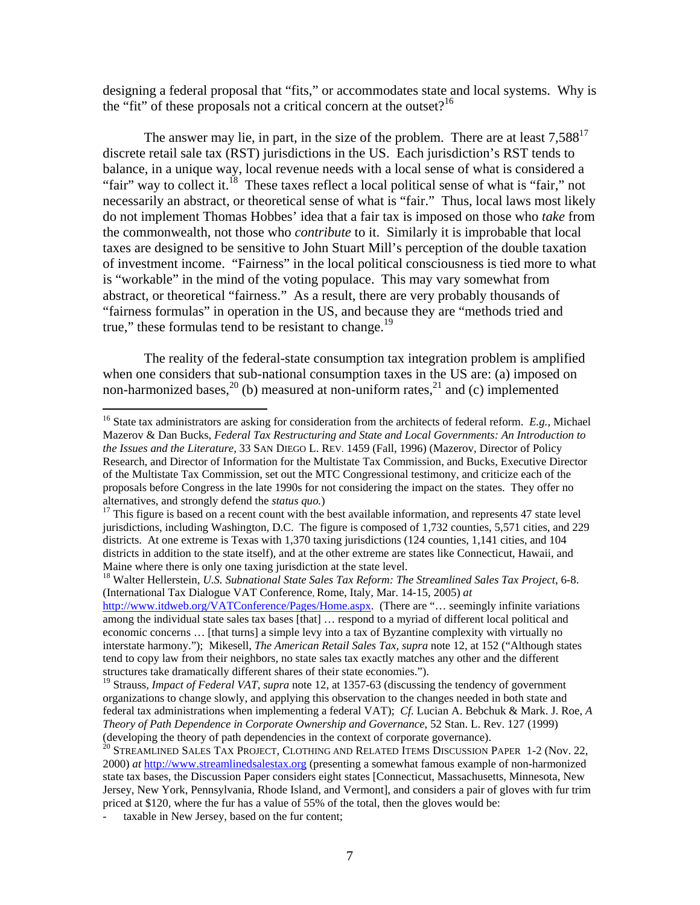designing a federal proposal that "fits," or accommodates state and local systems. Why is the "fit" of these proposals not a critical concern at the outset?[16]

The answer may lie, in part, in the size of the problem. There are at least 7,588[17] discrete retail sale tax (RST) jurisdictions in the US. Each jurisdiction's RST tends to balance, in a unique way, local revenue needs with a local sense of what is considered a "fair" way to collect it.[18] These taxes reflect a local political sense of what is "fair," not necessarily an abstract, or theoretical sense of what is "fair." Thus, local laws most likely do not implement Thomas Hobbes' idea that a fair tax is imposed on those who *take* from the commonwealth, not those who *contribute* to it. Similarly it is improbable that local taxes are designed to be sensitive to John Stuart Mill's perception of the double taxation of investment income. "Fairness" in the local political consciousness is tied more to what is "workable" in the mind of the voting populace. This may vary somewhat from abstract, or theoretical "fairness." As a result, there are very probably thousands of "fairness formulas" in operation in the US, and because they are "methods tried and true," these formulas tend to be resistant to change.[19]

The reality of the federal-state consumption tax integration problem is amplified when one considers that sub-national consumption taxes in the US are: (a) imposed on non-harmonized bases,[20] (b) measured at non-uniform rates,[21] and (c) implemented

---

[16] State tax administrators are asking for consideration from the architects of federal reform. *E.g.*, Michael Mazerov & Dan Bucks, *Federal Tax Restructuring and State and Local Governments: An Introduction to the Issues and the Literature*, 33 SAN DIEGO L. REV. 1459 (Fall, 1996) (Mazerov, Director of Policy Research, and Director of Information for the Multistate Tax Commission, and Bucks, Executive Director of the Multistate Tax Commission, set out the MTC Congressional testimony, and criticize each of the proposals before Congress in the late 1990s for not considering the impact on the states. They offer no alternatives, and strongly defend the *status quo.*)

[17] This figure is based on a recent count with the best available information, and represents 47 state level jurisdictions, including Washington, D.C. The figure is composed of 1,732 counties, 5,571 cities, and 229 districts. At one extreme is Texas with 1,370 taxing jurisdictions (124 counties, 1,141 cities, and 104 districts in addition to the state itself), and at the other extreme are states like Connecticut, Hawaii, and Maine where there is only one taxing jurisdiction at the state level.

[18] Walter Hellerstein, *U.S. Subnational State Sales Tax Reform: The Streamlined Sales Tax Project*, 6-8. (International Tax Dialogue VAT Conference, Rome, Italy, Mar. 14-15, 2005) *at* http://www.itdweb.org/VATConference/Pages/Home.aspx. (There are "… seemingly infinite variations among the individual state sales tax bases [that] … respond to a myriad of different local political and economic concerns … [that turns] a simple levy into a tax of Byzantine complexity with virtually no interstate harmony."); Mikesell, *The American Retail Sales Tax*, *supra* note 12, at 152 ("Although states tend to copy law from their neighbors, no state sales tax exactly matches any other and the different structures take dramatically different shares of their state economies.").

[19] Strauss, *Impact of Federal VAT*, *supra* note 12, at 1357-63 (discussing the tendency of government organizations to change slowly, and applying this observation to the changes needed in both state and federal tax administrations when implementing a federal VAT); *Cf.* Lucian A. Bebchuk & Mark. J. Roe, *A Theory of Path Dependence in Corporate Ownership and Governance*, 52 Stan. L. Rev. 127 (1999) (developing the theory of path dependencies in the context of corporate governance).

[20] STREAMLINED SALES TAX PROJECT, CLOTHING AND RELATED ITEMS DISCUSSION PAPER 1-2 (Nov. 22, 2000) *at* http://www.streamlinedsalestax.org (presenting a somewhat famous example of non-harmonized state tax bases, the Discussion Paper considers eight states [Connecticut, Massachusetts, Minnesota, New Jersey, New York, Pennsylvania, Rhode Island, and Vermont], and considers a pair of gloves with fur trim priced at $120, where the fur has a value of 55% of the total, then the gloves would be:

- taxable in New Jersey, based on the fur content;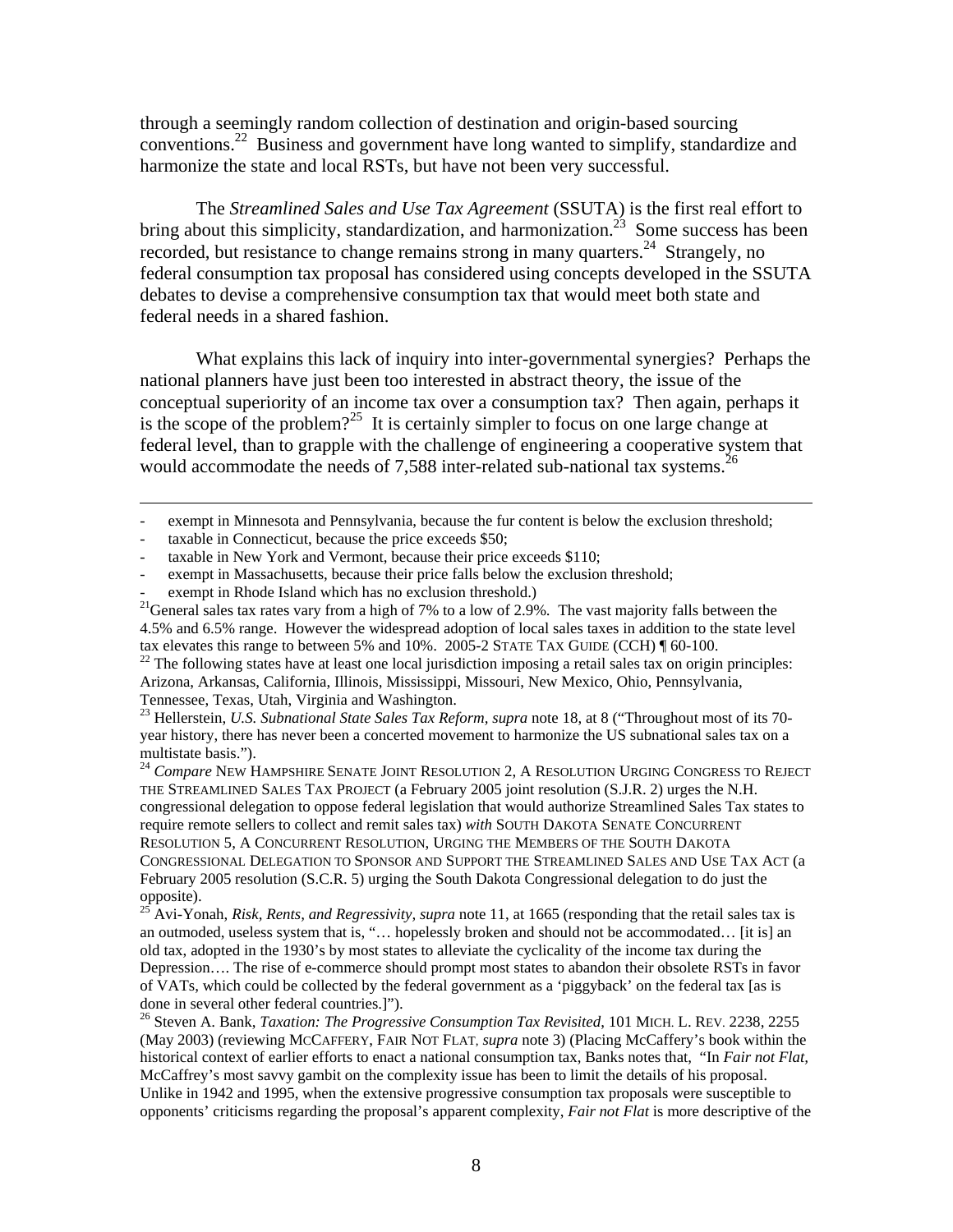through a seemingly random collection of destination and origin-based sourcing conventions.[22] Business and government have long wanted to simplify, standardize and harmonize the state and local RSTs, but have not been very successful.

The *Streamlined Sales and Use Tax Agreement* (SSUTA) is the first real effort to bring about this simplicity, standardization, and harmonization.[23] Some success has been recorded, but resistance to change remains strong in many quarters.[24] Strangely, no federal consumption tax proposal has considered using concepts developed in the SSUTA debates to devise a comprehensive consumption tax that would meet both state and federal needs in a shared fashion.

What explains this lack of inquiry into inter-governmental synergies? Perhaps the national planners have just been too interested in abstract theory, the issue of the conceptual superiority of an income tax over a consumption tax? Then again, perhaps it is the scope of the problem?[25] It is certainly simpler to focus on one large change at federal level, than to grapple with the challenge of engineering a cooperative system that would accommodate the needs of 7,588 inter-related sub-national tax systems.[26]

---

- exempt in Minnesota and Pennsylvania, because the fur content is below the exclusion threshold;
- taxable in Connecticut, because the price exceeds $50;
- taxable in New York and Vermont, because their price exceeds $110;
- exempt in Massachusetts, because their price falls below the exclusion threshold;
- exempt in Rhode Island which has no exclusion threshold.)

[21] General sales tax rates vary from a high of 7% to a low of 2.9%. The vast majority falls between the 4.5% and 6.5% range. However the widespread adoption of local sales taxes in addition to the state level tax elevates this range to between 5% and 10%. 2005-2 STATE TAX GUIDE (CCH) ¶ 60-100.

[22] The following states have at least one local jurisdiction imposing a retail sales tax on origin principles: Arizona, Arkansas, California, Illinois, Mississippi, Missouri, New Mexico, Ohio, Pennsylvania, Tennessee, Texas, Utah, Virginia and Washington.

[23] Hellerstein, *U.S. Subnational State Sales Tax Reform, supra* note 18, at 8 ("Throughout most of its 70-year history, there has never been a concerted movement to harmonize the US subnational sales tax on a multistate basis.").

[24] *Compare* NEW HAMPSHIRE SENATE JOINT RESOLUTION 2, A RESOLUTION URGING CONGRESS TO REJECT THE STREAMLINED SALES TAX PROJECT (a February 2005 joint resolution (S.J.R. 2) urges the N.H. congressional delegation to oppose federal legislation that would authorize Streamlined Sales Tax states to require remote sellers to collect and remit sales tax) *with* SOUTH DAKOTA SENATE CONCURRENT RESOLUTION 5, A CONCURRENT RESOLUTION, URGING THE MEMBERS OF THE SOUTH DAKOTA CONGRESSIONAL DELEGATION TO SPONSOR AND SUPPORT THE STREAMLINED SALES AND USE TAX ACT (a February 2005 resolution (S.C.R. 5) urging the South Dakota Congressional delegation to do just the opposite).

[25] Avi-Yonah, *Risk, Rents, and Regressivity, supra* note 11, at 1665 (responding that the retail sales tax is an outmoded, useless system that is, "… hopelessly broken and should not be accommodated… [it is] an old tax, adopted in the 1930's by most states to alleviate the cyclicality of the income tax during the Depression…. The rise of e-commerce should prompt most states to abandon their obsolete RSTs in favor of VATs, which could be collected by the federal government as a 'piggyback' on the federal tax [as is done in several other federal countries.]").

[26] Steven A. Bank, *Taxation: The Progressive Consumption Tax Revisited*, 101 MICH. L. REV. 2238, 2255 (May 2003) (reviewing MCCAFFERY, FAIR NOT FLAT, *supra* note 3) (Placing McCaffery's book within the historical context of earlier efforts to enact a national consumption tax, Banks notes that, "In *Fair not Flat,* McCaffrey's most savvy gambit on the complexity issue has been to limit the details of his proposal. Unlike in 1942 and 1995, when the extensive progressive consumption tax proposals were susceptible to opponents' criticisms regarding the proposal's apparent complexity, *Fair not Flat* is more descriptive of the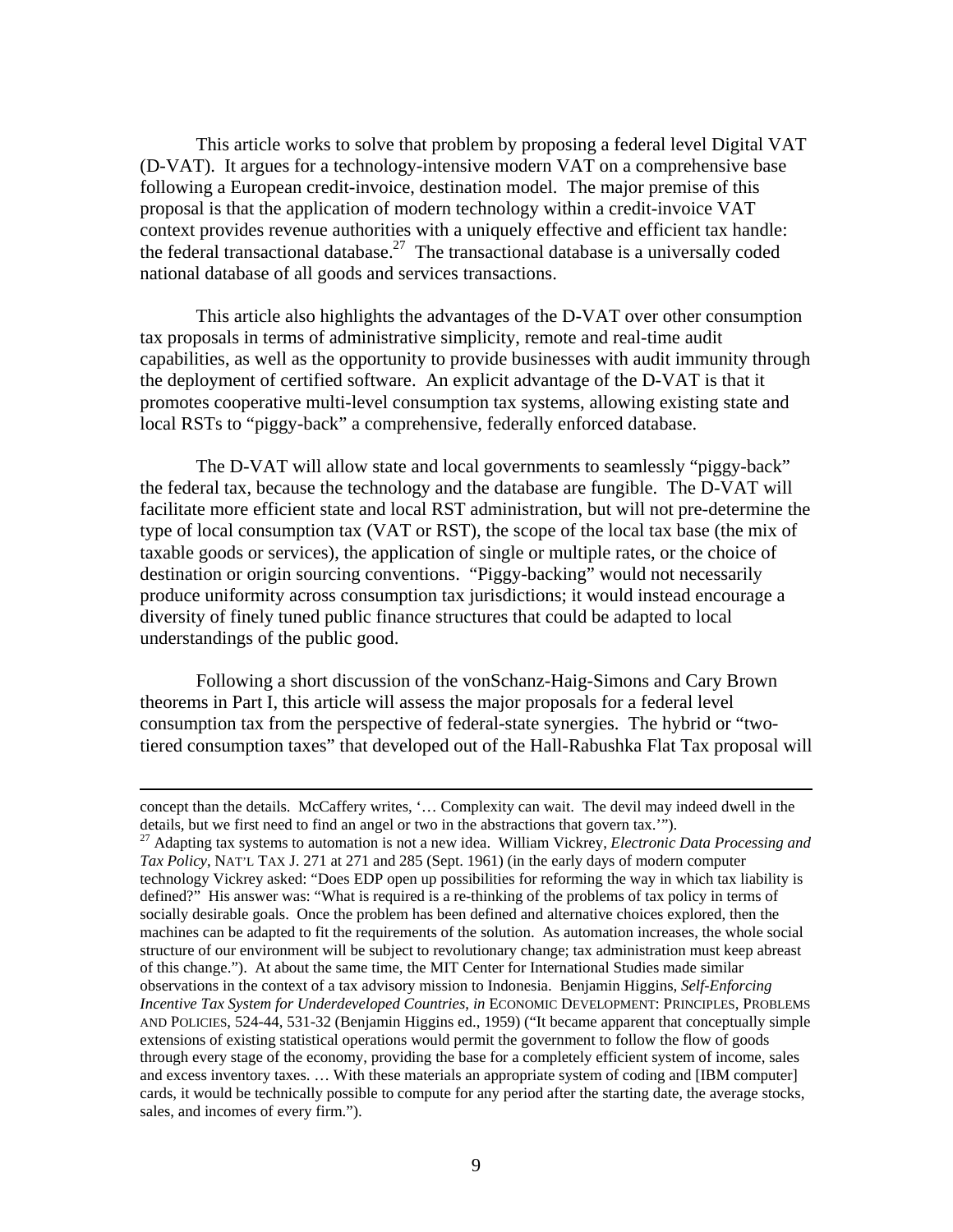This article works to solve that problem by proposing a federal level Digital VAT (D-VAT). It argues for a technology-intensive modern VAT on a comprehensive base following a European credit-invoice, destination model. The major premise of this proposal is that the application of modern technology within a credit-invoice VAT context provides revenue authorities with a uniquely effective and efficient tax handle: the federal transactional database.[27] The transactional database is a universally coded national database of all goods and services transactions.

This article also highlights the advantages of the D-VAT over other consumption tax proposals in terms of administrative simplicity, remote and real-time audit capabilities, as well as the opportunity to provide businesses with audit immunity through the deployment of certified software. An explicit advantage of the D-VAT is that it promotes cooperative multi-level consumption tax systems, allowing existing state and local RSTs to "piggy-back" a comprehensive, federally enforced database.

The D-VAT will allow state and local governments to seamlessly "piggy-back" the federal tax, because the technology and the database are fungible. The D-VAT will facilitate more efficient state and local RST administration, but will not pre-determine the type of local consumption tax (VAT or RST), the scope of the local tax base (the mix of taxable goods or services), the application of single or multiple rates, or the choice of destination or origin sourcing conventions. "Piggy-backing" would not necessarily produce uniformity across consumption tax jurisdictions; it would instead encourage a diversity of finely tuned public finance structures that could be adapted to local understandings of the public good.

Following a short discussion of the vonSchanz-Haig-Simons and Cary Brown theorems in Part I, this article will assess the major proposals for a federal level consumption tax from the perspective of federal-state synergies. The hybrid or "two-tiered consumption taxes" that developed out of the Hall-Rabushka Flat Tax proposal will

---

concept than the details. McCaffery writes, '… Complexity can wait. The devil may indeed dwell in the details, but we first need to find an angel or two in the abstractions that govern tax.'").

[27] Adapting tax systems to automation is not a new idea. William Vickrey, *Electronic Data Processing and Tax Policy*, NAT'L TAX J. 271 at 271 and 285 (Sept. 1961) (in the early days of modern computer technology Vickrey asked: "Does EDP open up possibilities for reforming the way in which tax liability is defined?" His answer was: "What is required is a re-thinking of the problems of tax policy in terms of socially desirable goals. Once the problem has been defined and alternative choices explored, then the machines can be adapted to fit the requirements of the solution. As automation increases, the whole social structure of our environment will be subject to revolutionary change; tax administration must keep abreast of this change."). At about the same time, the MIT Center for International Studies made similar observations in the context of a tax advisory mission to Indonesia. Benjamin Higgins, *Self-Enforcing Incentive Tax System for Underdeveloped Countries*, *in* ECONOMIC DEVELOPMENT: PRINCIPLES, PROBLEMS AND POLICIES, 524-44, 531-32 (Benjamin Higgins ed., 1959) ("It became apparent that conceptually simple extensions of existing statistical operations would permit the government to follow the flow of goods through every stage of the economy, providing the base for a completely efficient system of income, sales and excess inventory taxes. … With these materials an appropriate system of coding and [IBM computer] cards, it would be technically possible to compute for any period after the starting date, the average stocks, sales, and incomes of every firm.").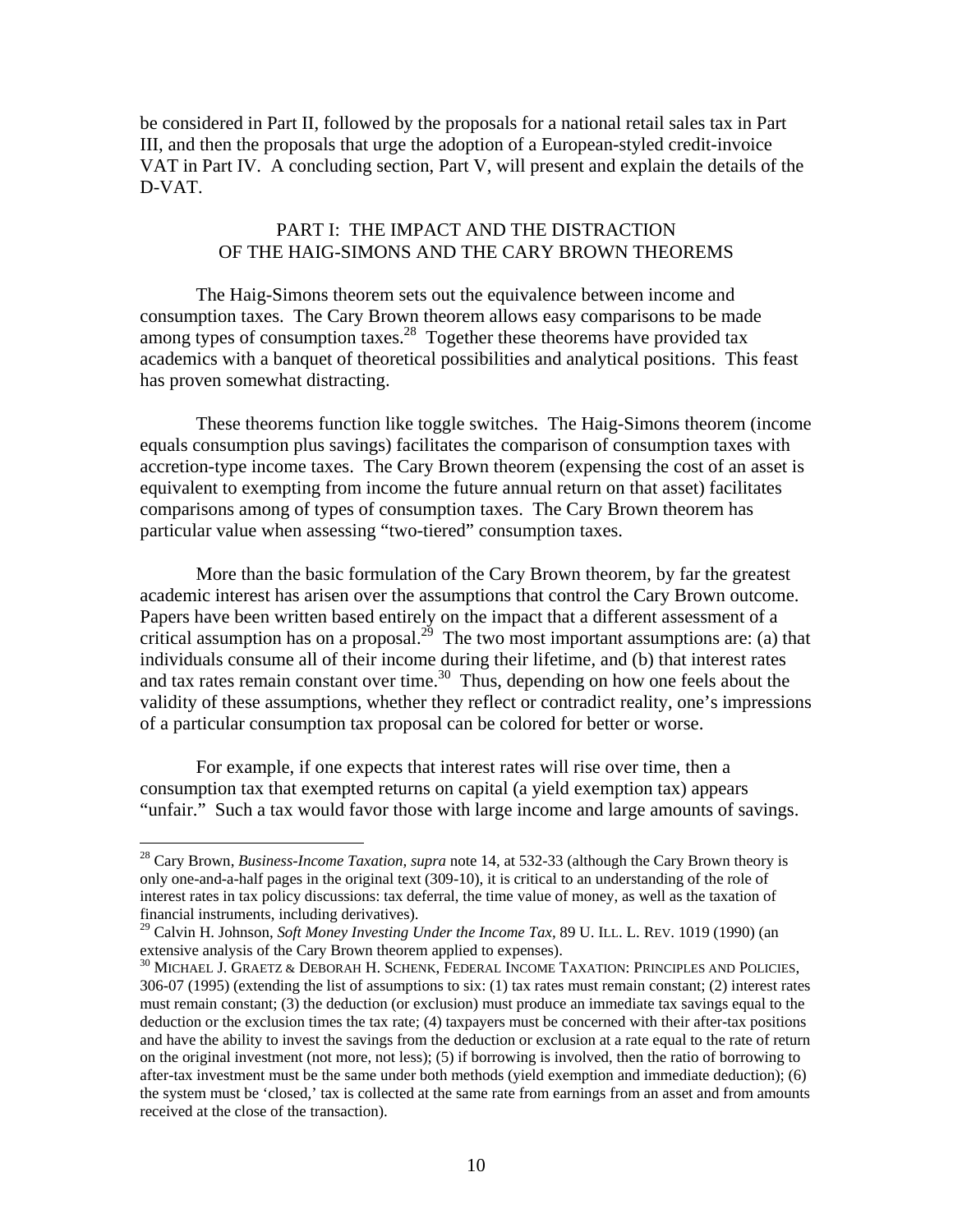be considered in Part II, followed by the proposals for a national retail sales tax in Part III, and then the proposals that urge the adoption of a European-styled credit-invoice VAT in Part IV. A concluding section, Part V, will present and explain the details of the D-VAT.

## PART I: THE IMPACT AND THE DISTRACTION OF THE HAIG-SIMONS AND THE CARY BROWN THEOREMS

The Haig-Simons theorem sets out the equivalence between income and consumption taxes. The Cary Brown theorem allows easy comparisons to be made among types of consumption taxes.[28] Together these theorems have provided tax academics with a banquet of theoretical possibilities and analytical positions. This feast has proven somewhat distracting.

These theorems function like toggle switches. The Haig-Simons theorem (income equals consumption plus savings) facilitates the comparison of consumption taxes with accretion-type income taxes. The Cary Brown theorem (expensing the cost of an asset is equivalent to exempting from income the future annual return on that asset) facilitates comparisons among of types of consumption taxes. The Cary Brown theorem has particular value when assessing "two-tiered" consumption taxes.

More than the basic formulation of the Cary Brown theorem, by far the greatest academic interest has arisen over the assumptions that control the Cary Brown outcome. Papers have been written based entirely on the impact that a different assessment of a critical assumption has on a proposal.[29] The two most important assumptions are: (a) that individuals consume all of their income during their lifetime, and (b) that interest rates and tax rates remain constant over time.[30] Thus, depending on how one feels about the validity of these assumptions, whether they reflect or contradict reality, one's impressions of a particular consumption tax proposal can be colored for better or worse.

For example, if one expects that interest rates will rise over time, then a consumption tax that exempted returns on capital (a yield exemption tax) appears "unfair." Such a tax would favor those with large income and large amounts of savings.

---

[28] Cary Brown, *Business-Income Taxation, supra* note 14, at 532-33 (although the Cary Brown theory is only one-and-a-half pages in the original text (309-10), it is critical to an understanding of the role of interest rates in tax policy discussions: tax deferral, the time value of money, as well as the taxation of financial instruments, including derivatives).

[29] Calvin H. Johnson, *Soft Money Investing Under the Income Tax*, 89 U. ILL. L. REV. 1019 (1990) (an extensive analysis of the Cary Brown theorem applied to expenses).

[30] MICHAEL J. GRAETZ & DEBORAH H. SCHENK, FEDERAL INCOME TAXATION: PRINCIPLES AND POLICIES, 306-07 (1995) (extending the list of assumptions to six: (1) tax rates must remain constant; (2) interest rates must remain constant; (3) the deduction (or exclusion) must produce an immediate tax savings equal to the deduction or the exclusion times the tax rate; (4) taxpayers must be concerned with their after-tax positions and have the ability to invest the savings from the deduction or exclusion at a rate equal to the rate of return on the original investment (not more, not less); (5) if borrowing is involved, then the ratio of borrowing to after-tax investment must be the same under both methods (yield exemption and immediate deduction); (6) the system must be 'closed,' tax is collected at the same rate from earnings from an asset and from amounts received at the close of the transaction).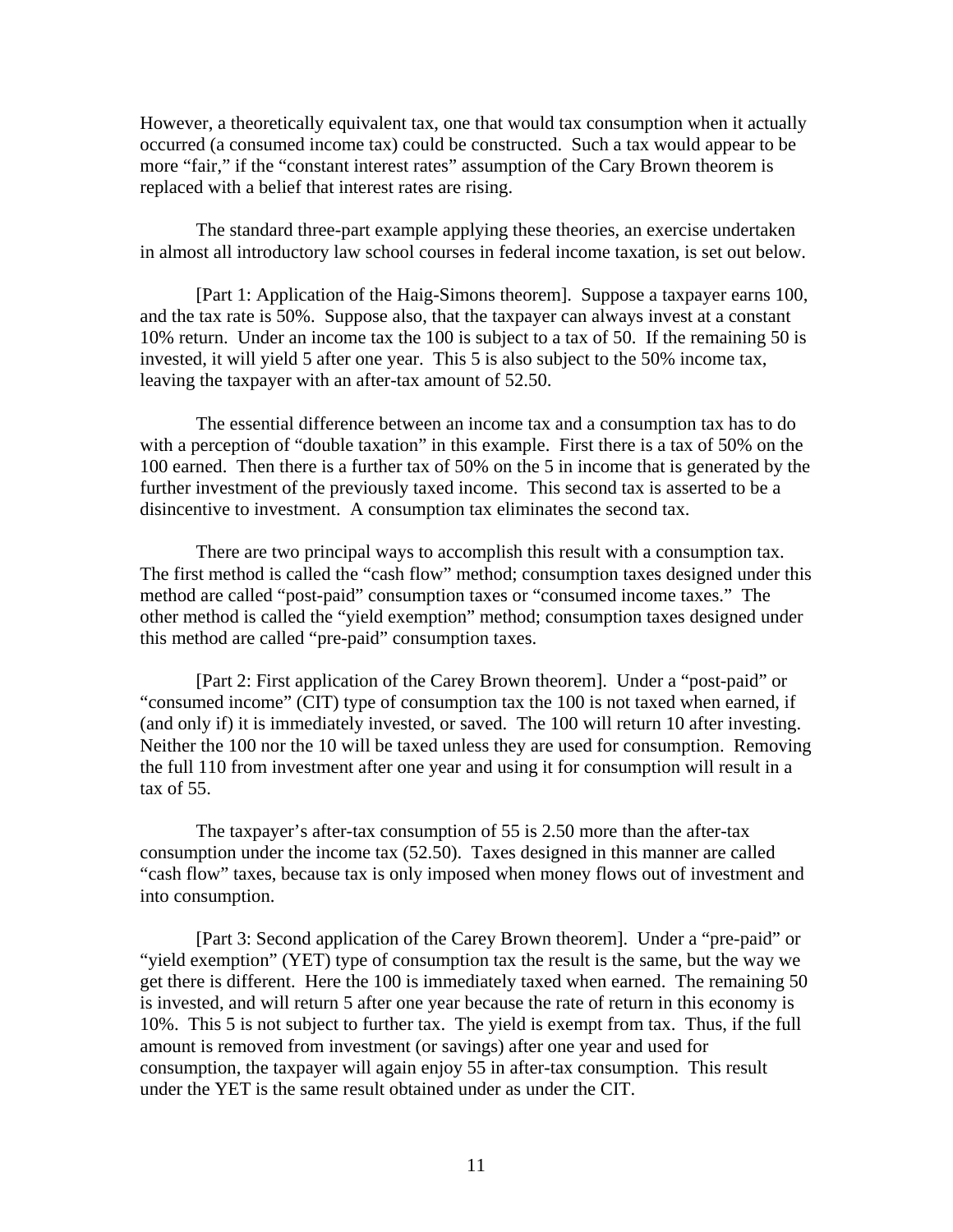However, a theoretically equivalent tax, one that would tax consumption when it actually occurred (a consumed income tax) could be constructed. Such a tax would appear to be more "fair," if the "constant interest rates" assumption of the Cary Brown theorem is replaced with a belief that interest rates are rising.

The standard three-part example applying these theories, an exercise undertaken in almost all introductory law school courses in federal income taxation, is set out below.

[Part 1: Application of the Haig-Simons theorem]. Suppose a taxpayer earns 100, and the tax rate is 50%. Suppose also, that the taxpayer can always invest at a constant 10% return. Under an income tax the 100 is subject to a tax of 50. If the remaining 50 is invested, it will yield 5 after one year. This 5 is also subject to the 50% income tax, leaving the taxpayer with an after-tax amount of 52.50.

The essential difference between an income tax and a consumption tax has to do with a perception of "double taxation" in this example. First there is a tax of 50% on the 100 earned. Then there is a further tax of 50% on the 5 in income that is generated by the further investment of the previously taxed income. This second tax is asserted to be a disincentive to investment. A consumption tax eliminates the second tax.

There are two principal ways to accomplish this result with a consumption tax. The first method is called the "cash flow" method; consumption taxes designed under this method are called "post-paid" consumption taxes or "consumed income taxes." The other method is called the "yield exemption" method; consumption taxes designed under this method are called "pre-paid" consumption taxes.

[Part 2: First application of the Carey Brown theorem]. Under a "post-paid" or "consumed income" (CIT) type of consumption tax the 100 is not taxed when earned, if (and only if) it is immediately invested, or saved. The 100 will return 10 after investing. Neither the 100 nor the 10 will be taxed unless they are used for consumption. Removing the full 110 from investment after one year and using it for consumption will result in a tax of 55.

The taxpayer's after-tax consumption of 55 is 2.50 more than the after-tax consumption under the income tax (52.50). Taxes designed in this manner are called "cash flow" taxes, because tax is only imposed when money flows out of investment and into consumption.

[Part 3: Second application of the Carey Brown theorem]. Under a "pre-paid" or "yield exemption" (YET) type of consumption tax the result is the same, but the way we get there is different. Here the 100 is immediately taxed when earned. The remaining 50 is invested, and will return 5 after one year because the rate of return in this economy is 10%. This 5 is not subject to further tax. The yield is exempt from tax. Thus, if the full amount is removed from investment (or savings) after one year and used for consumption, the taxpayer will again enjoy 55 in after-tax consumption. This result under the YET is the same result obtained under as under the CIT.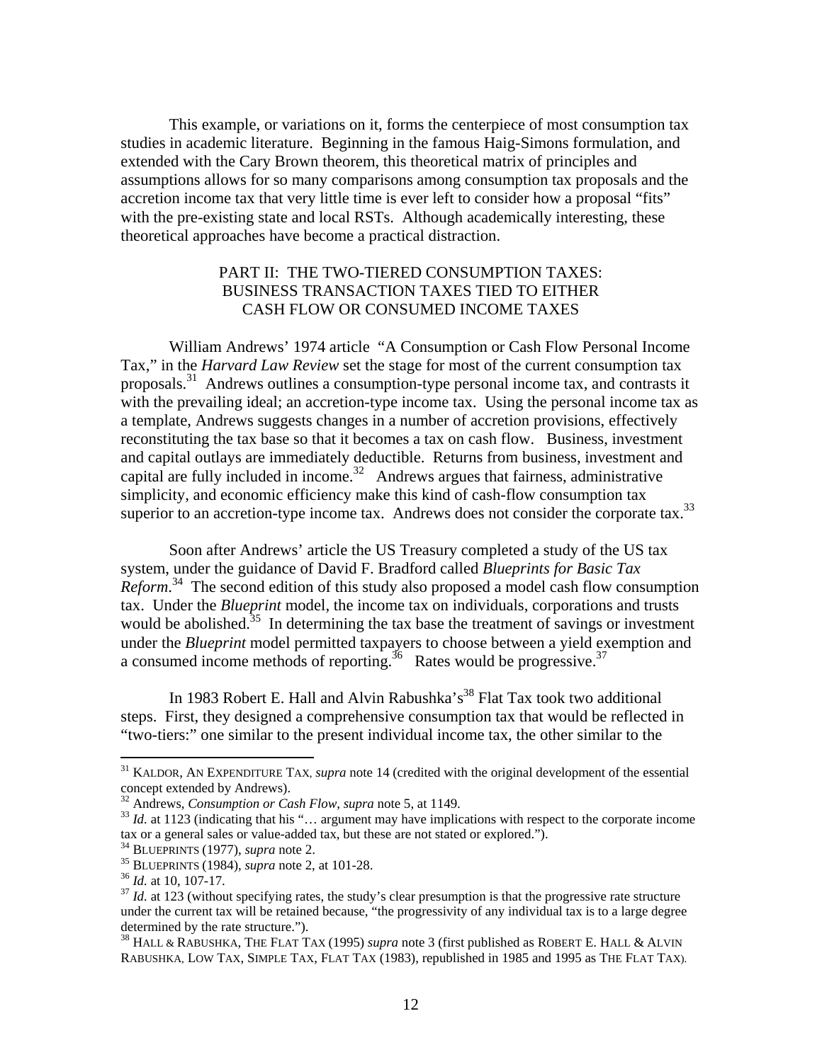This example, or variations on it, forms the centerpiece of most consumption tax studies in academic literature. Beginning in the famous Haig-Simons formulation, and extended with the Cary Brown theorem, this theoretical matrix of principles and assumptions allows for so many comparisons among consumption tax proposals and the accretion income tax that very little time is ever left to consider how a proposal "fits" with the pre-existing state and local RSTs. Although academically interesting, these theoretical approaches have become a practical distraction.

## PART II: THE TWO-TIERED CONSUMPTION TAXES: BUSINESS TRANSACTION TAXES TIED TO EITHER CASH FLOW OR CONSUMED INCOME TAXES

William Andrews' 1974 article "A Consumption or Cash Flow Personal Income Tax," in the *Harvard Law Review* set the stage for most of the current consumption tax proposals.[31] Andrews outlines a consumption-type personal income tax, and contrasts it with the prevailing ideal; an accretion-type income tax. Using the personal income tax as a template, Andrews suggests changes in a number of accretion provisions, effectively reconstituting the tax base so that it becomes a tax on cash flow. Business, investment and capital outlays are immediately deductible. Returns from business, investment and capital are fully included in income.[32] Andrews argues that fairness, administrative simplicity, and economic efficiency make this kind of cash-flow consumption tax superior to an accretion-type income tax. Andrews does not consider the corporate tax.[33]

Soon after Andrews' article the US Treasury completed a study of the US tax system, under the guidance of David F. Bradford called *Blueprints for Basic Tax Reform*.[34] The second edition of this study also proposed a model cash flow consumption tax. Under the *Blueprint* model, the income tax on individuals, corporations and trusts would be abolished.[35] In determining the tax base the treatment of savings or investment under the *Blueprint* model permitted taxpayers to choose between a yield exemption and a consumed income methods of reporting.[36] Rates would be progressive.[37]

In 1983 Robert E. Hall and Alvin Rabushka's[38] Flat Tax took two additional steps. First, they designed a comprehensive consumption tax that would be reflected in "two-tiers:" one similar to the present individual income tax, the other similar to the

---

[31] KALDOR, AN EXPENDITURE TAX, *supra* note 14 (credited with the original development of the essential concept extended by Andrews).

[32] Andrews, *Consumption or Cash Flow*, *supra* note 5, at 1149.

[33] *Id.* at 1123 (indicating that his "… argument may have implications with respect to the corporate income tax or a general sales or value-added tax, but these are not stated or explored.").

[34] BLUEPRINTS (1977), *supra* note 2.

[35] BLUEPRINTS (1984), *supra* note 2, at 101-28.

[36] *Id.* at 10, 107-17.

[37] *Id.* at 123 (without specifying rates, the study's clear presumption is that the progressive rate structure under the current tax will be retained because, "the progressivity of any individual tax is to a large degree determined by the rate structure.").

[38] HALL & RABUSHKA, THE FLAT TAX (1995) *supra* note 3 (first published as ROBERT E. HALL & ALVIN RABUSHKA, LOW TAX, SIMPLE TAX, FLAT TAX (1983), republished in 1985 and 1995 as THE FLAT TAX).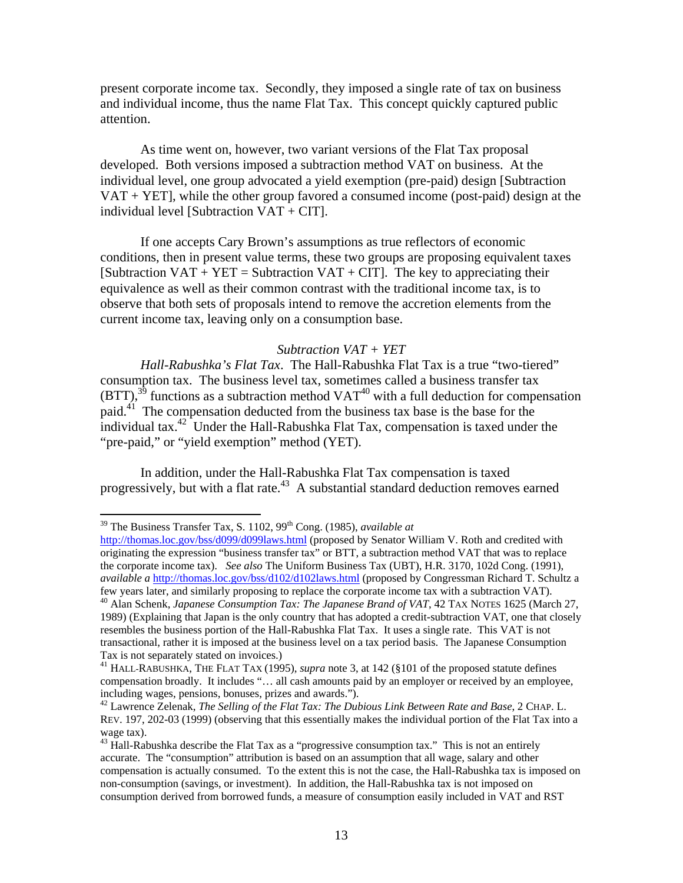present corporate income tax. Secondly, they imposed a single rate of tax on business and individual income, thus the name Flat Tax. This concept quickly captured public attention.

As time went on, however, two variant versions of the Flat Tax proposal developed. Both versions imposed a subtraction method VAT on business. At the individual level, one group advocated a yield exemption (pre-paid) design [Subtraction VAT + YET], while the other group favored a consumed income (post-paid) design at the individual level [Subtraction VAT + CIT].

If one accepts Cary Brown's assumptions as true reflectors of economic conditions, then in present value terms, these two groups are proposing equivalent taxes [Subtraction VAT + YET = Subtraction VAT + CIT]. The key to appreciating their equivalence as well as their common contrast with the traditional income tax, is to observe that both sets of proposals intend to remove the accretion elements from the current income tax, leaving only on a consumption base.

*Subtraction VAT + YET*

*Hall-Rabushka's Flat Tax*. The Hall-Rabushka Flat Tax is a true "two-tiered" consumption tax. The business level tax, sometimes called a business transfer tax (BTT),[39] functions as a subtraction method VAT[40] with a full deduction for compensation paid.[41] The compensation deducted from the business tax base is the base for the individual tax.[42] Under the Hall-Rabushka Flat Tax, compensation is taxed under the "pre-paid," or "yield exemption" method (YET).

In addition, under the Hall-Rabushka Flat Tax compensation is taxed progressively, but with a flat rate.[43] A substantial standard deduction removes earned

---

[39] The Business Transfer Tax, S. 1102, 99th Cong. (1985), *available at* http://thomas.loc.gov/bss/d099/d099laws.html (proposed by Senator William V. Roth and credited with originating the expression "business transfer tax" or BTT, a subtraction method VAT that was to replace the corporate income tax). *See also* The Uniform Business Tax (UBT), H.R. 3170, 102d Cong. (1991), *available a* http://thomas.loc.gov/bss/d102/d102laws.html (proposed by Congressman Richard T. Schultz a few years later, and similarly proposing to replace the corporate income tax with a subtraction VAT).

[40] Alan Schenk, *Japanese Consumption Tax: The Japanese Brand of VAT*, 42 TAX NOTES 1625 (March 27, 1989) (Explaining that Japan is the only country that has adopted a credit-subtraction VAT, one that closely resembles the business portion of the Hall-Rabushka Flat Tax. It uses a single rate. This VAT is not transactional, rather it is imposed at the business level on a tax period basis. The Japanese Consumption Tax is not separately stated on invoices.)

[41] HALL-RABUSHKA, THE FLAT TAX (1995), *supra* note 3, at 142 (§101 of the proposed statute defines compensation broadly. It includes "… all cash amounts paid by an employer or received by an employee, including wages, pensions, bonuses, prizes and awards.").

[42] Lawrence Zelenak, *The Selling of the Flat Tax: The Dubious Link Between Rate and Base*, 2 CHAP. L. REV. 197, 202-03 (1999) (observing that this essentially makes the individual portion of the Flat Tax into a wage tax).

[43] Hall-Rabushka describe the Flat Tax as a "progressive consumption tax." This is not an entirely accurate. The "consumption" attribution is based on an assumption that all wage, salary and other compensation is actually consumed. To the extent this is not the case, the Hall-Rabushka tax is imposed on non-consumption (savings, or investment). In addition, the Hall-Rabushka tax is not imposed on consumption derived from borrowed funds, a measure of consumption easily included in VAT and RST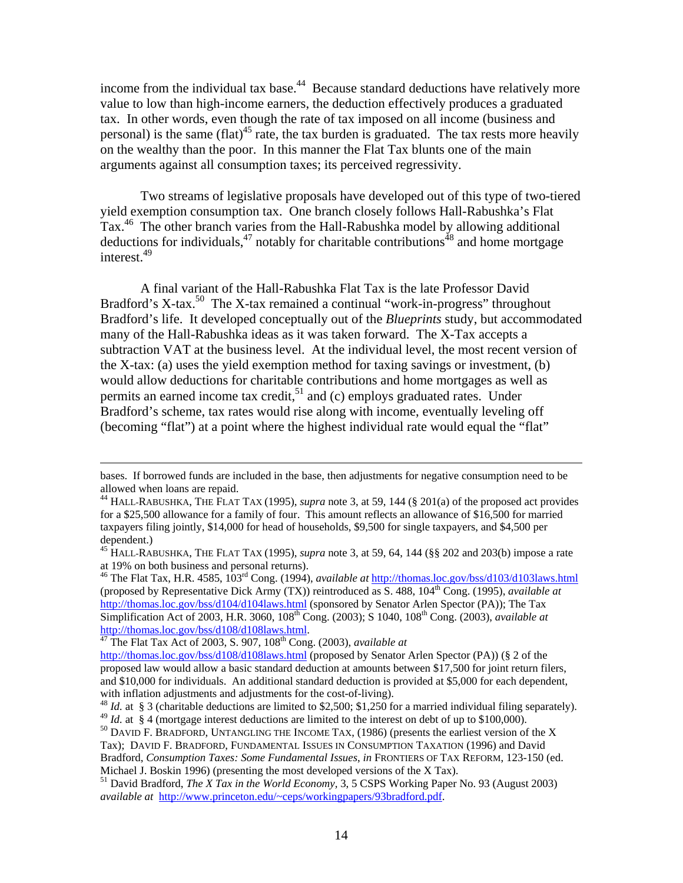income from the individual tax base.[44] Because standard deductions have relatively more value to low than high-income earners, the deduction effectively produces a graduated tax. In other words, even though the rate of tax imposed on all income (business and personal) is the same (flat)[45] rate, the tax burden is graduated. The tax rests more heavily on the wealthy than the poor. In this manner the Flat Tax blunts one of the main arguments against all consumption taxes; its perceived regressivity.

Two streams of legislative proposals have developed out of this type of two-tiered yield exemption consumption tax. One branch closely follows Hall-Rabushka's Flat Tax.[46] The other branch varies from the Hall-Rabushka model by allowing additional deductions for individuals,[47] notably for charitable contributions[48] and home mortgage interest.[49]

A final variant of the Hall-Rabushka Flat Tax is the late Professor David Bradford's X-tax.[50] The X-tax remained a continual "work-in-progress" throughout Bradford's life. It developed conceptually out of the *Blueprints* study, but accommodated many of the Hall-Rabushka ideas as it was taken forward. The X-Tax accepts a subtraction VAT at the business level. At the individual level, the most recent version of the X-tax: (a) uses the yield exemption method for taxing savings or investment, (b) would allow deductions for charitable contributions and home mortgages as well as permits an earned income tax credit,[51] and (c) employs graduated rates. Under Bradford's scheme, tax rates would rise along with income, eventually leveling off (becoming "flat") at a point where the highest individual rate would equal the "flat"

---

bases. If borrowed funds are included in the base, then adjustments for negative consumption need to be allowed when loans are repaid.

[44] HALL-RABUSHKA, THE FLAT TAX (1995), *supra* note 3, at 59, 144 (§ 201(a) of the proposed act provides for a $25,500 allowance for a family of four. This amount reflects an allowance of $16,500 for married taxpayers filing jointly, $14,000 for head of households, $9,500 for single taxpayers, and $4,500 per dependent.)

[45] HALL-RABUSHKA, THE FLAT TAX (1995), *supra* note 3, at 59, 64, 144 (§§ 202 and 203(b) impose a rate at 19% on both business and personal returns).

[46] The Flat Tax, H.R. 4585, 103rd Cong. (1994), *available at* http://thomas.loc.gov/bss/d103/d103laws.html (proposed by Representative Dick Army (TX)) reintroduced as S. 488, 104th Cong. (1995), *available at* http://thomas.loc.gov/bss/d104/d104laws.html (sponsored by Senator Arlen Spector (PA)); The Tax Simplification Act of 2003, H.R. 3060, 108th Cong. (2003); S 1040, 108th Cong. (2003), *available at* http://thomas.loc.gov/bss/d108/d108laws.html.

[47] The Flat Tax Act of 2003, S. 907, 108th Cong. (2003), *available at* http://thomas.loc.gov/bss/d108/d108laws.html (proposed by Senator Arlen Spector (PA)) (§ 2 of the proposed law would allow a basic standard deduction at amounts between $17,500 for joint return filers, and $10,000 for individuals. An additional standard deduction is provided at $5,000 for each dependent, with inflation adjustments and adjustments for the cost-of-living).

[48] *Id.* at § 3 (charitable deductions are limited to $2,500; $1,250 for a married individual filing separately).

[49] *Id.* at § 4 (mortgage interest deductions are limited to the interest on debt of up to $100,000).

[50] DAVID F. BRADFORD, UNTANGLING THE INCOME TAX, (1986) (presents the earliest version of the X Tax); DAVID F. BRADFORD, FUNDAMENTAL ISSUES IN CONSUMPTION TAXATION (1996) and David Bradford, *Consumption Taxes: Some Fundamental Issues*, *in* FRONTIERS OF TAX REFORM, 123-150 (ed. Michael J. Boskin 1996) (presenting the most developed versions of the X Tax).

[51] David Bradford, *The X Tax in the World Economy*, 3, 5 CSPS Working Paper No. 93 (August 2003) *available at* http://www.princeton.edu/~ceps/workingpapers/93bradford.pdf.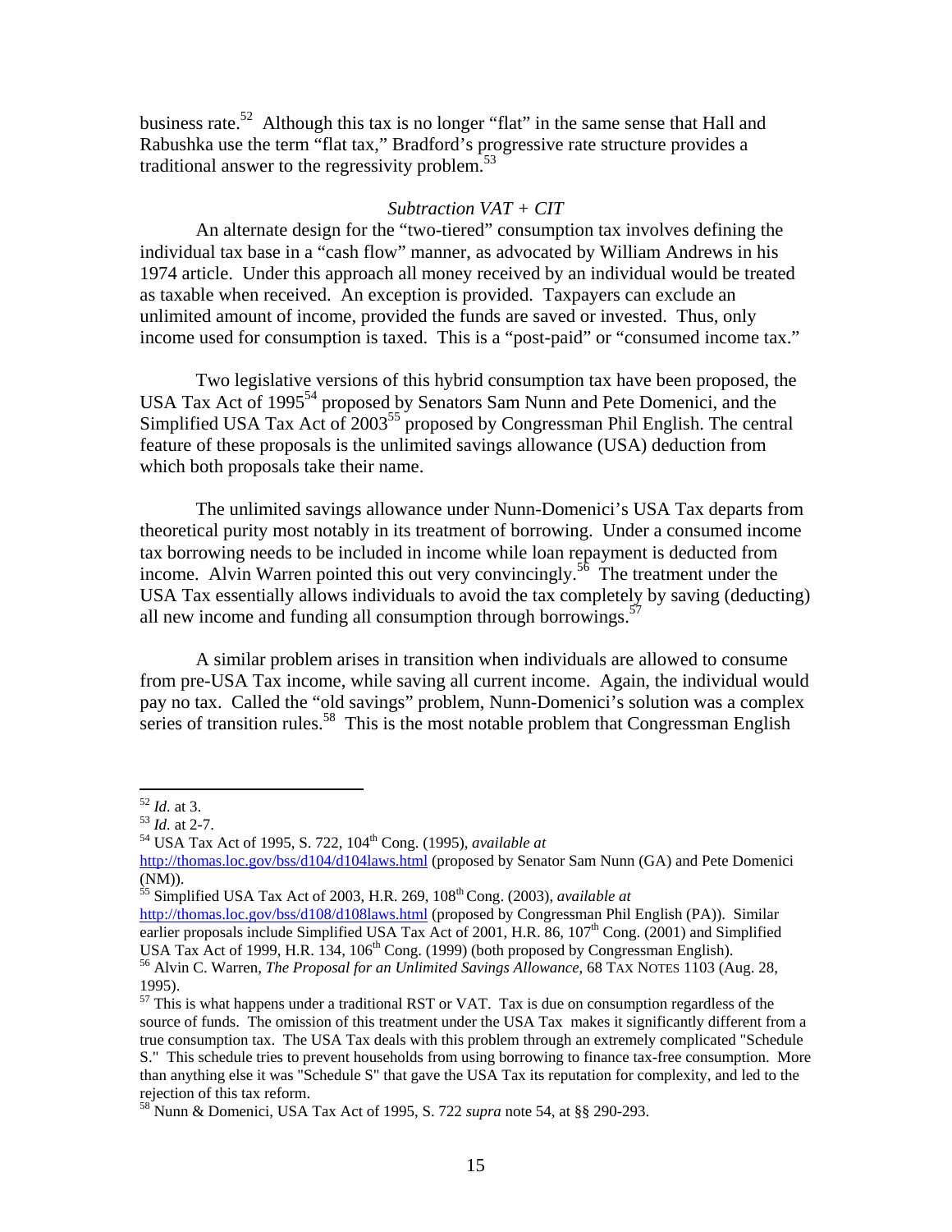business rate.[52] Although this tax is no longer "flat" in the same sense that Hall and Rabushka use the term "flat tax," Bradford's progressive rate structure provides a traditional answer to the regressivity problem.[53]

*Subtraction VAT + CIT*

An alternate design for the "two-tiered" consumption tax involves defining the individual tax base in a "cash flow" manner, as advocated by William Andrews in his 1974 article. Under this approach all money received by an individual would be treated as taxable when received. An exception is provided. Taxpayers can exclude an unlimited amount of income, provided the funds are saved or invested. Thus, only income used for consumption is taxed. This is a "post-paid" or "consumed income tax."

Two legislative versions of this hybrid consumption tax have been proposed, the USA Tax Act of 1995[54] proposed by Senators Sam Nunn and Pete Domenici, and the Simplified USA Tax Act of 2003[55] proposed by Congressman Phil English. The central feature of these proposals is the unlimited savings allowance (USA) deduction from which both proposals take their name.

The unlimited savings allowance under Nunn-Domenici's USA Tax departs from theoretical purity most notably in its treatment of borrowing. Under a consumed income tax borrowing needs to be included in income while loan repayment is deducted from income. Alvin Warren pointed this out very convincingly.[56] The treatment under the USA Tax essentially allows individuals to avoid the tax completely by saving (deducting) all new income and funding all consumption through borrowings.[57]

A similar problem arises in transition when individuals are allowed to consume from pre-USA Tax income, while saving all current income. Again, the individual would pay no tax. Called the "old savings" problem, Nunn-Domenici's solution was a complex series of transition rules.[58] This is the most notable problem that Congressman English

---

[52] *Id.* at 3.

[53] *Id.* at 2-7.

[54] USA Tax Act of 1995, S. 722, 104th Cong. (1995), *available at* http://thomas.loc.gov/bss/d104/d104laws.html (proposed by Senator Sam Nunn (GA) and Pete Domenici (NM)).

[55] Simplified USA Tax Act of 2003, H.R. 269, 108th Cong. (2003), *available at* http://thomas.loc.gov/bss/d108/d108laws.html (proposed by Congressman Phil English (PA)). Similar earlier proposals include Simplified USA Tax Act of 2001, H.R. 86, 107th Cong. (2001) and Simplified USA Tax Act of 1999, H.R. 134, 106th Cong. (1999) (both proposed by Congressman English).

[56] Alvin C. Warren, *The Proposal for an Unlimited Savings Allowance*, 68 TAX NOTES 1103 (Aug. 28, 1995).

[57] This is what happens under a traditional RST or VAT. Tax is due on consumption regardless of the source of funds. The omission of this treatment under the USA Tax makes it significantly different from a true consumption tax. The USA Tax deals with this problem through an extremely complicated "Schedule S." This schedule tries to prevent households from using borrowing to finance tax-free consumption. More than anything else it was "Schedule S" that gave the USA Tax its reputation for complexity, and led to the rejection of this tax reform.

[58] Nunn & Domenici, USA Tax Act of 1995, S. 722 *supra* note 54, at §§ 290-293.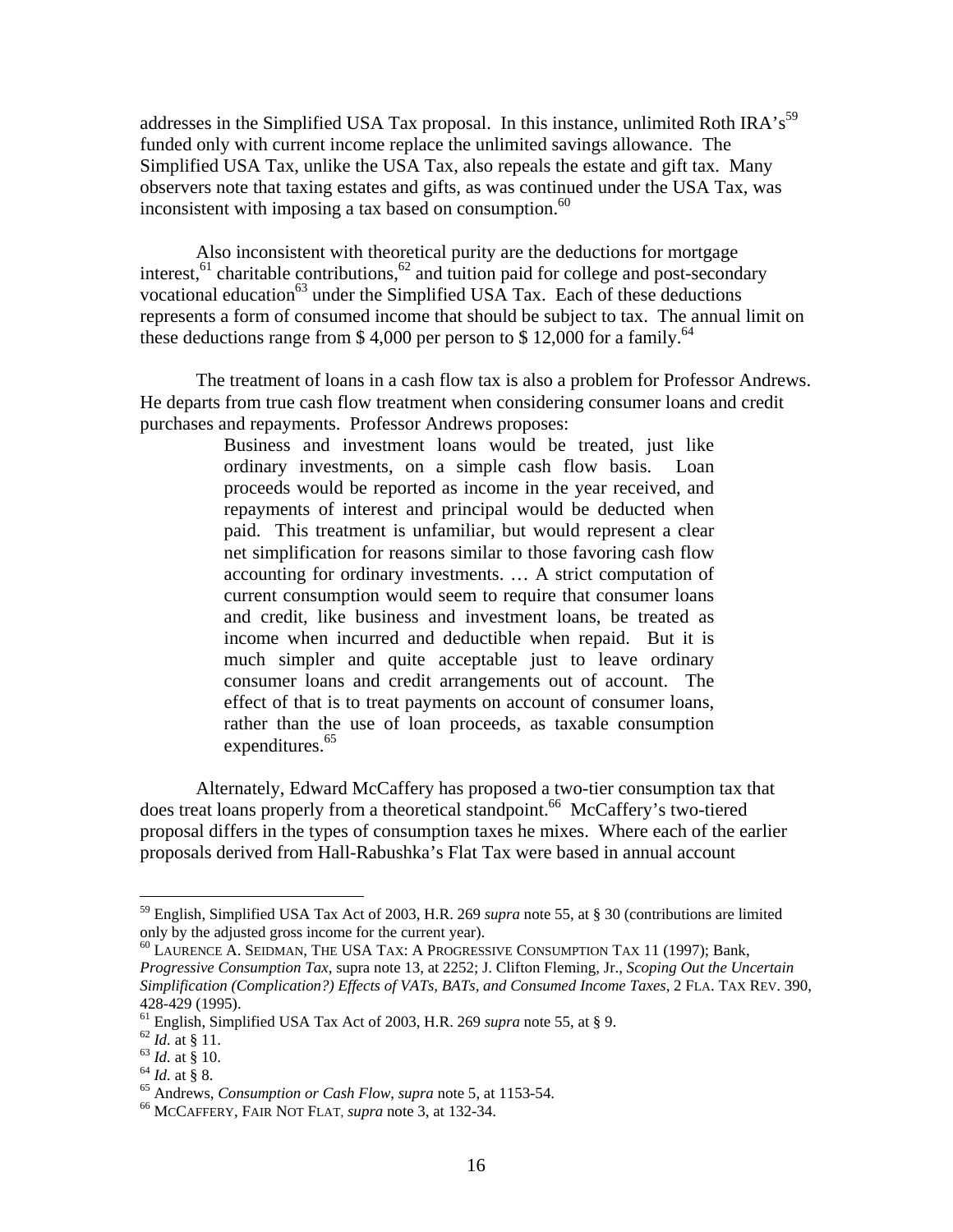addresses in the Simplified USA Tax proposal. In this instance, unlimited Roth IRA's[59] funded only with current income replace the unlimited savings allowance. The Simplified USA Tax, unlike the USA Tax, also repeals the estate and gift tax. Many observers note that taxing estates and gifts, as was continued under the USA Tax, was inconsistent with imposing a tax based on consumption.[60]

Also inconsistent with theoretical purity are the deductions for mortgage interest,[61] charitable contributions,[62] and tuition paid for college and post-secondary vocational education[63] under the Simplified USA Tax. Each of these deductions represents a form of consumed income that should be subject to tax. The annual limit on these deductions range from $ 4,000 per person to $ 12,000 for a family.[64]

The treatment of loans in a cash flow tax is also a problem for Professor Andrews. He departs from true cash flow treatment when considering consumer loans and credit purchases and repayments. Professor Andrews proposes:

> Business and investment loans would be treated, just like ordinary investments, on a simple cash flow basis. Loan proceeds would be reported as income in the year received, and repayments of interest and principal would be deducted when paid. This treatment is unfamiliar, but would represent a clear net simplification for reasons similar to those favoring cash flow accounting for ordinary investments. … A strict computation of current consumption would seem to require that consumer loans and credit, like business and investment loans, be treated as income when incurred and deductible when repaid. But it is much simpler and quite acceptable just to leave ordinary consumer loans and credit arrangements out of account. The effect of that is to treat payments on account of consumer loans, rather than the use of loan proceeds, as taxable consumption expenditures.[65]

Alternately, Edward McCaffery has proposed a two-tier consumption tax that does treat loans properly from a theoretical standpoint.[66] McCaffery's two-tiered proposal differs in the types of consumption taxes he mixes. Where each of the earlier proposals derived from Hall-Rabushka's Flat Tax were based in annual account

---

[59] English, Simplified USA Tax Act of 2003, H.R. 269 *supra* note 55, at § 30 (contributions are limited only by the adjusted gross income for the current year).

[60] LAURENCE A. SEIDMAN, THE USA TAX: A PROGRESSIVE CONSUMPTION TAX 11 (1997); Bank, *Progressive Consumption Tax*, supra note 13, at 2252; J. Clifton Fleming, Jr., *Scoping Out the Uncertain Simplification (Complication?) Effects of VATs, BATs, and Consumed Income Taxes*, 2 FLA. TAX REV. 390, 428-429 (1995).

[61] English, Simplified USA Tax Act of 2003, H.R. 269 *supra* note 55, at § 9.

[62] *Id.* at § 11.

[63] *Id.* at § 10.

[64] *Id.* at § 8.

[65] Andrews, *Consumption or Cash Flow*, *supra* note 5, at 1153-54.

[66] MCCAFFERY, FAIR NOT FLAT, *supra* note 3, at 132-34.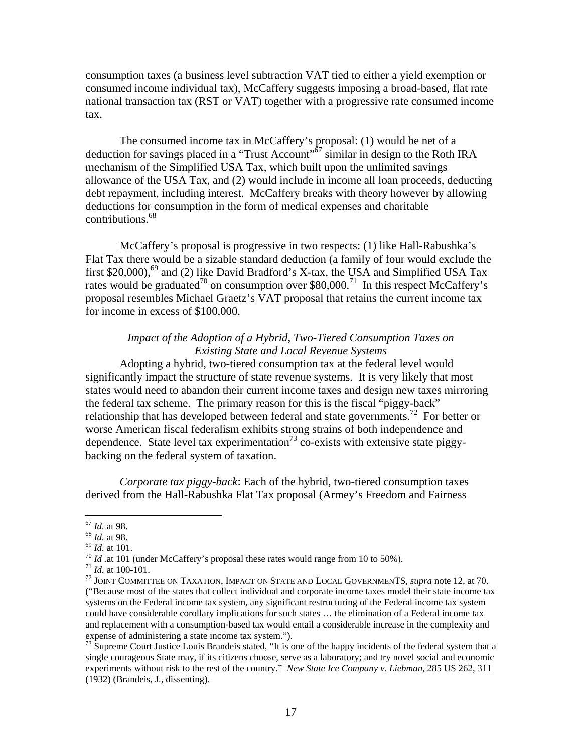consumption taxes (a business level subtraction VAT tied to either a yield exemption or consumed income individual tax), McCaffery suggests imposing a broad-based, flat rate national transaction tax (RST or VAT) together with a progressive rate consumed income tax.

The consumed income tax in McCaffery's proposal: (1) would be net of a deduction for savings placed in a "Trust Account"[67] similar in design to the Roth IRA mechanism of the Simplified USA Tax, which built upon the unlimited savings allowance of the USA Tax, and (2) would include in income all loan proceeds, deducting debt repayment, including interest. McCaffery breaks with theory however by allowing deductions for consumption in the form of medical expenses and charitable contributions.[68]

McCaffery's proposal is progressive in two respects: (1) like Hall-Rabushka's Flat Tax there would be a sizable standard deduction (a family of four would exclude the first $20,000),[69] and (2) like David Bradford's X-tax, the USA and Simplified USA Tax rates would be graduated[70] on consumption over $80,000.[71] In this respect McCaffery's proposal resembles Michael Graetz's VAT proposal that retains the current income tax for income in excess of $100,000.

*Impact of the Adoption of a Hybrid, Two-Tiered Consumption Taxes on Existing State and Local Revenue Systems*

Adopting a hybrid, two-tiered consumption tax at the federal level would significantly impact the structure of state revenue systems. It is very likely that most states would need to abandon their current income taxes and design new taxes mirroring the federal tax scheme. The primary reason for this is the fiscal "piggy-back" relationship that has developed between federal and state governments.[72] For better or worse American fiscal federalism exhibits strong strains of both independence and dependence. State level tax experimentation[73] co-exists with extensive state piggy-backing on the federal system of taxation.

*Corporate tax piggy-back*: Each of the hybrid, two-tiered consumption taxes derived from the Hall-Rabushka Flat Tax proposal (Armey's Freedom and Fairness

---

[67] *Id*. at 98.

[68] *Id*. at 98.

[69] *Id*. at 101.

[70] *Id* .at 101 (under McCaffery's proposal these rates would range from 10 to 50%).

[71] *Id*. at 100-101.

[72] JOINT COMMITTEE ON TAXATION, IMPACT ON STATE AND LOCAL GOVERNMENTS, *supra* note 12, at 70. ("Because most of the states that collect individual and corporate income taxes model their state income tax systems on the Federal income tax system, any significant restructuring of the Federal income tax system could have considerable corollary implications for such states … the elimination of a Federal income tax and replacement with a consumption-based tax would entail a considerable increase in the complexity and expense of administering a state income tax system.").

[73] Supreme Court Justice Louis Brandeis stated, "It is one of the happy incidents of the federal system that a single courageous State may, if its citizens choose, serve as a laboratory; and try novel social and economic experiments without risk to the rest of the country." *New State Ice Company v. Liebman*, 285 US 262, 311 (1932) (Brandeis, J., dissenting).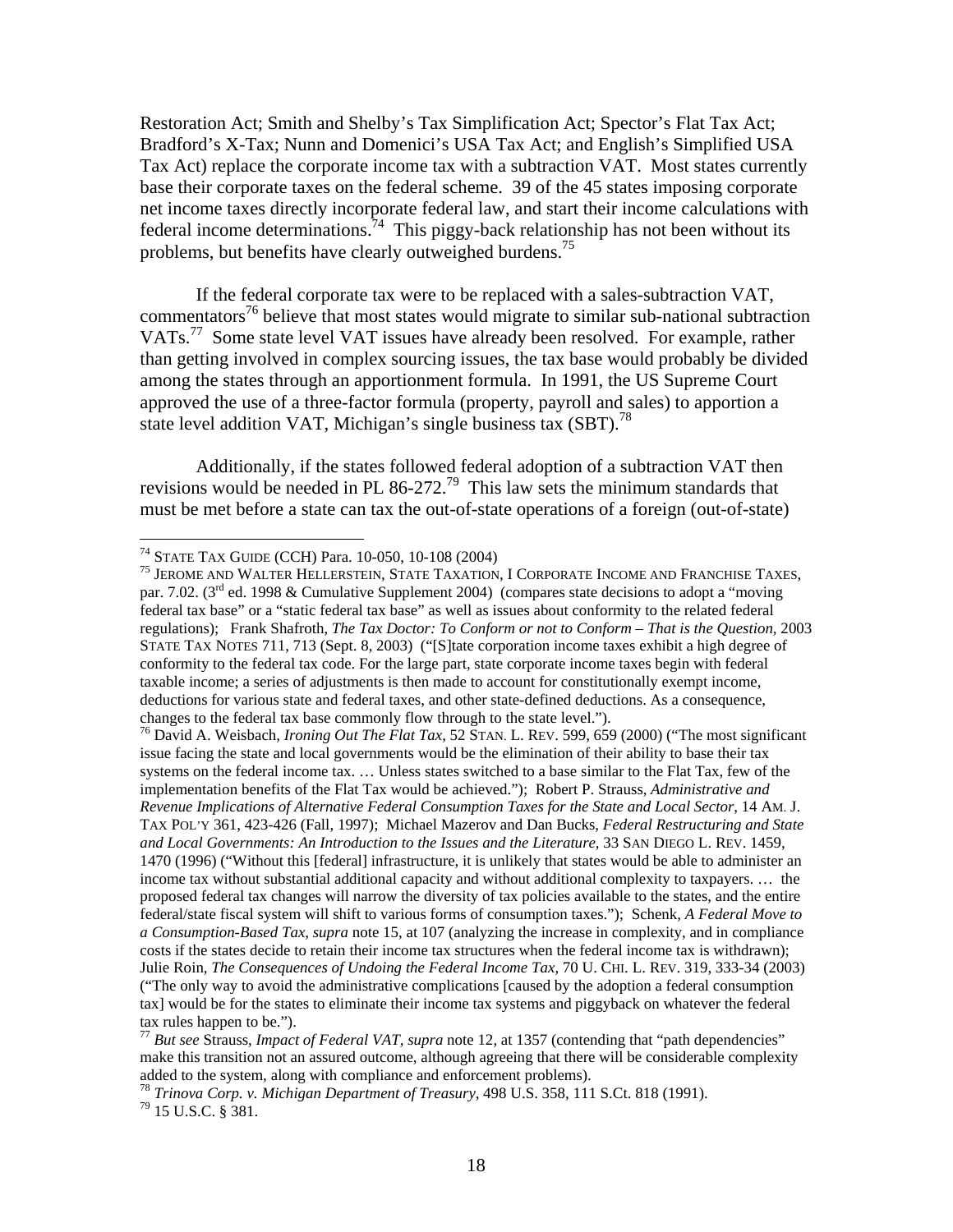Restoration Act; Smith and Shelby's Tax Simplification Act; Spector's Flat Tax Act; Bradford's X-Tax; Nunn and Domenici's USA Tax Act; and English's Simplified USA Tax Act) replace the corporate income tax with a subtraction VAT. Most states currently base their corporate taxes on the federal scheme. 39 of the 45 states imposing corporate net income taxes directly incorporate federal law, and start their income calculations with federal income determinations.[74] This piggy-back relationship has not been without its problems, but benefits have clearly outweighed burdens.[75]

If the federal corporate tax were to be replaced with a sales-subtraction VAT, commentators[76] believe that most states would migrate to similar sub-national subtraction VATs.[77] Some state level VAT issues have already been resolved. For example, rather than getting involved in complex sourcing issues, the tax base would probably be divided among the states through an apportionment formula. In 1991, the US Supreme Court approved the use of a three-factor formula (property, payroll and sales) to apportion a state level addition VAT, Michigan's single business tax (SBT).[78]

Additionally, if the states followed federal adoption of a subtraction VAT then revisions would be needed in PL 86-272.[79] This law sets the minimum standards that must be met before a state can tax the out-of-state operations of a foreign (out-of-state)

---

[74] STATE TAX GUIDE (CCH) Para. 10-050, 10-108 (2004)

[75] JEROME AND WALTER HELLERSTEIN, STATE TAXATION, I CORPORATE INCOME AND FRANCHISE TAXES, par. 7.02. (3rd ed. 1998 & Cumulative Supplement 2004) (compares state decisions to adopt a "moving federal tax base" or a "static federal tax base" as well as issues about conformity to the related federal regulations); Frank Shafroth, *The Tax Doctor: To Conform or not to Conform – That is the Question*, 2003 STATE TAX NOTES 711, 713 (Sept. 8, 2003) ("[S]tate corporation income taxes exhibit a high degree of conformity to the federal tax code. For the large part, state corporate income taxes begin with federal taxable income; a series of adjustments is then made to account for constitutionally exempt income, deductions for various state and federal taxes, and other state-defined deductions. As a consequence, changes to the federal tax base commonly flow through to the state level.").

[76] David A. Weisbach, *Ironing Out The Flat Tax*, 52 STAN. L. REV. 599, 659 (2000) ("The most significant issue facing the state and local governments would be the elimination of their ability to base their tax systems on the federal income tax. … Unless states switched to a base similar to the Flat Tax, few of the implementation benefits of the Flat Tax would be achieved."); Robert P. Strauss, *Administrative and Revenue Implications of Alternative Federal Consumption Taxes for the State and Local Sector*, 14 AM. J. TAX POL'Y 361, 423-426 (Fall, 1997); Michael Mazerov and Dan Bucks, *Federal Restructuring and State and Local Governments: An Introduction to the Issues and the Literature*, 33 SAN DIEGO L. REV. 1459, 1470 (1996) ("Without this [federal] infrastructure, it is unlikely that states would be able to administer an income tax without substantial additional capacity and without additional complexity to taxpayers. … the proposed federal tax changes will narrow the diversity of tax policies available to the states, and the entire federal/state fiscal system will shift to various forms of consumption taxes."); Schenk, *A Federal Move to a Consumption-Based Tax, supra* note 15, at 107 (analyzing the increase in complexity, and in compliance costs if the states decide to retain their income tax structures when the federal income tax is withdrawn); Julie Roin, *The Consequences of Undoing the Federal Income Tax*, 70 U. CHI. L. REV. 319, 333-34 (2003) ("The only way to avoid the administrative complications [caused by the adoption a federal consumption tax] would be for the states to eliminate their income tax systems and piggyback on whatever the federal tax rules happen to be.").

[77] *But see* Strauss, *Impact of Federal VAT, supra* note 12, at 1357 (contending that "path dependencies" make this transition not an assured outcome, although agreeing that there will be considerable complexity added to the system, along with compliance and enforcement problems).

[78] *Trinova Corp. v. Michigan Department of Treasury*, 498 U.S. 358, 111 S.Ct. 818 (1991).

[79] 15 U.S.C. § 381.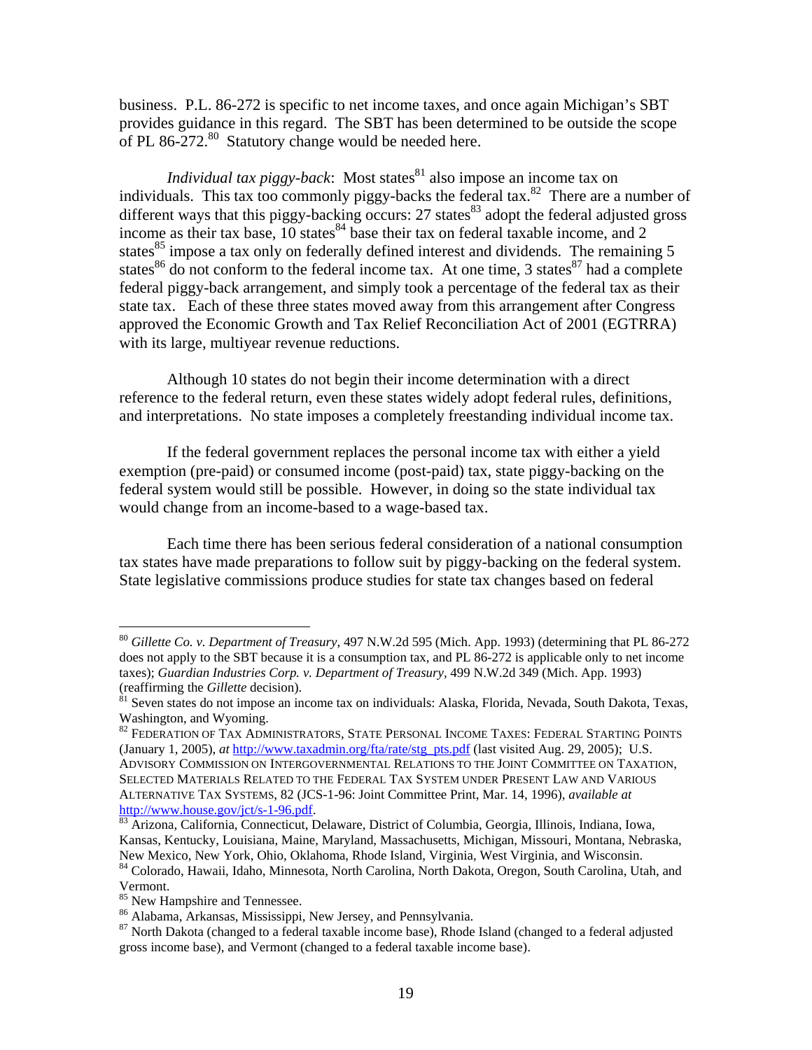business. P.L. 86-272 is specific to net income taxes, and once again Michigan's SBT provides guidance in this regard. The SBT has been determined to be outside the scope of PL 86-272.[80] Statutory change would be needed here.

*Individual tax piggy-back*: Most states[81] also impose an income tax on individuals. This tax too commonly piggy-backs the federal tax.[82] There are a number of different ways that this piggy-backing occurs: 27 states[83] adopt the federal adjusted gross income as their tax base, 10 states[84] base their tax on federal taxable income, and 2 states[85] impose a tax only on federally defined interest and dividends. The remaining 5 states[86] do not conform to the federal income tax. At one time, 3 states[87] had a complete federal piggy-back arrangement, and simply took a percentage of the federal tax as their state tax. Each of these three states moved away from this arrangement after Congress approved the Economic Growth and Tax Relief Reconciliation Act of 2001 (EGTRRA) with its large, multiyear revenue reductions.

Although 10 states do not begin their income determination with a direct reference to the federal return, even these states widely adopt federal rules, definitions, and interpretations. No state imposes a completely freestanding individual income tax.

If the federal government replaces the personal income tax with either a yield exemption (pre-paid) or consumed income (post-paid) tax, state piggy-backing on the federal system would still be possible. However, in doing so the state individual tax would change from an income-based to a wage-based tax.

Each time there has been serious federal consideration of a national consumption tax states have made preparations to follow suit by piggy-backing on the federal system. State legislative commissions produce studies for state tax changes based on federal

---

[80] *Gillette Co. v. Department of Treasury*, 497 N.W.2d 595 (Mich. App. 1993) (determining that PL 86-272 does not apply to the SBT because it is a consumption tax, and PL 86-272 is applicable only to net income taxes); *Guardian Industries Corp. v. Department of Treasury*, 499 N.W.2d 349 (Mich. App. 1993) (reaffirming the *Gillette* decision).

[81] Seven states do not impose an income tax on individuals: Alaska, Florida, Nevada, South Dakota, Texas, Washington, and Wyoming.

[82] FEDERATION OF TAX ADMINISTRATORS, STATE PERSONAL INCOME TAXES: FEDERAL STARTING POINTS (January 1, 2005), *at* http://www.taxadmin.org/fta/rate/stg_pts.pdf (last visited Aug. 29, 2005); U.S. ADVISORY COMMISSION ON INTERGOVERNMENTAL RELATIONS TO THE JOINT COMMITTEE ON TAXATION, SELECTED MATERIALS RELATED TO THE FEDERAL TAX SYSTEM UNDER PRESENT LAW AND VARIOUS ALTERNATIVE TAX SYSTEMS, 82 (JCS-1-96: Joint Committee Print, Mar. 14, 1996), *available at* http://www.house.gov/jct/s-1-96.pdf.

[83] Arizona, California, Connecticut, Delaware, District of Columbia, Georgia, Illinois, Indiana, Iowa, Kansas, Kentucky, Louisiana, Maine, Maryland, Massachusetts, Michigan, Missouri, Montana, Nebraska, New Mexico, New York, Ohio, Oklahoma, Rhode Island, Virginia, West Virginia, and Wisconsin.

[84] Colorado, Hawaii, Idaho, Minnesota, North Carolina, North Dakota, Oregon, South Carolina, Utah, and Vermont.

[85] New Hampshire and Tennessee.

[86] Alabama, Arkansas, Mississippi, New Jersey, and Pennsylvania.

[87] North Dakota (changed to a federal taxable income base), Rhode Island (changed to a federal adjusted gross income base), and Vermont (changed to a federal taxable income base).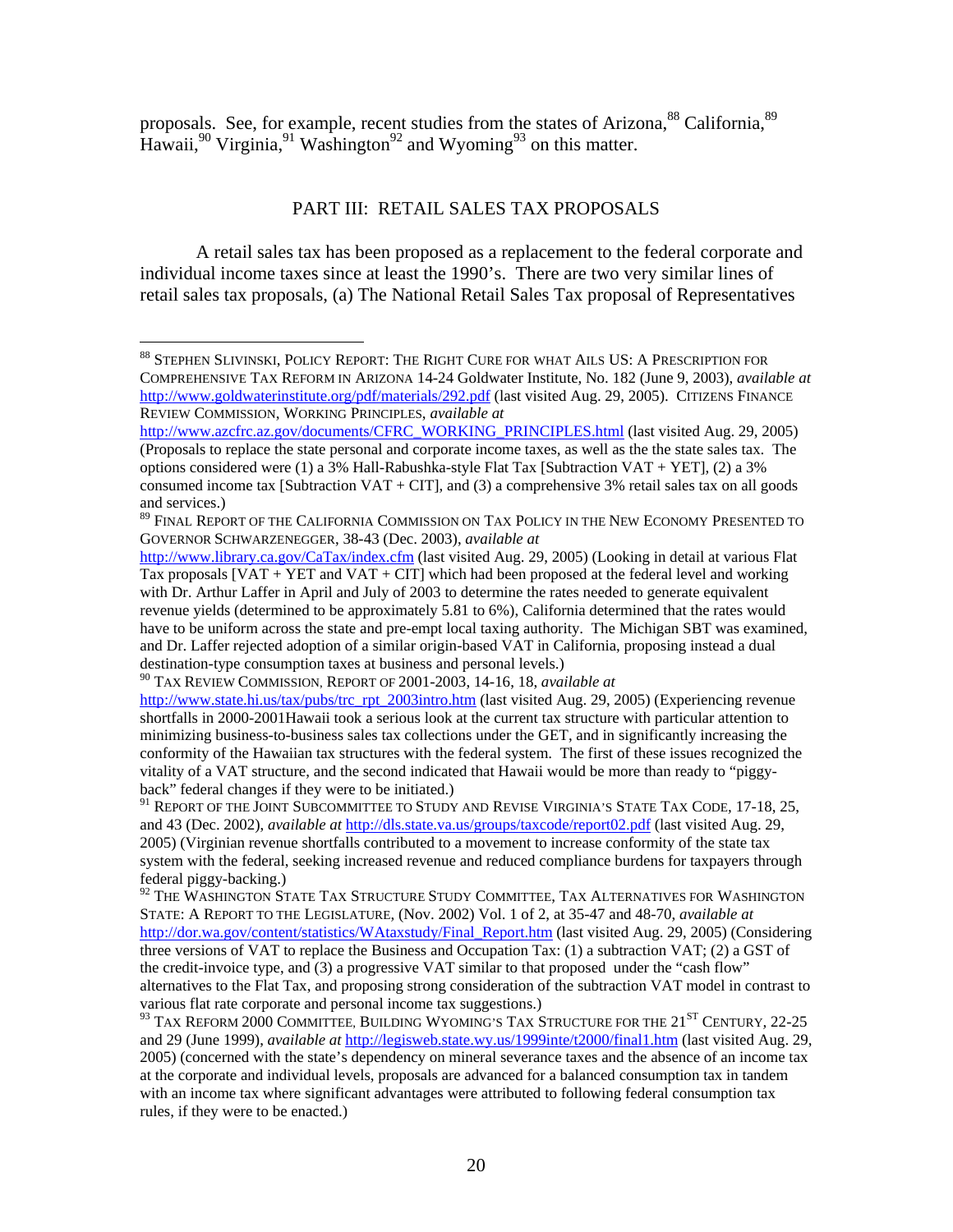proposals. See, for example, recent studies from the states of Arizona,[88] California,[89] Hawaii,[90] Virginia,[91] Washington[92] and Wyoming[93] on this matter.

## PART III: RETAIL SALES TAX PROPOSALS

A retail sales tax has been proposed as a replacement to the federal corporate and individual income taxes since at least the 1990's. There are two very similar lines of retail sales tax proposals, (a) The National Retail Sales Tax proposal of Representatives

---

[88] STEPHEN SLIVINSKI, POLICY REPORT: THE RIGHT CURE FOR WHAT AILS US: A PRESCRIPTION FOR COMPREHENSIVE TAX REFORM IN ARIZONA 14-24 Goldwater Institute, No. 182 (June 9, 2003), *available at* http://www.goldwaterinstitute.org/pdf/materials/292.pdf (last visited Aug. 29, 2005). CITIZENS FINANCE REVIEW COMMISSION, WORKING PRINCIPLES, *available at* http://www.azcfrc.az.gov/documents/CFRC_WORKING_PRINCIPLES.html (last visited Aug. 29, 2005) (Proposals to replace the state personal and corporate income taxes, as well as the the state sales tax. The options considered were (1) a 3% Hall-Rabushka-style Flat Tax [Subtraction VAT + YET], (2) a 3% consumed income tax [Subtraction VAT + CIT], and (3) a comprehensive 3% retail sales tax on all goods and services.)

[89] FINAL REPORT OF THE CALIFORNIA COMMISSION ON TAX POLICY IN THE NEW ECONOMY PRESENTED TO GOVERNOR SCHWARZENEGGER, 38-43 (Dec. 2003), *available at* http://www.library.ca.gov/CaTax/index.cfm (last visited Aug. 29, 2005) (Looking in detail at various Flat Tax proposals [VAT + YET and VAT + CIT] which had been proposed at the federal level and working with Dr. Arthur Laffer in April and July of 2003 to determine the rates needed to generate equivalent revenue yields (determined to be approximately 5.81 to 6%), California determined that the rates would have to be uniform across the state and pre-empt local taxing authority. The Michigan SBT was examined, and Dr. Laffer rejected adoption of a similar origin-based VAT in California, proposing instead a dual destination-type consumption taxes at business and personal levels.)

[90] TAX REVIEW COMMISSION, REPORT OF 2001-2003, 14-16, 18, *available at* http://www.state.hi.us/tax/pubs/trc_rpt_2003intro.htm (last visited Aug. 29, 2005) (Experiencing revenue shortfalls in 2000-2001Hawaii took a serious look at the current tax structure with particular attention to minimizing business-to-business sales tax collections under the GET, and in significantly increasing the conformity of the Hawaiian tax structures with the federal system. The first of these issues recognized the vitality of a VAT structure, and the second indicated that Hawaii would be more than ready to "piggy-back" federal changes if they were to be initiated.)

[91] REPORT OF THE JOINT SUBCOMMITTEE TO STUDY AND REVISE VIRGINIA'S STATE TAX CODE, 17-18, 25, and 43 (Dec. 2002), *available at* http://dls.state.va.us/groups/taxcode/report02.pdf (last visited Aug. 29, 2005) (Virginian revenue shortfalls contributed to a movement to increase conformity of the state tax system with the federal, seeking increased revenue and reduced compliance burdens for taxpayers through federal piggy-backing.)

[92] THE WASHINGTON STATE TAX STRUCTURE STUDY COMMITTEE, TAX ALTERNATIVES FOR WASHINGTON STATE: A REPORT TO THE LEGISLATURE, (Nov. 2002) Vol. 1 of 2, at 35-47 and 48-70, *available at* http://dor.wa.gov/content/statistics/WAtaxstudy/Final_Report.htm (last visited Aug. 29, 2005) (Considering three versions of VAT to replace the Business and Occupation Tax: (1) a subtraction VAT; (2) a GST of the credit-invoice type, and (3) a progressive VAT similar to that proposed under the "cash flow" alternatives to the Flat Tax, and proposing strong consideration of the subtraction VAT model in contrast to various flat rate corporate and personal income tax suggestions.)

[93] TAX REFORM 2000 COMMITTEE, BUILDING WYOMING'S TAX STRUCTURE FOR THE 21ST CENTURY, 22-25 and 29 (June 1999), *available at* http://legisweb.state.wy.us/1999inte/t2000/final1.htm (last visited Aug. 29, 2005) (concerned with the state's dependency on mineral severance taxes and the absence of an income tax at the corporate and individual levels, proposals are advanced for a balanced consumption tax in tandem with an income tax where significant advantages were attributed to following federal consumption tax rules, if they were to be enacted.)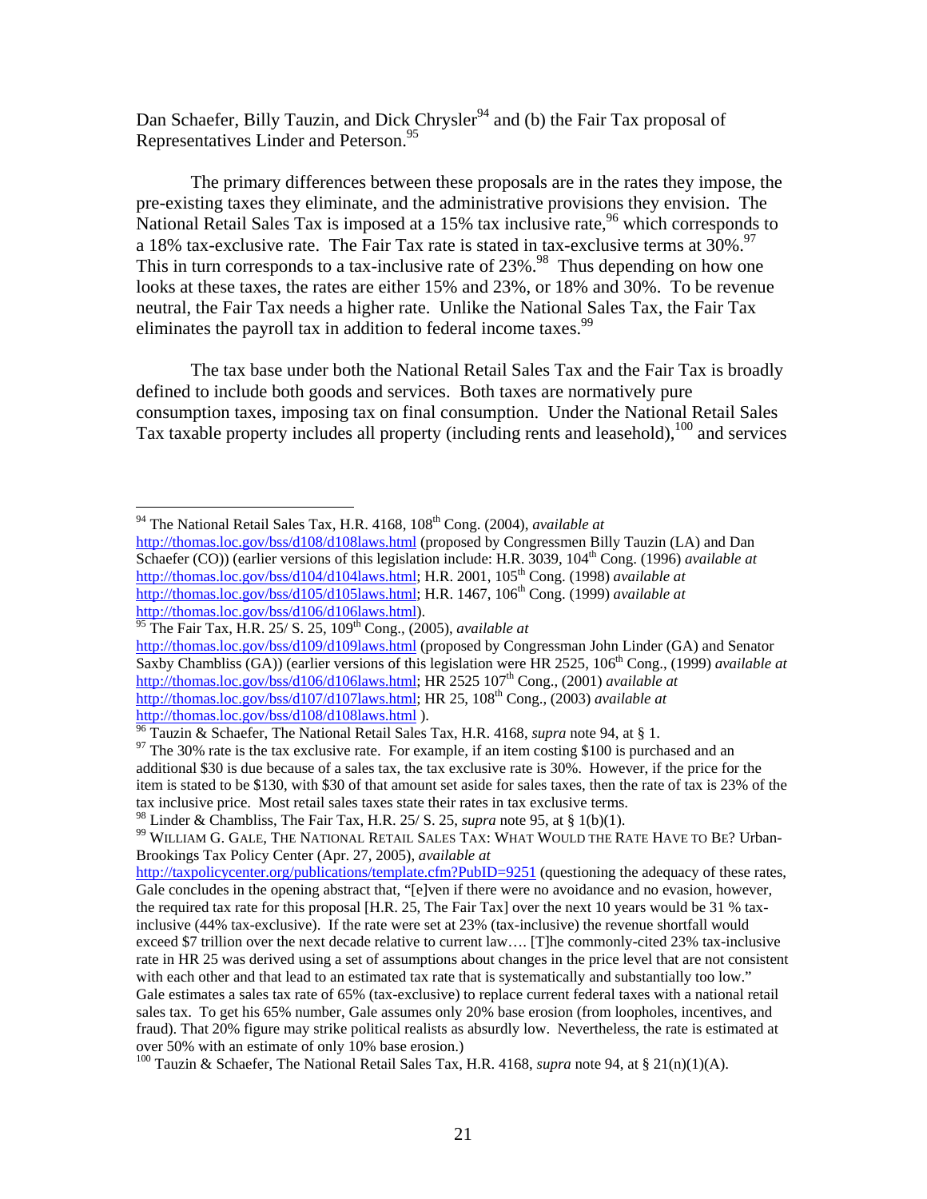Dan Schaefer, Billy Tauzin, and Dick Chrysler[94] and (b) the Fair Tax proposal of Representatives Linder and Peterson.[95]

The primary differences between these proposals are in the rates they impose, the pre-existing taxes they eliminate, and the administrative provisions they envision. The National Retail Sales Tax is imposed at a 15% tax inclusive rate,[96] which corresponds to a 18% tax-exclusive rate. The Fair Tax rate is stated in tax-exclusive terms at 30%.[97] This in turn corresponds to a tax-inclusive rate of 23%.[98] Thus depending on how one looks at these taxes, the rates are either 15% and 23%, or 18% and 30%. To be revenue neutral, the Fair Tax needs a higher rate. Unlike the National Sales Tax, the Fair Tax eliminates the payroll tax in addition to federal income taxes.[99]

The tax base under both the National Retail Sales Tax and the Fair Tax is broadly defined to include both goods and services. Both taxes are normatively pure consumption taxes, imposing tax on final consumption. Under the National Retail Sales Tax taxable property includes all property (including rents and leasehold),[100] and services

---

[94] The National Retail Sales Tax, H.R. 4168, 108th Cong. (2004), *available at* http://thomas.loc.gov/bss/d108/d108laws.html (proposed by Congressmen Billy Tauzin (LA) and Dan Schaefer (CO)) (earlier versions of this legislation include: H.R. 3039, 104th Cong. (1996) *available at* http://thomas.loc.gov/bss/d104/d104laws.html; H.R. 2001, 105th Cong. (1998) *available at* http://thomas.loc.gov/bss/d105/d105laws.html; H.R. 1467, 106th Cong. (1999) *available at* http://thomas.loc.gov/bss/d106/d106laws.html).

[95] The Fair Tax, H.R. 25/ S. 25, 109th Cong., (2005), *available at* http://thomas.loc.gov/bss/d109/d109laws.html (proposed by Congressman John Linder (GA) and Senator Saxby Chambliss (GA)) (earlier versions of this legislation were HR 2525, 106th Cong., (1999) *available at* http://thomas.loc.gov/bss/d106/d106laws.html; HR 2525 107th Cong., (2001) *available at* http://thomas.loc.gov/bss/d107/d107laws.html; HR 25, 108th Cong., (2003) *available at* http://thomas.loc.gov/bss/d108/d108laws.html ).

[96] Tauzin & Schaefer, The National Retail Sales Tax, H.R. 4168, *supra* note 94, at § 1.

[97] The 30% rate is the tax exclusive rate. For example, if an item costing \$100 is purchased and an additional \$30 is due because of a sales tax, the tax exclusive rate is 30%. However, if the price for the item is stated to be \$130, with \$30 of that amount set aside for sales taxes, then the rate of tax is 23% of the tax inclusive price. Most retail sales taxes state their rates in tax exclusive terms.

[98] Linder & Chambliss, The Fair Tax, H.R. 25/ S. 25, *supra* note 95, at § 1(b)(1).

[99] WILLIAM G. GALE, THE NATIONAL RETAIL SALES TAX: WHAT WOULD THE RATE HAVE TO BE? Urban-Brookings Tax Policy Center (Apr. 27, 2005), *available at* http://taxpolicycenter.org/publications/template.cfm?PubID=9251 (questioning the adequacy of these rates, Gale concludes in the opening abstract that, "[e]ven if there were no avoidance and no evasion, however, the required tax rate for this proposal [H.R. 25, The Fair Tax] over the next 10 years would be 31 % tax-inclusive (44% tax-exclusive). If the rate were set at 23% (tax-inclusive) the revenue shortfall would exceed \$7 trillion over the next decade relative to current law…. [T]he commonly-cited 23% tax-inclusive rate in HR 25 was derived using a set of assumptions about changes in the price level that are not consistent with each other and that lead to an estimated tax rate that is systematically and substantially too low." Gale estimates a sales tax rate of 65% (tax-exclusive) to replace current federal taxes with a national retail sales tax. To get his 65% number, Gale assumes only 20% base erosion (from loopholes, incentives, and fraud). That 20% figure may strike political realists as absurdly low. Nevertheless, the rate is estimated at over 50% with an estimate of only 10% base erosion.)

[100] Tauzin & Schaefer, The National Retail Sales Tax, H.R. 4168, *supra* note 94, at § 21(n)(1)(A).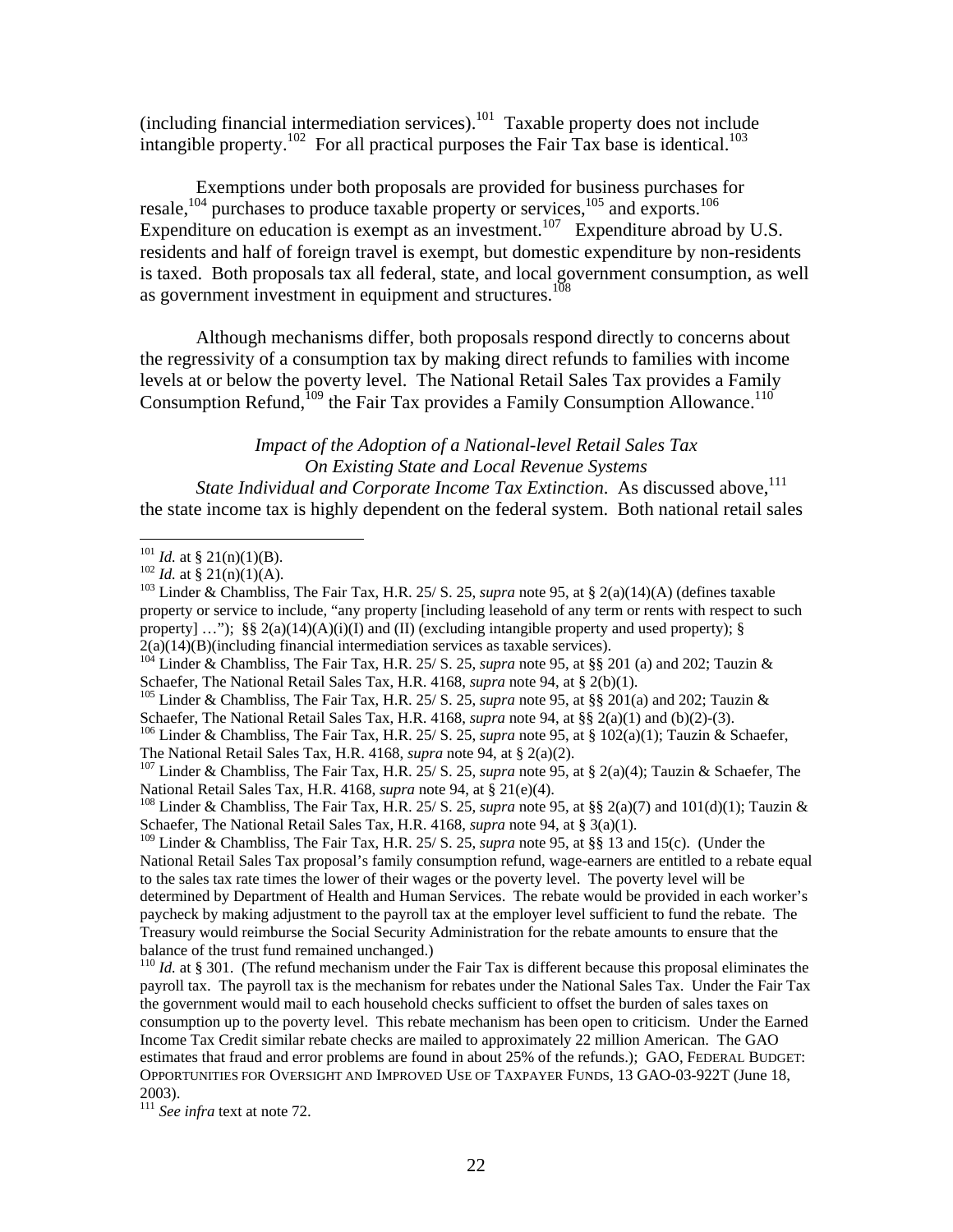(including financial intermediation services).[101] Taxable property does not include intangible property.[102] For all practical purposes the Fair Tax base is identical.[103]

Exemptions under both proposals are provided for business purchases for resale,[104] purchases to produce taxable property or services,[105] and exports.[106] Expenditure on education is exempt as an investment.[107] Expenditure abroad by U.S. residents and half of foreign travel is exempt, but domestic expenditure by non-residents is taxed. Both proposals tax all federal, state, and local government consumption, as well as government investment in equipment and structures.[108]

Although mechanisms differ, both proposals respond directly to concerns about the regressivity of a consumption tax by making direct refunds to families with income levels at or below the poverty level. The National Retail Sales Tax provides a Family Consumption Refund,[109] the Fair Tax provides a Family Consumption Allowance.[110]

*Impact of the Adoption of a National-level Retail Sales Tax*
*On Existing State and Local Revenue Systems*

*State Individual and Corporate Income Tax Extinction*. As discussed above,[111] the state income tax is highly dependent on the federal system. Both national retail sales

---

[101] *Id.* at § 21(n)(1)(B).

[102] *Id.* at § 21(n)(1)(A).

[103] Linder & Chambliss, The Fair Tax, H.R. 25/ S. 25, *supra* note 95, at § 2(a)(14)(A) (defines taxable property or service to include, "any property [including leasehold of any term or rents with respect to such property] …"); §§ 2(a)(14)(A)(i)(I) and (II) (excluding intangible property and used property); § 2(a)(14)(B)(including financial intermediation services as taxable services).

[104] Linder & Chambliss, The Fair Tax, H.R. 25/ S. 25, *supra* note 95, at §§ 201 (a) and 202; Tauzin & Schaefer, The National Retail Sales Tax, H.R. 4168, *supra* note 94, at § 2(b)(1).

[105] Linder & Chambliss, The Fair Tax, H.R. 25/ S. 25, *supra* note 95, at §§ 201(a) and 202; Tauzin & Schaefer, The National Retail Sales Tax, H.R. 4168, *supra* note 94, at §§ 2(a)(1) and (b)(2)-(3).

[106] Linder & Chambliss, The Fair Tax, H.R. 25/ S. 25, *supra* note 95, at § 102(a)(1); Tauzin & Schaefer, The National Retail Sales Tax, H.R. 4168, *supra* note 94, at § 2(a)(2).

[107] Linder & Chambliss, The Fair Tax, H.R. 25/ S. 25, *supra* note 95, at § 2(a)(4); Tauzin & Schaefer, The National Retail Sales Tax, H.R. 4168, *supra* note 94, at § 21(e)(4).

[108] Linder & Chambliss, The Fair Tax, H.R. 25/ S. 25, *supra* note 95, at §§ 2(a)(7) and 101(d)(1); Tauzin & Schaefer, The National Retail Sales Tax, H.R. 4168, *supra* note 94, at § 3(a)(1).

[109] Linder & Chambliss, The Fair Tax, H.R. 25/ S. 25, *supra* note 95, at §§ 13 and 15(c). (Under the National Retail Sales Tax proposal's family consumption refund, wage-earners are entitled to a rebate equal to the sales tax rate times the lower of their wages or the poverty level. The poverty level will be determined by Department of Health and Human Services. The rebate would be provided in each worker's paycheck by making adjustment to the payroll tax at the employer level sufficient to fund the rebate. The Treasury would reimburse the Social Security Administration for the rebate amounts to ensure that the balance of the trust fund remained unchanged.)

[110] *Id.* at § 301. (The refund mechanism under the Fair Tax is different because this proposal eliminates the payroll tax. The payroll tax is the mechanism for rebates under the National Sales Tax. Under the Fair Tax the government would mail to each household checks sufficient to offset the burden of sales taxes on consumption up to the poverty level. This rebate mechanism has been open to criticism. Under the Earned Income Tax Credit similar rebate checks are mailed to approximately 22 million American. The GAO estimates that fraud and error problems are found in about 25% of the refunds.); GAO, FEDERAL BUDGET: OPPORTUNITIES FOR OVERSIGHT AND IMPROVED USE OF TAXPAYER FUNDS, 13 GAO-03-922T (June 18, 2003).

[111] *See infra* text at note 72.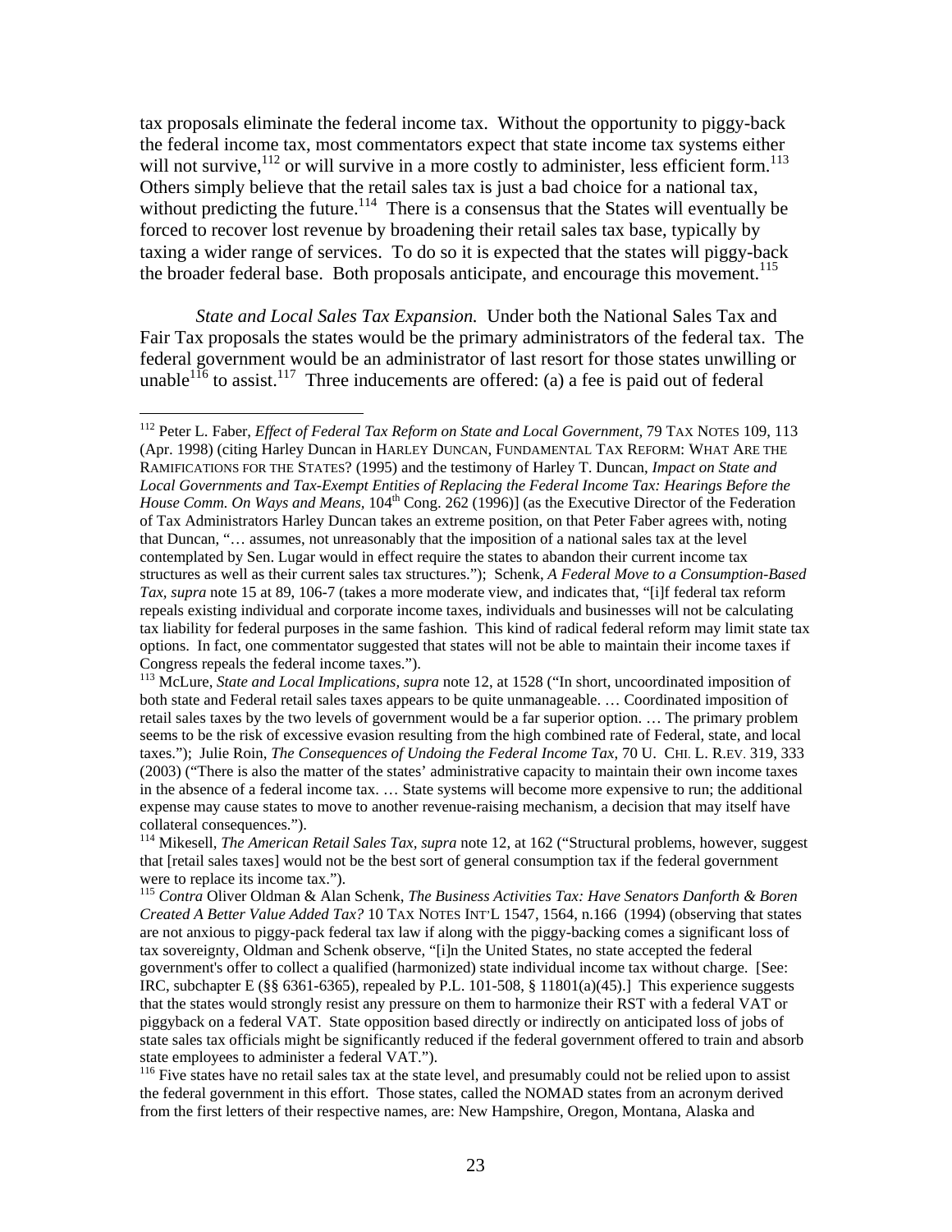tax proposals eliminate the federal income tax. Without the opportunity to piggy-back the federal income tax, most commentators expect that state income tax systems either will not survive,[112] or will survive in a more costly to administer, less efficient form.[113] Others simply believe that the retail sales tax is just a bad choice for a national tax, without predicting the future.[114] There is a consensus that the States will eventually be forced to recover lost revenue by broadening their retail sales tax base, typically by taxing a wider range of services. To do so it is expected that the states will piggy-back the broader federal base. Both proposals anticipate, and encourage this movement.[115]

*State and Local Sales Tax Expansion.* Under both the National Sales Tax and Fair Tax proposals the states would be the primary administrators of the federal tax. The federal government would be an administrator of last resort for those states unwilling or unable[116] to assist.[117] Three inducements are offered: (a) a fee is paid out of federal

---

[112] Peter L. Faber, *Effect of Federal Tax Reform on State and Local Government,* 79 TAX NOTES 109, 113 (Apr. 1998) (citing Harley Duncan in HARLEY DUNCAN, FUNDAMENTAL TAX REFORM: WHAT ARE THE RAMIFICATIONS FOR THE STATES? (1995) and the testimony of Harley T. Duncan, *Impact on State and Local Governments and Tax-Exempt Entities of Replacing the Federal Income Tax: Hearings Before the House Comm. On Ways and Means,* 104th Cong. 262 (1996)] (as the Executive Director of the Federation of Tax Administrators Harley Duncan takes an extreme position, on that Peter Faber agrees with, noting that Duncan, "… assumes, not unreasonably that the imposition of a national sales tax at the level contemplated by Sen. Lugar would in effect require the states to abandon their current income tax structures as well as their current sales tax structures."); Schenk, *A Federal Move to a Consumption-Based Tax, supra* note 15 at 89, 106-7 (takes a more moderate view, and indicates that, "[i]f federal tax reform repeals existing individual and corporate income taxes, individuals and businesses will not be calculating tax liability for federal purposes in the same fashion. This kind of radical federal reform may limit state tax options. In fact, one commentator suggested that states will not be able to maintain their income taxes if Congress repeals the federal income taxes.").

[113] McLure, *State and Local Implications, supra* note 12, at 1528 ("In short, uncoordinated imposition of both state and Federal retail sales taxes appears to be quite unmanageable. … Coordinated imposition of retail sales taxes by the two levels of government would be a far superior option. … The primary problem seems to be the risk of excessive evasion resulting from the high combined rate of Federal, state, and local taxes."); Julie Roin, *The Consequences of Undoing the Federal Income Tax,* 70 U. CHI. L. REV. 319, 333 (2003) ("There is also the matter of the states' administrative capacity to maintain their own income taxes in the absence of a federal income tax. … State systems will become more expensive to run; the additional expense may cause states to move to another revenue-raising mechanism, a decision that may itself have collateral consequences.").

[114] Mikesell, *The American Retail Sales Tax, supra* note 12, at 162 ("Structural problems, however, suggest that [retail sales taxes] would not be the best sort of general consumption tax if the federal government were to replace its income tax.").

[115] *Contra* Oliver Oldman & Alan Schenk, *The Business Activities Tax: Have Senators Danforth & Boren Created A Better Value Added Tax?* 10 TAX NOTES INT'L 1547, 1564, n.166 (1994) (observing that states are not anxious to piggy-pack federal tax law if along with the piggy-backing comes a significant loss of tax sovereignty, Oldman and Schenk observe, "[i]n the United States, no state accepted the federal government's offer to collect a qualified (harmonized) state individual income tax without charge. [See: IRC, subchapter E (§§ 6361-6365), repealed by P.L. 101-508, § 11801(a)(45).] This experience suggests that the states would strongly resist any pressure on them to harmonize their RST with a federal VAT or piggyback on a federal VAT. State opposition based directly or indirectly on anticipated loss of jobs of state sales tax officials might be significantly reduced if the federal government offered to train and absorb state employees to administer a federal VAT.").

[116] Five states have no retail sales tax at the state level, and presumably could not be relied upon to assist the federal government in this effort. Those states, called the NOMAD states from an acronym derived from the first letters of their respective names, are: New Hampshire, Oregon, Montana, Alaska and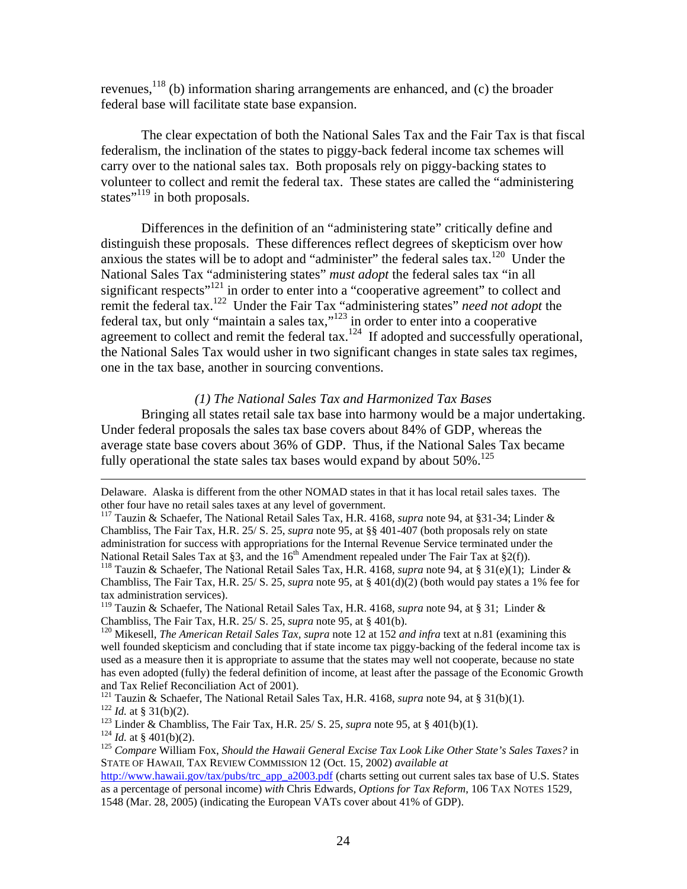revenues,[118] (b) information sharing arrangements are enhanced, and (c) the broader federal base will facilitate state base expansion.

The clear expectation of both the National Sales Tax and the Fair Tax is that fiscal federalism, the inclination of the states to piggy-back federal income tax schemes will carry over to the national sales tax. Both proposals rely on piggy-backing states to volunteer to collect and remit the federal tax. These states are called the "administering states"[119] in both proposals.

Differences in the definition of an "administering state" critically define and distinguish these proposals. These differences reflect degrees of skepticism over how anxious the states will be to adopt and "administer" the federal sales tax.[120] Under the National Sales Tax "administering states" *must adopt* the federal sales tax "in all significant respects"[121] in order to enter into a "cooperative agreement" to collect and remit the federal tax.[122] Under the Fair Tax "administering states" *need not adopt* the federal tax, but only "maintain a sales tax,"[123] in order to enter into a cooperative agreement to collect and remit the federal tax.[124] If adopted and successfully operational, the National Sales Tax would usher in two significant changes in state sales tax regimes, one in the tax base, another in sourcing conventions.

### *(1) The National Sales Tax and Harmonized Tax Bases*

Bringing all states retail sale tax base into harmony would be a major undertaking. Under federal proposals the sales tax base covers about 84% of GDP, whereas the average state base covers about 36% of GDP. Thus, if the National Sales Tax became fully operational the state sales tax bases would expand by about 50%.[125]

---

Delaware. Alaska is different from the other NOMAD states in that it has local retail sales taxes. The other four have no retail sales taxes at any level of government.

[117] Tauzin & Schaefer, The National Retail Sales Tax, H.R. 4168, *supra* note 94, at §31-34; Linder & Chambliss, The Fair Tax, H.R. 25/ S. 25, *supra* note 95, at §§ 401-407 (both proposals rely on state administration for success with appropriations for the Internal Revenue Service terminated under the National Retail Sales Tax at §3, and the 16th Amendment repealed under The Fair Tax at §2(f)).

[118] Tauzin & Schaefer, The National Retail Sales Tax, H.R. 4168, *supra* note 94, at § 31(e)(1); Linder & Chambliss, The Fair Tax, H.R. 25/ S. 25, *supra* note 95, at § 401(d)(2) (both would pay states a 1% fee for tax administration services).

[119] Tauzin & Schaefer, The National Retail Sales Tax, H.R. 4168, *supra* note 94, at § 31; Linder & Chambliss, The Fair Tax, H.R. 25/ S. 25, *supra* note 95, at § 401(b).

[120] Mikesell, *The American Retail Sales Tax*, *supra* note 12 at 152 *and infra* text at n.81 (examining this well founded skepticism and concluding that if state income tax piggy-backing of the federal income tax is used as a measure then it is appropriate to assume that the states may well not cooperate, because no state has even adopted (fully) the federal definition of income, at least after the passage of the Economic Growth and Tax Relief Reconciliation Act of 2001).

[121] Tauzin & Schaefer, The National Retail Sales Tax, H.R. 4168, *supra* note 94, at § 31(b)(1).

[122] *Id.* at § 31(b)(2).

[123] Linder & Chambliss, The Fair Tax, H.R. 25/ S. 25, *supra* note 95, at § 401(b)(1).

[124] *Id.* at § 401(b)(2).

[125] *Compare* William Fox, *Should the Hawaii General Excise Tax Look Like Other State's Sales Taxes?* in STATE OF HAWAII, TAX REVIEW COMMISSION 12 (Oct. 15, 2002) *available at* http://www.hawaii.gov/tax/pubs/trc_app_a2003.pdf (charts setting out current sales tax base of U.S. States as a percentage of personal income) *with* Chris Edwards, *Options for Tax Reform*, 106 TAX NOTES 1529, 1548 (Mar. 28, 2005) (indicating the European VATs cover about 41% of GDP).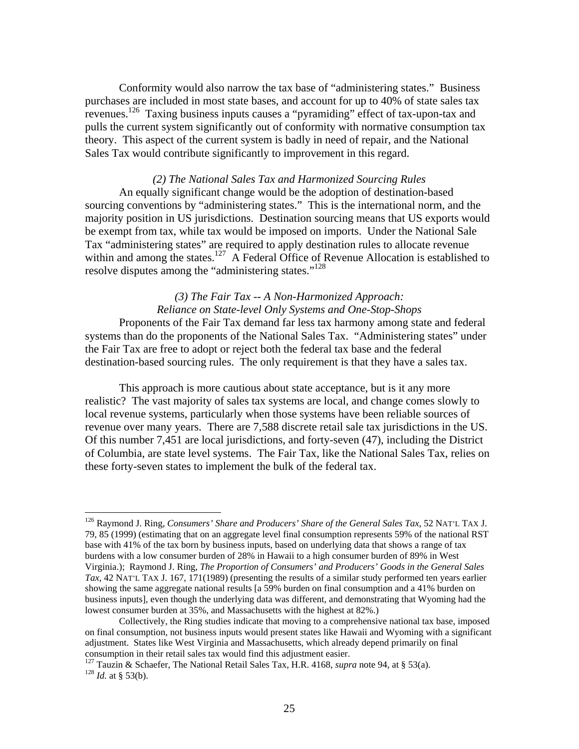Conformity would also narrow the tax base of "administering states." Business purchases are included in most state bases, and account for up to 40% of state sales tax revenues.[126] Taxing business inputs causes a "pyramiding" effect of tax-upon-tax and pulls the current system significantly out of conformity with normative consumption tax theory. This aspect of the current system is badly in need of repair, and the National Sales Tax would contribute significantly to improvement in this regard.

*(2) The National Sales Tax and Harmonized Sourcing Rules*

An equally significant change would be the adoption of destination-based sourcing conventions by "administering states." This is the international norm, and the majority position in US jurisdictions. Destination sourcing means that US exports would be exempt from tax, while tax would be imposed on imports. Under the National Sale Tax "administering states" are required to apply destination rules to allocate revenue within and among the states.[127] A Federal Office of Revenue Allocation is established to resolve disputes among the "administering states."[128]

*(3) The Fair Tax -- A Non-Harmonized Approach:*
*Reliance on State-level Only Systems and One-Stop-Shops*

Proponents of the Fair Tax demand far less tax harmony among state and federal systems than do the proponents of the National Sales Tax. "Administering states" under the Fair Tax are free to adopt or reject both the federal tax base and the federal destination-based sourcing rules. The only requirement is that they have a sales tax.

This approach is more cautious about state acceptance, but is it any more realistic? The vast majority of sales tax systems are local, and change comes slowly to local revenue systems, particularly when those systems have been reliable sources of revenue over many years. There are 7,588 discrete retail sale tax jurisdictions in the US. Of this number 7,451 are local jurisdictions, and forty-seven (47), including the District of Columbia, are state level systems. The Fair Tax, like the National Sales Tax, relies on these forty-seven states to implement the bulk of the federal tax.

---

[126] Raymond J. Ring, *Consumers' Share and Producers' Share of the General Sales Tax*, 52 NAT'L TAX J. 79, 85 (1999) (estimating that on an aggregate level final consumption represents 59% of the national RST base with 41% of the tax born by business inputs, based on underlying data that shows a range of tax burdens with a low consumer burden of 28% in Hawaii to a high consumer burden of 89% in West Virginia.); Raymond J. Ring, *The Proportion of Consumers' and Producers' Goods in the General Sales Tax*, 42 NAT'L TAX J. 167, 171(1989) (presenting the results of a similar study performed ten years earlier showing the same aggregate national results [a 59% burden on final consumption and a 41% burden on business inputs], even though the underlying data was different, and demonstrating that Wyoming had the lowest consumer burden at 35%, and Massachusetts with the highest at 82%.)

Collectively, the Ring studies indicate that moving to a comprehensive national tax base, imposed on final consumption, not business inputs would present states like Hawaii and Wyoming with a significant adjustment. States like West Virginia and Massachusetts, which already depend primarily on final consumption in their retail sales tax would find this adjustment easier.

[127] Tauzin & Schaefer, The National Retail Sales Tax, H.R. 4168, *supra* note 94, at § 53(a).

[128] *Id.* at § 53(b).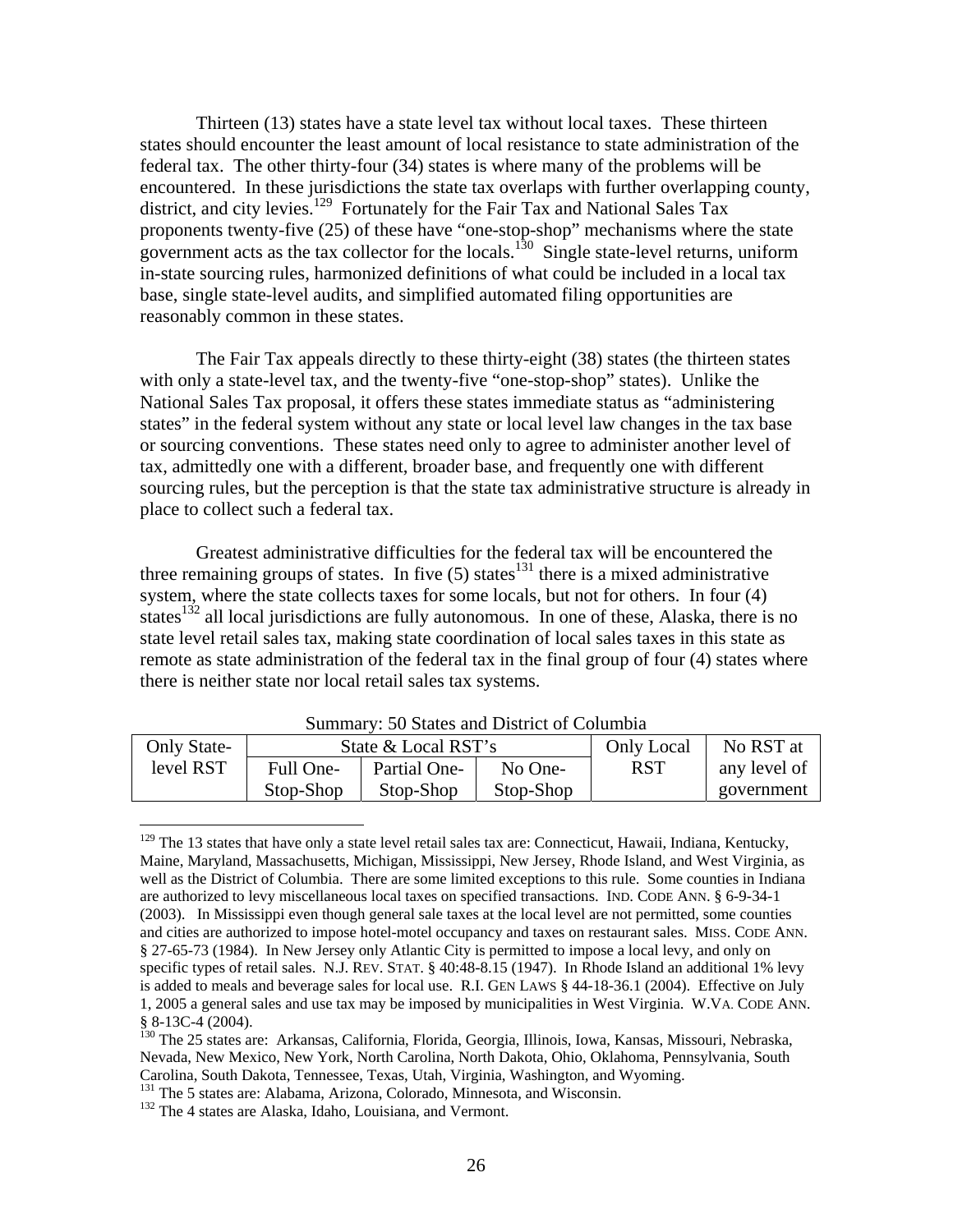Thirteen (13) states have a state level tax without local taxes. These thirteen states should encounter the least amount of local resistance to state administration of the federal tax. The other thirty-four (34) states is where many of the problems will be encountered. In these jurisdictions the state tax overlaps with further overlapping county, district, and city levies.[129] Fortunately for the Fair Tax and National Sales Tax proponents twenty-five (25) of these have "one-stop-shop" mechanisms where the state government acts as the tax collector for the locals.[130] Single state-level returns, uniform in-state sourcing rules, harmonized definitions of what could be included in a local tax base, single state-level audits, and simplified automated filing opportunities are reasonably common in these states.

The Fair Tax appeals directly to these thirty-eight (38) states (the thirteen states with only a state-level tax, and the twenty-five "one-stop-shop" states). Unlike the National Sales Tax proposal, it offers these states immediate status as "administering states" in the federal system without any state or local level law changes in the tax base or sourcing conventions. These states need only to agree to administer another level of tax, admittedly one with a different, broader base, and frequently one with different sourcing rules, but the perception is that the state tax administrative structure is already in place to collect such a federal tax.

Greatest administrative difficulties for the federal tax will be encountered the three remaining groups of states. In five (5) states[131] there is a mixed administrative system, where the state collects taxes for some locals, but not for others. In four (4) states[132] all local jurisdictions are fully autonomous. In one of these, Alaska, there is no state level retail sales tax, making state coordination of local sales taxes in this state as remote as state administration of the federal tax in the final group of four (4) states where there is neither state nor local retail sales tax systems.

Summary: 50 States and District of Columbia

| Only State-level RST | State & Local RST's | | | Only Local RST | No RST at any level of government |
|---|---|---|---|---|---|
| | Full One-Stop-Shop | Partial One-Stop-Shop | No One-Stop-Shop | | |

[129] The 13 states that have only a state level retail sales tax are: Connecticut, Hawaii, Indiana, Kentucky, Maine, Maryland, Massachusetts, Michigan, Mississippi, New Jersey, Rhode Island, and West Virginia, as well as the District of Columbia. There are some limited exceptions to this rule. Some counties in Indiana are authorized to levy miscellaneous local taxes on specified transactions. IND. CODE ANN. § 6-9-34-1 (2003). In Mississippi even though general sale taxes at the local level are not permitted, some counties and cities are authorized to impose hotel-motel occupancy and taxes on restaurant sales. MISS. CODE ANN. § 27-65-73 (1984). In New Jersey only Atlantic City is permitted to impose a local levy, and only on specific types of retail sales. N.J. REV. STAT. § 40:48-8.15 (1947). In Rhode Island an additional 1% levy is added to meals and beverage sales for local use. R.I. GEN LAWS § 44-18-36.1 (2004). Effective on July 1, 2005 a general sales and use tax may be imposed by municipalities in West Virginia. W.VA. CODE ANN. § 8-13C-4 (2004).

[130] The 25 states are: Arkansas, California, Florida, Georgia, Illinois, Iowa, Kansas, Missouri, Nebraska, Nevada, New Mexico, New York, North Carolina, North Dakota, Ohio, Oklahoma, Pennsylvania, South Carolina, South Dakota, Tennessee, Texas, Utah, Virginia, Washington, and Wyoming.

[131] The 5 states are: Alabama, Arizona, Colorado, Minnesota, and Wisconsin.

[132] The 4 states are Alaska, Idaho, Louisiana, and Vermont.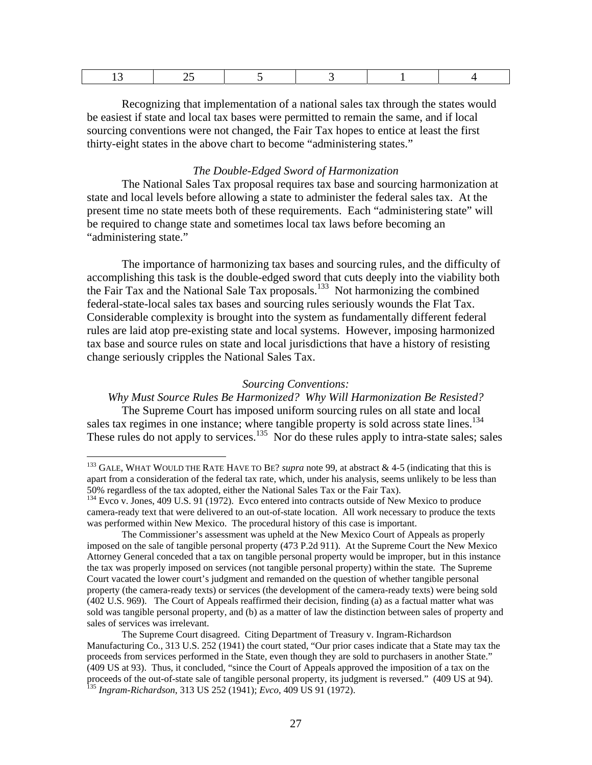| 13 | 25 | 5 | 3 | 1 | 4 |
|---|---|---|---|---|---|

Recognizing that implementation of a national sales tax through the states would be easiest if state and local tax bases were permitted to remain the same, and if local sourcing conventions were not changed, the Fair Tax hopes to entice at least the first thirty-eight states in the above chart to become "administering states."

*The Double-Edged Sword of Harmonization*

The National Sales Tax proposal requires tax base and sourcing harmonization at state and local levels before allowing a state to administer the federal sales tax. At the present time no state meets both of these requirements. Each "administering state" will be required to change state and sometimes local tax laws before becoming an "administering state."

The importance of harmonizing tax bases and sourcing rules, and the difficulty of accomplishing this task is the double-edged sword that cuts deeply into the viability both the Fair Tax and the National Sale Tax proposals.[133] Not harmonizing the combined federal-state-local sales tax bases and sourcing rules seriously wounds the Flat Tax. Considerable complexity is brought into the system as fundamentally different federal rules are laid atop pre-existing state and local systems. However, imposing harmonized tax base and source rules on state and local jurisdictions that have a history of resisting change seriously cripples the National Sales Tax.

*Sourcing Conventions:*
*Why Must Source Rules Be Harmonized? Why Will Harmonization Be Resisted?*

The Supreme Court has imposed uniform sourcing rules on all state and local sales tax regimes in one instance; where tangible property is sold across state lines.[134] These rules do not apply to services.[135] Nor do these rules apply to intra-state sales; sales

---

[133] GALE, WHAT WOULD THE RATE HAVE TO BE? *supra* note 99, at abstract & 4-5 (indicating that this is apart from a consideration of the federal tax rate, which, under his analysis, seems unlikely to be less than 50% regardless of the tax adopted, either the National Sales Tax or the Fair Tax).

[134] Evco v. Jones, 409 U.S. 91 (1972). Evco entered into contracts outside of New Mexico to produce camera-ready text that were delivered to an out-of-state location. All work necessary to produce the texts was performed within New Mexico. The procedural history of this case is important.

The Commissioner's assessment was upheld at the New Mexico Court of Appeals as properly imposed on the sale of tangible personal property (473 P.2d 911). At the Supreme Court the New Mexico Attorney General conceded that a tax on tangible personal property would be improper, but in this instance the tax was properly imposed on services (not tangible personal property) within the state. The Supreme Court vacated the lower court's judgment and remanded on the question of whether tangible personal property (the camera-ready texts) or services (the development of the camera-ready texts) were being sold (402 U.S. 969). The Court of Appeals reaffirmed their decision, finding (a) as a factual matter what was sold was tangible personal property, and (b) as a matter of law the distinction between sales of property and sales of services was irrelevant.

The Supreme Court disagreed. Citing Department of Treasury v. Ingram-Richardson Manufacturing Co., 313 U.S. 252 (1941) the court stated, "Our prior cases indicate that a State may tax the proceeds from services performed in the State, even though they are sold to purchasers in another State." (409 US at 93). Thus, it concluded, "since the Court of Appeals approved the imposition of a tax on the proceeds of the out-of-state sale of tangible personal property, its judgment is reversed." (409 US at 94).

[135] *Ingram-Richardson*, 313 US 252 (1941); *Evco*, 409 US 91 (1972).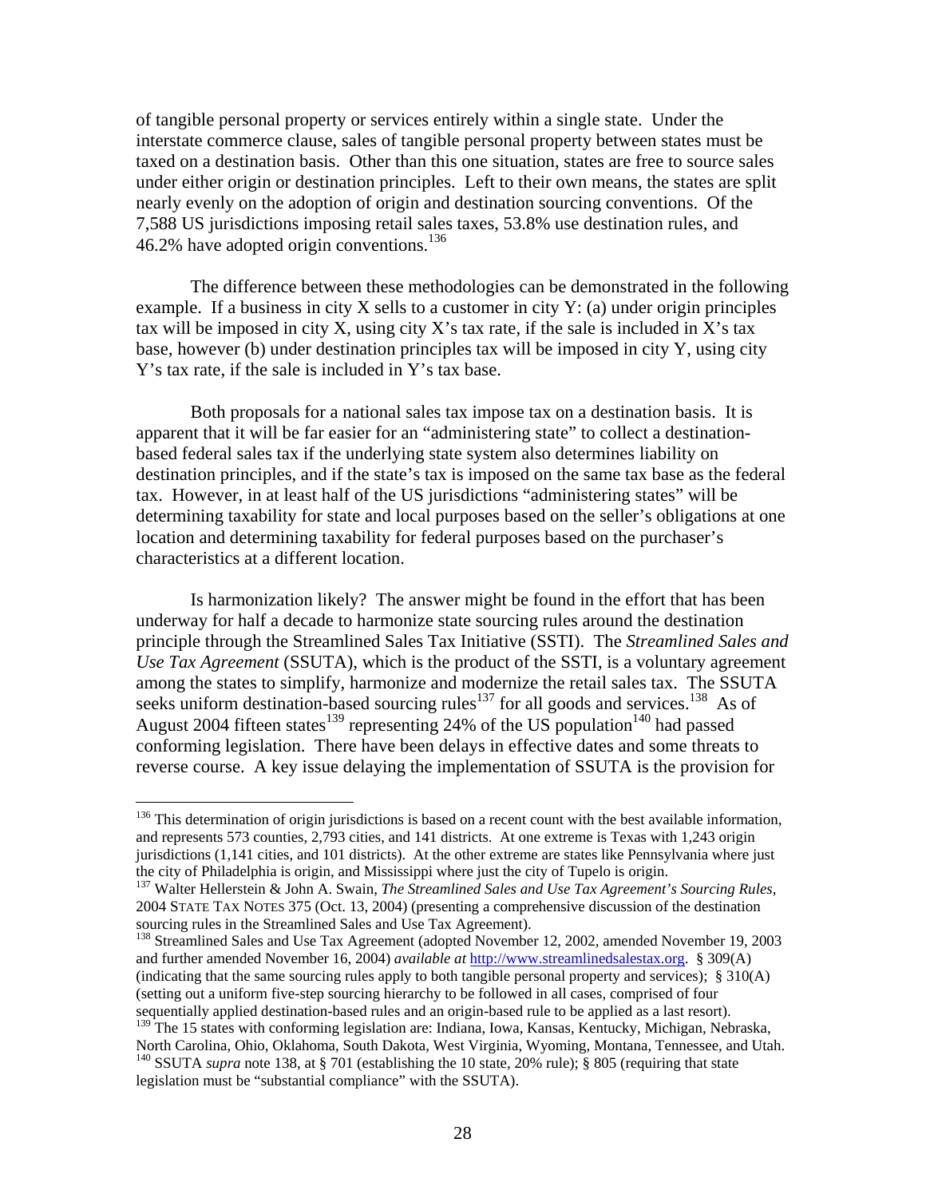of tangible personal property or services entirely within a single state. Under the interstate commerce clause, sales of tangible personal property between states must be taxed on a destination basis. Other than this one situation, states are free to source sales under either origin or destination principles. Left to their own means, the states are split nearly evenly on the adoption of origin and destination sourcing conventions. Of the 7,588 US jurisdictions imposing retail sales taxes, 53.8% use destination rules, and 46.2% have adopted origin conventions.[136]

The difference between these methodologies can be demonstrated in the following example. If a business in city X sells to a customer in city Y: (a) under origin principles tax will be imposed in city X, using city X's tax rate, if the sale is included in X's tax base, however (b) under destination principles tax will be imposed in city Y, using city Y's tax rate, if the sale is included in Y's tax base.

Both proposals for a national sales tax impose tax on a destination basis. It is apparent that it will be far easier for an "administering state" to collect a destination-based federal sales tax if the underlying state system also determines liability on destination principles, and if the state's tax is imposed on the same tax base as the federal tax. However, in at least half of the US jurisdictions "administering states" will be determining taxability for state and local purposes based on the seller's obligations at one location and determining taxability for federal purposes based on the purchaser's characteristics at a different location.

Is harmonization likely? The answer might be found in the effort that has been underway for half a decade to harmonize state sourcing rules around the destination principle through the Streamlined Sales Tax Initiative (SSTI). The *Streamlined Sales and Use Tax Agreement* (SSUTA), which is the product of the SSTI, is a voluntary agreement among the states to simplify, harmonize and modernize the retail sales tax. The SSUTA seeks uniform destination-based sourcing rules[137] for all goods and services.[138] As of August 2004 fifteen states[139] representing 24% of the US population[140] had passed conforming legislation. There have been delays in effective dates and some threats to reverse course. A key issue delaying the implementation of SSUTA is the provision for

---

[136] This determination of origin jurisdictions is based on a recent count with the best available information, and represents 573 counties, 2,793 cities, and 141 districts. At one extreme is Texas with 1,243 origin jurisdictions (1,141 cities, and 101 districts). At the other extreme are states like Pennsylvania where just the city of Philadelphia is origin, and Mississippi where just the city of Tupelo is origin.

[137] Walter Hellerstein & John A. Swain, *The Streamlined Sales and Use Tax Agreement's Sourcing Rules*, 2004 STATE TAX NOTES 375 (Oct. 13, 2004) (presenting a comprehensive discussion of the destination sourcing rules in the Streamlined Sales and Use Tax Agreement).

[138] Streamlined Sales and Use Tax Agreement (adopted November 12, 2002, amended November 19, 2003 and further amended November 16, 2004) *available at* http://www.streamlinedsalestax.org. § 309(A) (indicating that the same sourcing rules apply to both tangible personal property and services); § 310(A) (setting out a uniform five-step sourcing hierarchy to be followed in all cases, comprised of four sequentially applied destination-based rules and an origin-based rule to be applied as a last resort).

[139] The 15 states with conforming legislation are: Indiana, Iowa, Kansas, Kentucky, Michigan, Nebraska, North Carolina, Ohio, Oklahoma, South Dakota, West Virginia, Wyoming, Montana, Tennessee, and Utah.

[140] SSUTA *supra* note 138, at § 701 (establishing the 10 state, 20% rule); § 805 (requiring that state legislation must be "substantial compliance" with the SSUTA).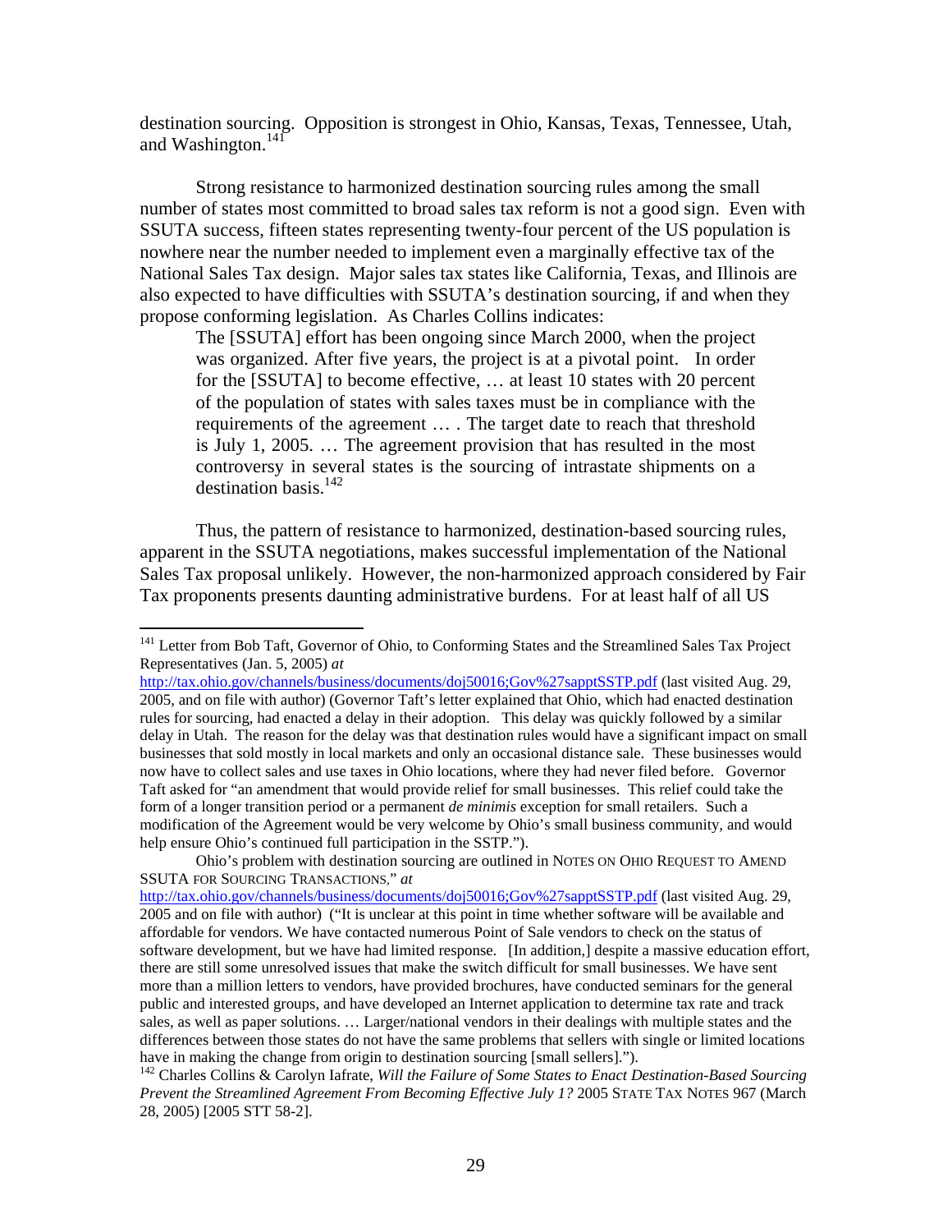destination sourcing. Opposition is strongest in Ohio, Kansas, Texas, Tennessee, Utah, and Washington.[141]

Strong resistance to harmonized destination sourcing rules among the small number of states most committed to broad sales tax reform is not a good sign. Even with SSUTA success, fifteen states representing twenty-four percent of the US population is nowhere near the number needed to implement even a marginally effective tax of the National Sales Tax design. Major sales tax states like California, Texas, and Illinois are also expected to have difficulties with SSUTA's destination sourcing, if and when they propose conforming legislation. As Charles Collins indicates:

> The [SSUTA] effort has been ongoing since March 2000, when the project was organized. After five years, the project is at a pivotal point. In order for the [SSUTA] to become effective, … at least 10 states with 20 percent of the population of states with sales taxes must be in compliance with the requirements of the agreement … . The target date to reach that threshold is July 1, 2005. … The agreement provision that has resulted in the most controversy in several states is the sourcing of intrastate shipments on a destination basis.[142]

Thus, the pattern of resistance to harmonized, destination-based sourcing rules, apparent in the SSUTA negotiations, makes successful implementation of the National Sales Tax proposal unlikely. However, the non-harmonized approach considered by Fair Tax proponents presents daunting administrative burdens. For at least half of all US

---

[141] Letter from Bob Taft, Governor of Ohio, to Conforming States and the Streamlined Sales Tax Project Representatives (Jan. 5, 2005) *at* http://tax.ohio.gov/channels/business/documents/doj50016;Gov%27sapptSSTP.pdf (last visited Aug. 29, 2005, and on file with author) (Governor Taft's letter explained that Ohio, which had enacted destination rules for sourcing, had enacted a delay in their adoption. This delay was quickly followed by a similar delay in Utah. The reason for the delay was that destination rules would have a significant impact on small businesses that sold mostly in local markets and only an occasional distance sale. These businesses would now have to collect sales and use taxes in Ohio locations, where they had never filed before. Governor Taft asked for "an amendment that would provide relief for small businesses. This relief could take the form of a longer transition period or a permanent *de minimis* exception for small retailers. Such a modification of the Agreement would be very welcome by Ohio's small business community, and would help ensure Ohio's continued full participation in the SSTP.").

Ohio's problem with destination sourcing are outlined in NOTES ON OHIO REQUEST TO AMEND SSUTA FOR SOURCING TRANSACTIONS," *at* http://tax.ohio.gov/channels/business/documents/doj50016;Gov%27sapptSSTP.pdf (last visited Aug. 29, 2005 and on file with author) ("It is unclear at this point in time whether software will be available and affordable for vendors. We have contacted numerous Point of Sale vendors to check on the status of software development, but we have had limited response. [In addition,] despite a massive education effort, there are still some unresolved issues that make the switch difficult for small businesses. We have sent more than a million letters to vendors, have provided brochures, have conducted seminars for the general public and interested groups, and have developed an Internet application to determine tax rate and track sales, as well as paper solutions. … Larger/national vendors in their dealings with multiple states and the differences between those states do not have the same problems that sellers with single or limited locations have in making the change from origin to destination sourcing [small sellers].").

[142] Charles Collins & Carolyn Iafrate, *Will the Failure of Some States to Enact Destination-Based Sourcing Prevent the Streamlined Agreement From Becoming Effective July 1?* 2005 STATE TAX NOTES 967 (March 28, 2005) [2005 STT 58-2].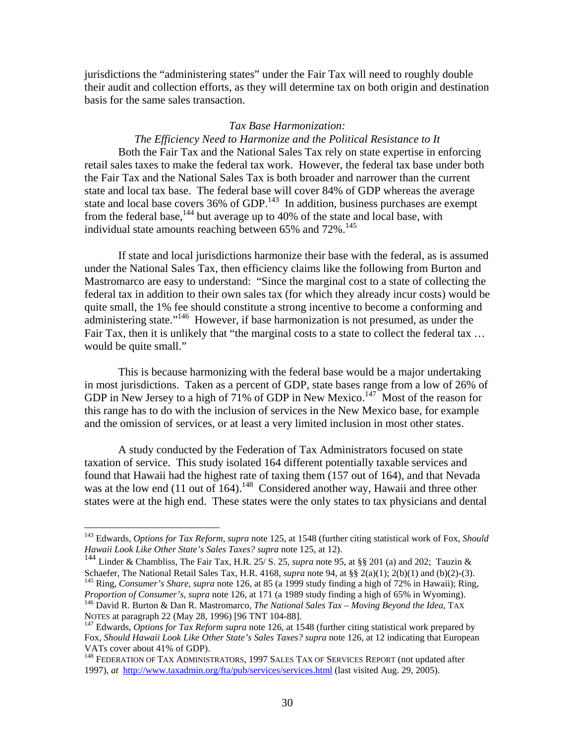jurisdictions the "administering states" under the Fair Tax will need to roughly double their audit and collection efforts, as they will determine tax on both origin and destination basis for the same sales transaction.

*Tax Base Harmonization:*
*The Efficiency Need to Harmonize and the Political Resistance to It*

Both the Fair Tax and the National Sales Tax rely on state expertise in enforcing retail sales taxes to make the federal tax work. However, the federal tax base under both the Fair Tax and the National Sales Tax is both broader and narrower than the current state and local tax base. The federal base will cover 84% of GDP whereas the average state and local base covers 36% of GDP.[143] In addition, business purchases are exempt from the federal base,[144] but average up to 40% of the state and local base, with individual state amounts reaching between 65% and 72%.[145]

If state and local jurisdictions harmonize their base with the federal, as is assumed under the National Sales Tax, then efficiency claims like the following from Burton and Mastromarco are easy to understand: "Since the marginal cost to a state of collecting the federal tax in addition to their own sales tax (for which they already incur costs) would be quite small, the 1% fee should constitute a strong incentive to become a conforming and administering state."[146] However, if base harmonization is not presumed, as under the Fair Tax, then it is unlikely that "the marginal costs to a state to collect the federal tax … would be quite small."

This is because harmonizing with the federal base would be a major undertaking in most jurisdictions. Taken as a percent of GDP, state bases range from a low of 26% of GDP in New Jersey to a high of 71% of GDP in New Mexico.[147] Most of the reason for this range has to do with the inclusion of services in the New Mexico base, for example and the omission of services, or at least a very limited inclusion in most other states.

A study conducted by the Federation of Tax Administrators focused on state taxation of service. This study isolated 164 different potentially taxable services and found that Hawaii had the highest rate of taxing them (157 out of 164), and that Nevada was at the low end (11 out of 164).[148] Considered another way, Hawaii and three other states were at the high end. These states were the only states to tax physicians and dental

---

[143] Edwards, *Options for Tax Reform*, *supra* note 125, at 1548 (further citing statistical work of Fox, *Should Hawaii Look Like Other State's Sales Taxes? supra* note 125, at 12).

[144] Linder & Chambliss, The Fair Tax, H.R. 25/ S. 25, *supra* note 95, at §§ 201 (a) and 202; Tauzin & Schaefer, The National Retail Sales Tax, H.R. 4168, *supra* note 94, at §§ 2(a)(1); 2(b)(1) and (b)(2)-(3).

[145] Ring, *Consumer's Share, supra* note 126, at 85 (a 1999 study finding a high of 72% in Hawaii); Ring, *Proportion of Consumer's, supra* note 126, at 171 (a 1989 study finding a high of 65% in Wyoming).

[146] David R. Burton & Dan R. Mastromarco, *The National Sales Tax – Moving Beyond the Idea*, TAX NOTES at paragraph 22 (May 28, 1996) [96 TNT 104-88].

[147] Edwards, *Options for Tax Reform supra* note 126, at 1548 (further citing statistical work prepared by Fox, *Should Hawaii Look Like Other State's Sales Taxes? supra* note 126, at 12 indicating that European VATs cover about 41% of GDP).

[148] FEDERATION OF TAX ADMINISTRATORS, 1997 SALES TAX OF SERVICES REPORT (not updated after 1997), *at* http://www.taxadmin.org/fta/pub/services/services.html (last visited Aug. 29, 2005).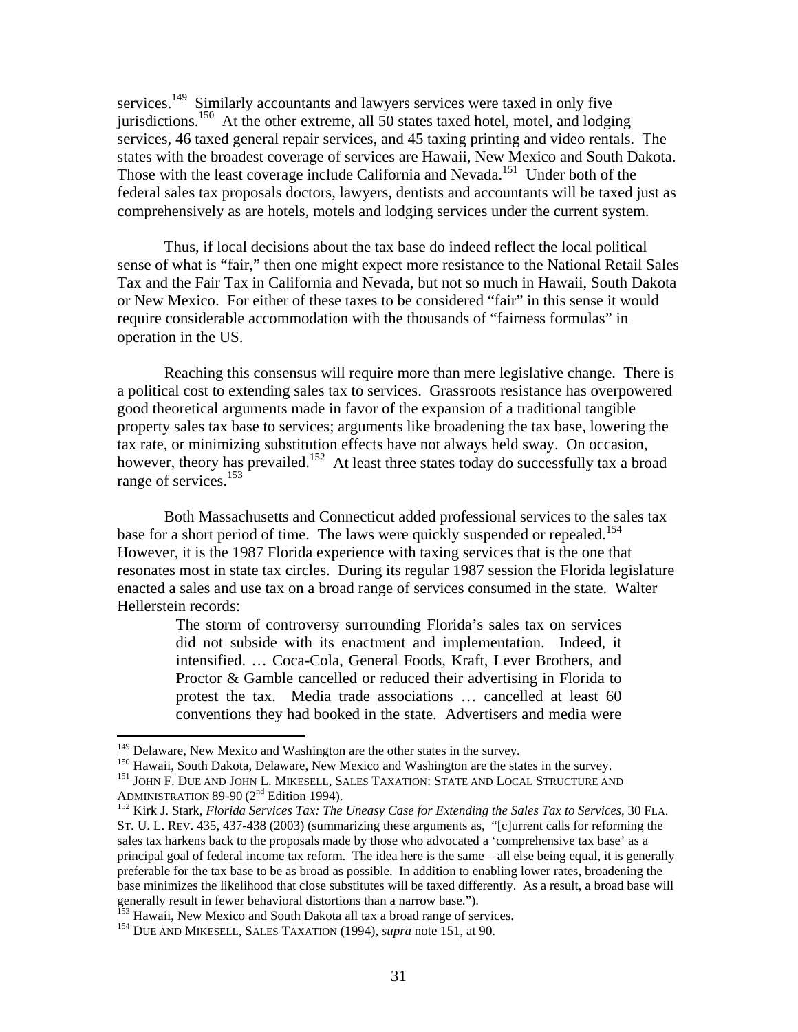services.[149] Similarly accountants and lawyers services were taxed in only five jurisdictions.[150] At the other extreme, all 50 states taxed hotel, motel, and lodging services, 46 taxed general repair services, and 45 taxing printing and video rentals. The states with the broadest coverage of services are Hawaii, New Mexico and South Dakota. Those with the least coverage include California and Nevada.[151] Under both of the federal sales tax proposals doctors, lawyers, dentists and accountants will be taxed just as comprehensively as are hotels, motels and lodging services under the current system.

Thus, if local decisions about the tax base do indeed reflect the local political sense of what is "fair," then one might expect more resistance to the National Retail Sales Tax and the Fair Tax in California and Nevada, but not so much in Hawaii, South Dakota or New Mexico. For either of these taxes to be considered "fair" in this sense it would require considerable accommodation with the thousands of "fairness formulas" in operation in the US.

Reaching this consensus will require more than mere legislative change. There is a political cost to extending sales tax to services. Grassroots resistance has overpowered good theoretical arguments made in favor of the expansion of a traditional tangible property sales tax base to services; arguments like broadening the tax base, lowering the tax rate, or minimizing substitution effects have not always held sway. On occasion, however, theory has prevailed.[152] At least three states today do successfully tax a broad range of services.[153]

Both Massachusetts and Connecticut added professional services to the sales tax base for a short period of time. The laws were quickly suspended or repealed.[154] However, it is the 1987 Florida experience with taxing services that is the one that resonates most in state tax circles. During its regular 1987 session the Florida legislature enacted a sales and use tax on a broad range of services consumed in the state. Walter Hellerstein records:

> The storm of controversy surrounding Florida's sales tax on services did not subside with its enactment and implementation. Indeed, it intensified. … Coca-Cola, General Foods, Kraft, Lever Brothers, and Proctor & Gamble cancelled or reduced their advertising in Florida to protest the tax. Media trade associations … cancelled at least 60 conventions they had booked in the state. Advertisers and media were

---

[149] Delaware, New Mexico and Washington are the other states in the survey.

[150] Hawaii, South Dakota, Delaware, New Mexico and Washington are the states in the survey.

[151] JOHN F. DUE AND JOHN L. MIKESELL, SALES TAXATION: STATE AND LOCAL STRUCTURE AND ADMINISTRATION 89-90 (2nd Edition 1994).

[152] Kirk J. Stark, *Florida Services Tax: The Uneasy Case for Extending the Sales Tax to Services*, 30 FLA. ST. U. L. REV. 435, 437-438 (2003) (summarizing these arguments as, "[c]urrent calls for reforming the sales tax harkens back to the proposals made by those who advocated a 'comprehensive tax base' as a principal goal of federal income tax reform. The idea here is the same – all else being equal, it is generally preferable for the tax base to be as broad as possible. In addition to enabling lower rates, broadening the base minimizes the likelihood that close substitutes will be taxed differently. As a result, a broad base will generally result in fewer behavioral distortions than a narrow base.").

[153] Hawaii, New Mexico and South Dakota all tax a broad range of services.

[154] DUE AND MIKESELL, SALES TAXATION (1994), *supra* note 151, at 90.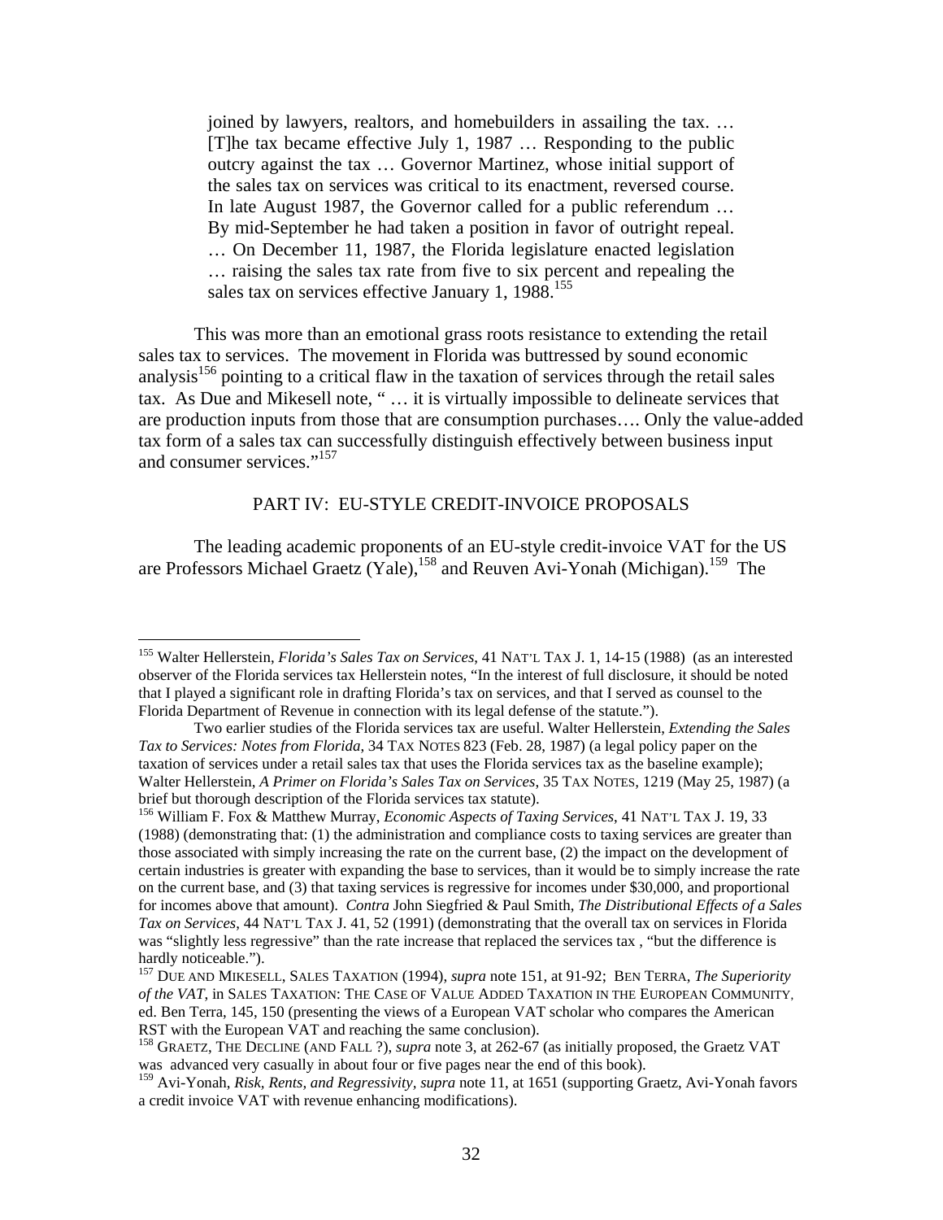> joined by lawyers, realtors, and homebuilders in assailing the tax. … [T]he tax became effective July 1, 1987 … Responding to the public outcry against the tax … Governor Martinez, whose initial support of the sales tax on services was critical to its enactment, reversed course. In late August 1987, the Governor called for a public referendum … By mid-September he had taken a position in favor of outright repeal. … On December 11, 1987, the Florida legislature enacted legislation … raising the sales tax rate from five to six percent and repealing the sales tax on services effective January 1, 1988.[155]

This was more than an emotional grass roots resistance to extending the retail sales tax to services. The movement in Florida was buttressed by sound economic analysis[156] pointing to a critical flaw in the taxation of services through the retail sales tax. As Due and Mikesell note, " … it is virtually impossible to delineate services that are production inputs from those that are consumption purchases…. Only the value-added tax form of a sales tax can successfully distinguish effectively between business input and consumer services."[157]

## PART IV: EU-STYLE CREDIT-INVOICE PROPOSALS

The leading academic proponents of an EU-style credit-invoice VAT for the US are Professors Michael Graetz (Yale),[158] and Reuven Avi-Yonah (Michigan).[159] The

---

[155] Walter Hellerstein, *Florida's Sales Tax on Services*, 41 NAT'L TAX J. 1, 14-15 (1988) (as an interested observer of the Florida services tax Hellerstein notes, "In the interest of full disclosure, it should be noted that I played a significant role in drafting Florida's tax on services, and that I served as counsel to the Florida Department of Revenue in connection with its legal defense of the statute.").

Two earlier studies of the Florida services tax are useful. Walter Hellerstein, *Extending the Sales Tax to Services: Notes from Florida*, 34 TAX NOTES 823 (Feb. 28, 1987) (a legal policy paper on the taxation of services under a retail sales tax that uses the Florida services tax as the baseline example); Walter Hellerstein, *A Primer on Florida's Sales Tax on Services*, 35 TAX NOTES, 1219 (May 25, 1987) (a brief but thorough description of the Florida services tax statute).

[156] William F. Fox & Matthew Murray, *Economic Aspects of Taxing Services*, 41 NAT'L TAX J. 19, 33 (1988) (demonstrating that: (1) the administration and compliance costs to taxing services are greater than those associated with simply increasing the rate on the current base, (2) the impact on the development of certain industries is greater with expanding the base to services, than it would be to simply increase the rate on the current base, and (3) that taxing services is regressive for incomes under $30,000, and proportional for incomes above that amount). *Contra* John Siegfried & Paul Smith, *The Distributional Effects of a Sales Tax on Services*, 44 NAT'L TAX J. 41, 52 (1991) (demonstrating that the overall tax on services in Florida was "slightly less regressive" than the rate increase that replaced the services tax , "but the difference is hardly noticeable.").

[157] DUE AND MIKESELL, SALES TAXATION (1994), *supra* note 151, at 91-92; BEN TERRA, *The Superiority of the VAT*, in SALES TAXATION: THE CASE OF VALUE ADDED TAXATION IN THE EUROPEAN COMMUNITY, ed. Ben Terra, 145, 150 (presenting the views of a European VAT scholar who compares the American RST with the European VAT and reaching the same conclusion).

[158] GRAETZ, THE DECLINE (AND FALL ?), *supra* note 3, at 262-67 (as initially proposed, the Graetz VAT was advanced very casually in about four or five pages near the end of this book).

[159] Avi-Yonah, *Risk, Rents, and Regressivity*, *supra* note 11, at 1651 (supporting Graetz, Avi-Yonah favors a credit invoice VAT with revenue enhancing modifications).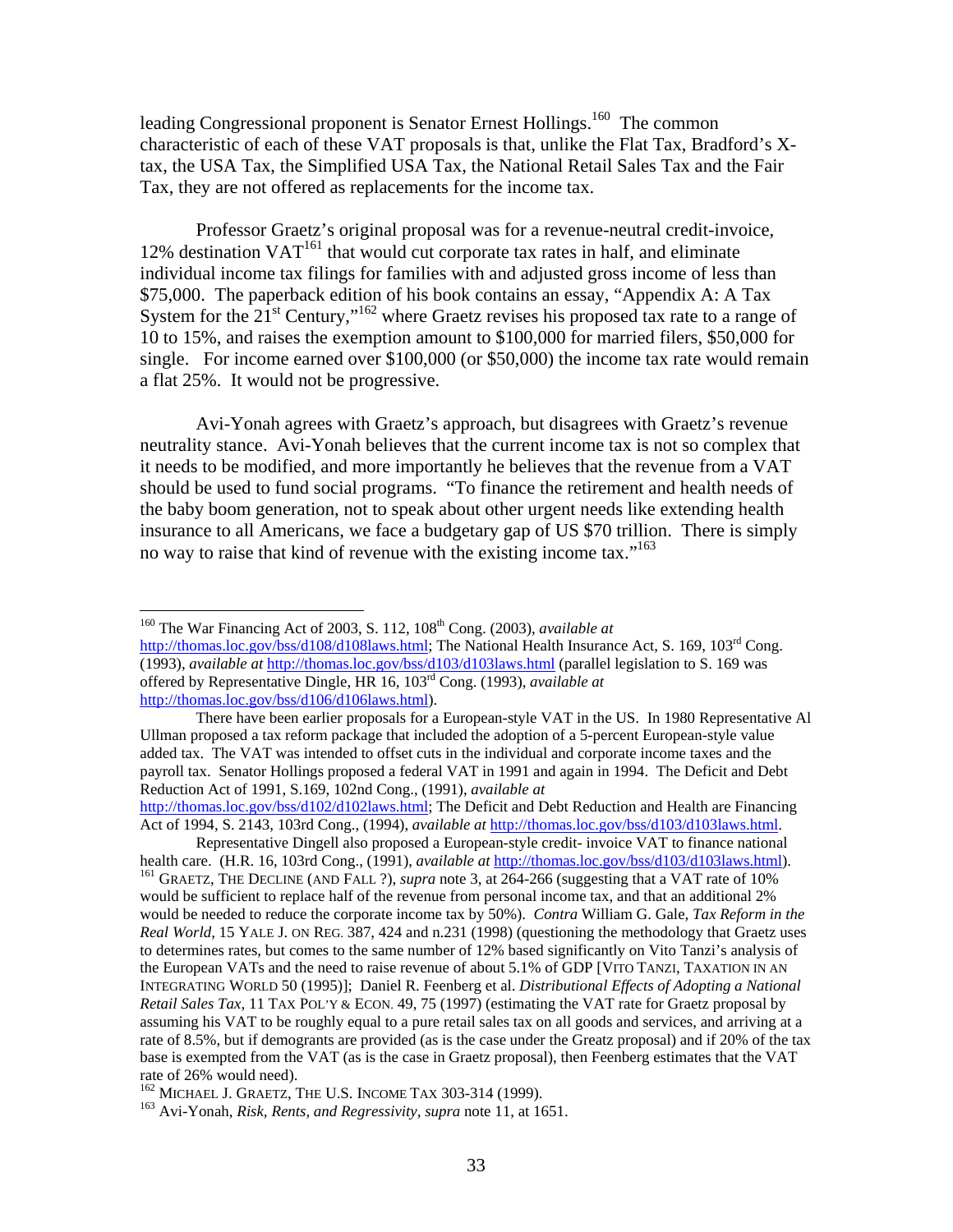leading Congressional proponent is Senator Ernest Hollings.[160] The common characteristic of each of these VAT proposals is that, unlike the Flat Tax, Bradford's X-tax, the USA Tax, the Simplified USA Tax, the National Retail Sales Tax and the Fair Tax, they are not offered as replacements for the income tax.

Professor Graetz's original proposal was for a revenue-neutral credit-invoice, 12% destination VAT[161] that would cut corporate tax rates in half, and eliminate individual income tax filings for families with and adjusted gross income of less than $75,000. The paperback edition of his book contains an essay, "Appendix A: A Tax System for the 21st Century,"[162] where Graetz revises his proposed tax rate to a range of 10 to 15%, and raises the exemption amount to $100,000 for married filers, $50,000 for single. For income earned over $100,000 (or $50,000) the income tax rate would remain a flat 25%. It would not be progressive.

Avi-Yonah agrees with Graetz's approach, but disagrees with Graetz's revenue neutrality stance. Avi-Yonah believes that the current income tax is not so complex that it needs to be modified, and more importantly he believes that the revenue from a VAT should be used to fund social programs. "To finance the retirement and health needs of the baby boom generation, not to speak about other urgent needs like extending health insurance to all Americans, we face a budgetary gap of US $70 trillion. There is simply no way to raise that kind of revenue with the existing income tax."[163]

---

[160] The War Financing Act of 2003, S. 112, 108th Cong. (2003), *available at* http://thomas.loc.gov/bss/d108/d108laws.html; The National Health Insurance Act, S. 169, 103rd Cong. (1993), *available at* http://thomas.loc.gov/bss/d103/d103laws.html (parallel legislation to S. 169 was offered by Representative Dingle, HR 16, 103rd Cong. (1993), *available at* http://thomas.loc.gov/bss/d106/d106laws.html).

There have been earlier proposals for a European-style VAT in the US. In 1980 Representative Al Ullman proposed a tax reform package that included the adoption of a 5-percent European-style value added tax. The VAT was intended to offset cuts in the individual and corporate income taxes and the payroll tax. Senator Hollings proposed a federal VAT in 1991 and again in 1994. The Deficit and Debt Reduction Act of 1991, S.169, 102nd Cong., (1991), *available at* http://thomas.loc.gov/bss/d102/d102laws.html; The Deficit and Debt Reduction and Health are Financing Act of 1994, S. 2143, 103rd Cong., (1994), *available at* http://thomas.loc.gov/bss/d103/d103laws.html.

Representative Dingell also proposed a European-style credit- invoice VAT to finance national health care. (H.R. 16, 103rd Cong., (1991), *available at* http://thomas.loc.gov/bss/d103/d103laws.html).

[161] GRAETZ, THE DECLINE (AND FALL ?), *supra* note 3, at 264-266 (suggesting that a VAT rate of 10% would be sufficient to replace half of the revenue from personal income tax, and that an additional 2% would be needed to reduce the corporate income tax by 50%). *Contra* William G. Gale, *Tax Reform in the Real World*, 15 YALE J. ON REG. 387, 424 and n.231 (1998) (questioning the methodology that Graetz uses to determines rates, but comes to the same number of 12% based significantly on Vito Tanzi's analysis of the European VATs and the need to raise revenue of about 5.1% of GDP [VITO TANZI, TAXATION IN AN INTEGRATING WORLD 50 (1995)]; Daniel R. Feenberg et al. *Distributional Effects of Adopting a National Retail Sales Tax*, 11 TAX POL'Y & ECON. 49, 75 (1997) (estimating the VAT rate for Graetz proposal by assuming his VAT to be roughly equal to a pure retail sales tax on all goods and services, and arriving at a rate of 8.5%, but if demogrants are provided (as is the case under the Graetz proposal) and if 20% of the tax base is exempted from the VAT (as is the case in Graetz proposal), then Feenberg estimates that the VAT rate of 26% would need).

[162] MICHAEL J. GRAETZ, THE U.S. INCOME TAX 303-314 (1999).

[163] Avi-Yonah, *Risk, Rents, and Regressivity, supra* note 11, at 1651.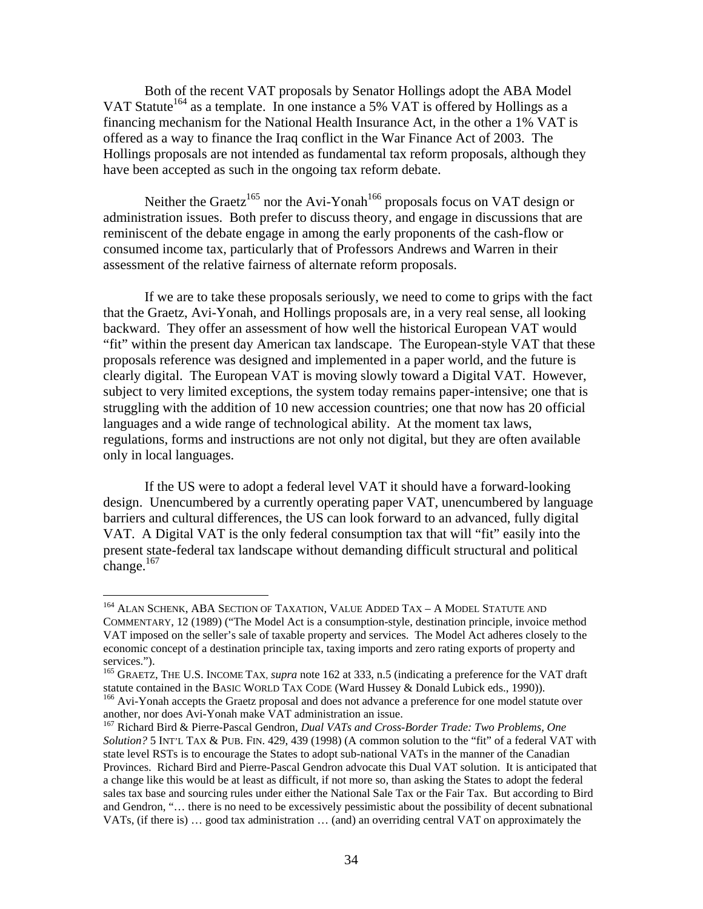Both of the recent VAT proposals by Senator Hollings adopt the ABA Model VAT Statute[164] as a template. In one instance a 5% VAT is offered by Hollings as a financing mechanism for the National Health Insurance Act, in the other a 1% VAT is offered as a way to finance the Iraq conflict in the War Finance Act of 2003. The Hollings proposals are not intended as fundamental tax reform proposals, although they have been accepted as such in the ongoing tax reform debate.

Neither the Graetz[165] nor the Avi-Yonah[166] proposals focus on VAT design or administration issues. Both prefer to discuss theory, and engage in discussions that are reminiscent of the debate engage in among the early proponents of the cash-flow or consumed income tax, particularly that of Professors Andrews and Warren in their assessment of the relative fairness of alternate reform proposals.

If we are to take these proposals seriously, we need to come to grips with the fact that the Graetz, Avi-Yonah, and Hollings proposals are, in a very real sense, all looking backward. They offer an assessment of how well the historical European VAT would "fit" within the present day American tax landscape. The European-style VAT that these proposals reference was designed and implemented in a paper world, and the future is clearly digital. The European VAT is moving slowly toward a Digital VAT. However, subject to very limited exceptions, the system today remains paper-intensive; one that is struggling with the addition of 10 new accession countries; one that now has 20 official languages and a wide range of technological ability. At the moment tax laws, regulations, forms and instructions are not only not digital, but they are often available only in local languages.

If the US were to adopt a federal level VAT it should have a forward-looking design. Unencumbered by a currently operating paper VAT, unencumbered by language barriers and cultural differences, the US can look forward to an advanced, fully digital VAT. A Digital VAT is the only federal consumption tax that will "fit" easily into the present state-federal tax landscape without demanding difficult structural and political change.[167]

---

[164] ALAN SCHENK, ABA SECTION OF TAXATION, VALUE ADDED TAX – A MODEL STATUTE AND COMMENTARY, 12 (1989) ("The Model Act is a consumption-style, destination principle, invoice method VAT imposed on the seller's sale of taxable property and services. The Model Act adheres closely to the economic concept of a destination principle tax, taxing imports and zero rating exports of property and services.").

[165] GRAETZ, THE U.S. INCOME TAX, *supra* note 162 at 333, n.5 (indicating a preference for the VAT draft statute contained in the BASIC WORLD TAX CODE (Ward Hussey & Donald Lubick eds., 1990)).

[166] Avi-Yonah accepts the Graetz proposal and does not advance a preference for one model statute over another, nor does Avi-Yonah make VAT administration an issue.

[167] Richard Bird & Pierre-Pascal Gendron, *Dual VATs and Cross-Border Trade: Two Problems, One Solution?* 5 INT'L TAX & PUB. FIN. 429, 439 (1998) (A common solution to the "fit" of a federal VAT with state level RSTs is to encourage the States to adopt sub-national VATs in the manner of the Canadian Provinces. Richard Bird and Pierre-Pascal Gendron advocate this Dual VAT solution. It is anticipated that a change like this would be at least as difficult, if not more so, than asking the States to adopt the federal sales tax base and sourcing rules under either the National Sale Tax or the Fair Tax. But according to Bird and Gendron, "… there is no need to be excessively pessimistic about the possibility of decent subnational VATs, (if there is) … good tax administration … (and) an overriding central VAT on approximately the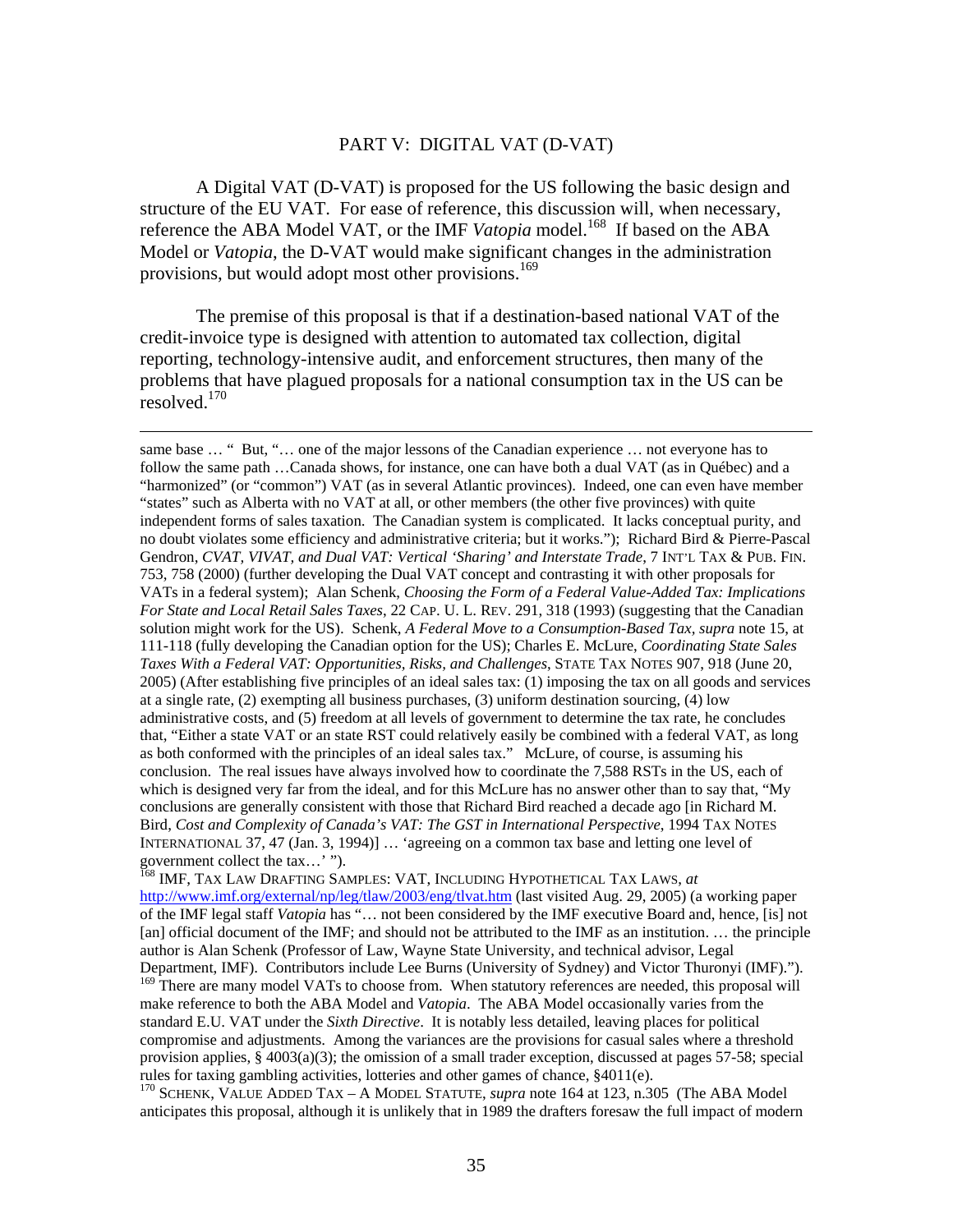## PART V: DIGITAL VAT (D-VAT)

A Digital VAT (D-VAT) is proposed for the US following the basic design and structure of the EU VAT. For ease of reference, this discussion will, when necessary, reference the ABA Model VAT, or the IMF *Vatopia* model.[168] If based on the ABA Model or *Vatopia*, the D-VAT would make significant changes in the administration provisions, but would adopt most other provisions.[169]

The premise of this proposal is that if a destination-based national VAT of the credit-invoice type is designed with attention to automated tax collection, digital reporting, technology-intensive audit, and enforcement structures, then many of the problems that have plagued proposals for a national consumption tax in the US can be resolved.[170]

---

same base … " But, "… one of the major lessons of the Canadian experience … not everyone has to follow the same path …Canada shows, for instance, one can have both a dual VAT (as in Québec) and a "harmonized" (or "common") VAT (as in several Atlantic provinces). Indeed, one can even have member "states" such as Alberta with no VAT at all, or other members (the other five provinces) with quite independent forms of sales taxation. The Canadian system is complicated. It lacks conceptual purity, and no doubt violates some efficiency and administrative criteria; but it works."); Richard Bird & Pierre-Pascal Gendron, *CVAT, VIVAT, and Dual VAT: Vertical 'Sharing' and Interstate Trade*, 7 INT'L TAX & PUB. FIN. 753, 758 (2000) (further developing the Dual VAT concept and contrasting it with other proposals for VATs in a federal system); Alan Schenk, *Choosing the Form of a Federal Value-Added Tax: Implications For State and Local Retail Sales Taxes*, 22 CAP. U. L. REV. 291, 318 (1993) (suggesting that the Canadian solution might work for the US). Schenk, *A Federal Move to a Consumption-Based Tax*, *supra* note 15, at 111-118 (fully developing the Canadian option for the US); Charles E. McLure, *Coordinating State Sales Taxes With a Federal VAT: Opportunities, Risks, and Challenges*, STATE TAX NOTES 907, 918 (June 20, 2005) (After establishing five principles of an ideal sales tax: (1) imposing the tax on all goods and services at a single rate, (2) exempting all business purchases, (3) uniform destination sourcing, (4) low administrative costs, and (5) freedom at all levels of government to determine the tax rate, he concludes that, "Either a state VAT or an state RST could relatively easily be combined with a federal VAT, as long as both conformed with the principles of an ideal sales tax." McLure, of course, is assuming his conclusion. The real issues have always involved how to coordinate the 7,588 RSTs in the US, each of which is designed very far from the ideal, and for this McLure has no answer other than to say that, "My conclusions are generally consistent with those that Richard Bird reached a decade ago [in Richard M. Bird, *Cost and Complexity of Canada's VAT: The GST in International Perspective*, 1994 TAX NOTES INTERNATIONAL 37, 47 (Jan. 3, 1994)] … 'agreeing on a common tax base and letting one level of government collect the tax…' ").

[168] IMF, TAX LAW DRAFTING SAMPLES: VAT, INCLUDING HYPOTHETICAL TAX LAWS, *at* http://www.imf.org/external/np/leg/tlaw/2003/eng/tlvat.htm (last visited Aug. 29, 2005) (a working paper of the IMF legal staff *Vatopia* has "… not been considered by the IMF executive Board and, hence, [is] not [an] official document of the IMF; and should not be attributed to the IMF as an institution. … the principle author is Alan Schenk (Professor of Law, Wayne State University, and technical advisor, Legal Department, IMF). Contributors include Lee Burns (University of Sydney) and Victor Thuronyi (IMF).").

[169] There are many model VATs to choose from. When statutory references are needed, this proposal will make reference to both the ABA Model and *Vatopia*. The ABA Model occasionally varies from the standard E.U. VAT under the *Sixth Directive*. It is notably less detailed, leaving places for political compromise and adjustments. Among the variances are the provisions for casual sales where a threshold provision applies, § 4003(a)(3); the omission of a small trader exception, discussed at pages 57-58; special rules for taxing gambling activities, lotteries and other games of chance, §4011(e).

[170] SCHENK, VALUE ADDED TAX – A MODEL STATUTE, *supra* note 164 at 123, n.305 (The ABA Model anticipates this proposal, although it is unlikely that in 1989 the drafters foresaw the full impact of modern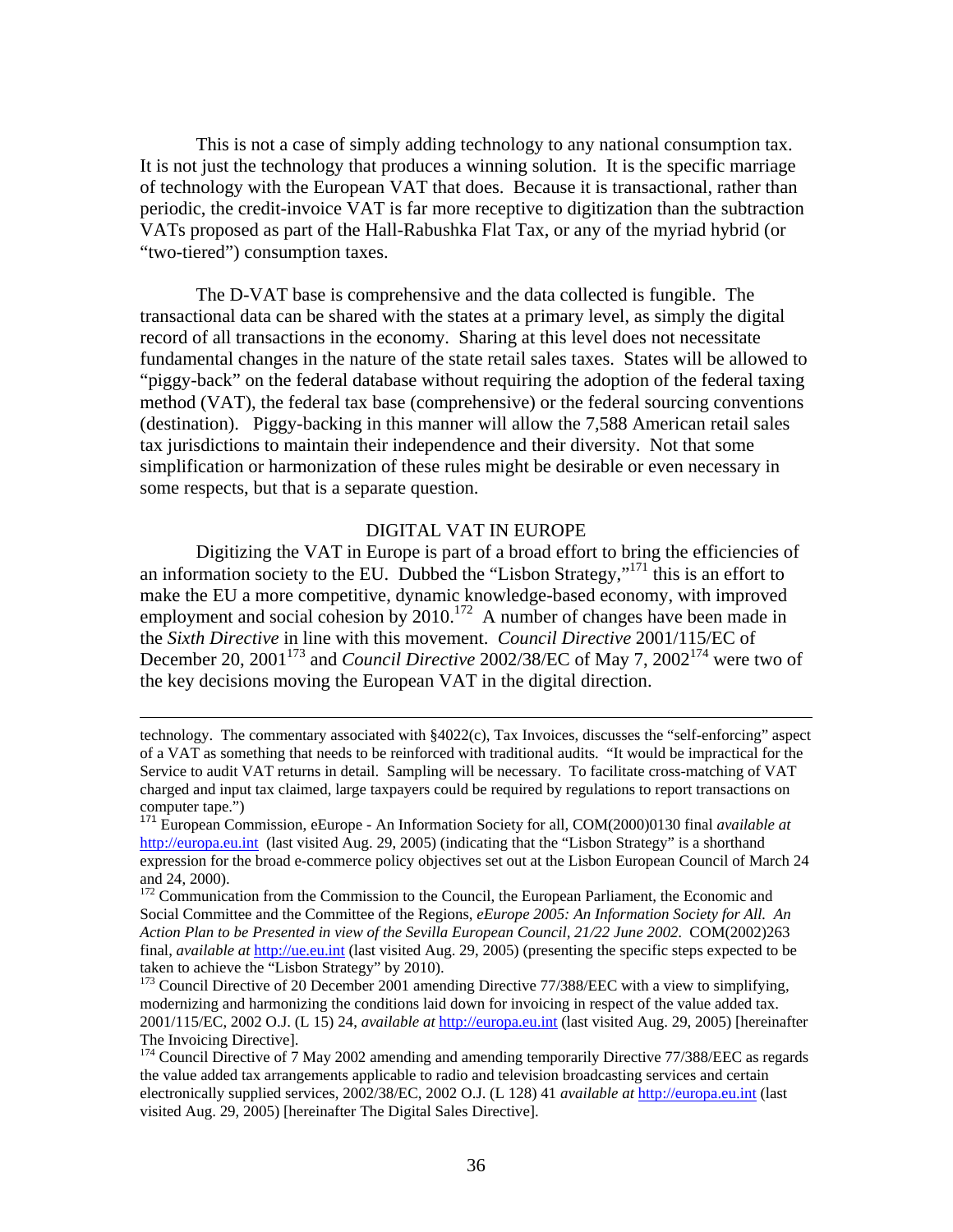This is not a case of simply adding technology to any national consumption tax. It is not just the technology that produces a winning solution. It is the specific marriage of technology with the European VAT that does. Because it is transactional, rather than periodic, the credit-invoice VAT is far more receptive to digitization than the subtraction VATs proposed as part of the Hall-Rabushka Flat Tax, or any of the myriad hybrid (or "two-tiered") consumption taxes.

The D-VAT base is comprehensive and the data collected is fungible. The transactional data can be shared with the states at a primary level, as simply the digital record of all transactions in the economy. Sharing at this level does not necessitate fundamental changes in the nature of the state retail sales taxes. States will be allowed to "piggy-back" on the federal database without requiring the adoption of the federal taxing method (VAT), the federal tax base (comprehensive) or the federal sourcing conventions (destination). Piggy-backing in this manner will allow the 7,588 American retail sales tax jurisdictions to maintain their independence and their diversity. Not that some simplification or harmonization of these rules might be desirable or even necessary in some respects, but that is a separate question.

## DIGITAL VAT IN EUROPE

Digitizing the VAT in Europe is part of a broad effort to bring the efficiencies of an information society to the EU. Dubbed the "Lisbon Strategy,"[171] this is an effort to make the EU a more competitive, dynamic knowledge-based economy, with improved employment and social cohesion by 2010.[172] A number of changes have been made in the *Sixth Directive* in line with this movement. *Council Directive* 2001/115/EC of December 20, 2001[173] and *Council Directive* 2002/38/EC of May 7, 2002[174] were two of the key decisions moving the European VAT in the digital direction.

---

technology. The commentary associated with §4022(c), Tax Invoices, discusses the "self-enforcing" aspect of a VAT as something that needs to be reinforced with traditional audits. "It would be impractical for the Service to audit VAT returns in detail. Sampling will be necessary. To facilitate cross-matching of VAT charged and input tax claimed, large taxpayers could be required by regulations to report transactions on computer tape.")

[171] European Commission, eEurope - An Information Society for all, COM(2000)0130 final *available at* http://europa.eu.int (last visited Aug. 29, 2005) (indicating that the "Lisbon Strategy" is a shorthand expression for the broad e-commerce policy objectives set out at the Lisbon European Council of March 24 and 24, 2000).

[172] Communication from the Commission to the Council, the European Parliament, the Economic and Social Committee and the Committee of the Regions, *eEurope 2005: An Information Society for All. An Action Plan to be Presented in view of the Sevilla European Council, 21/22 June 2002*. COM(2002)263 final, *available at* http://ue.eu.int (last visited Aug. 29, 2005) (presenting the specific steps expected to be taken to achieve the "Lisbon Strategy" by 2010).

[173] Council Directive of 20 December 2001 amending Directive 77/388/EEC with a view to simplifying, modernizing and harmonizing the conditions laid down for invoicing in respect of the value added tax. 2001/115/EC, 2002 O.J. (L 15) 24, *available at* http://europa.eu.int (last visited Aug. 29, 2005) [hereinafter The Invoicing Directive].

[174] Council Directive of 7 May 2002 amending and amending temporarily Directive 77/388/EEC as regards the value added tax arrangements applicable to radio and television broadcasting services and certain electronically supplied services, 2002/38/EC, 2002 O.J. (L 128) 41 *available at* http://europa.eu.int (last visited Aug. 29, 2005) [hereinafter The Digital Sales Directive].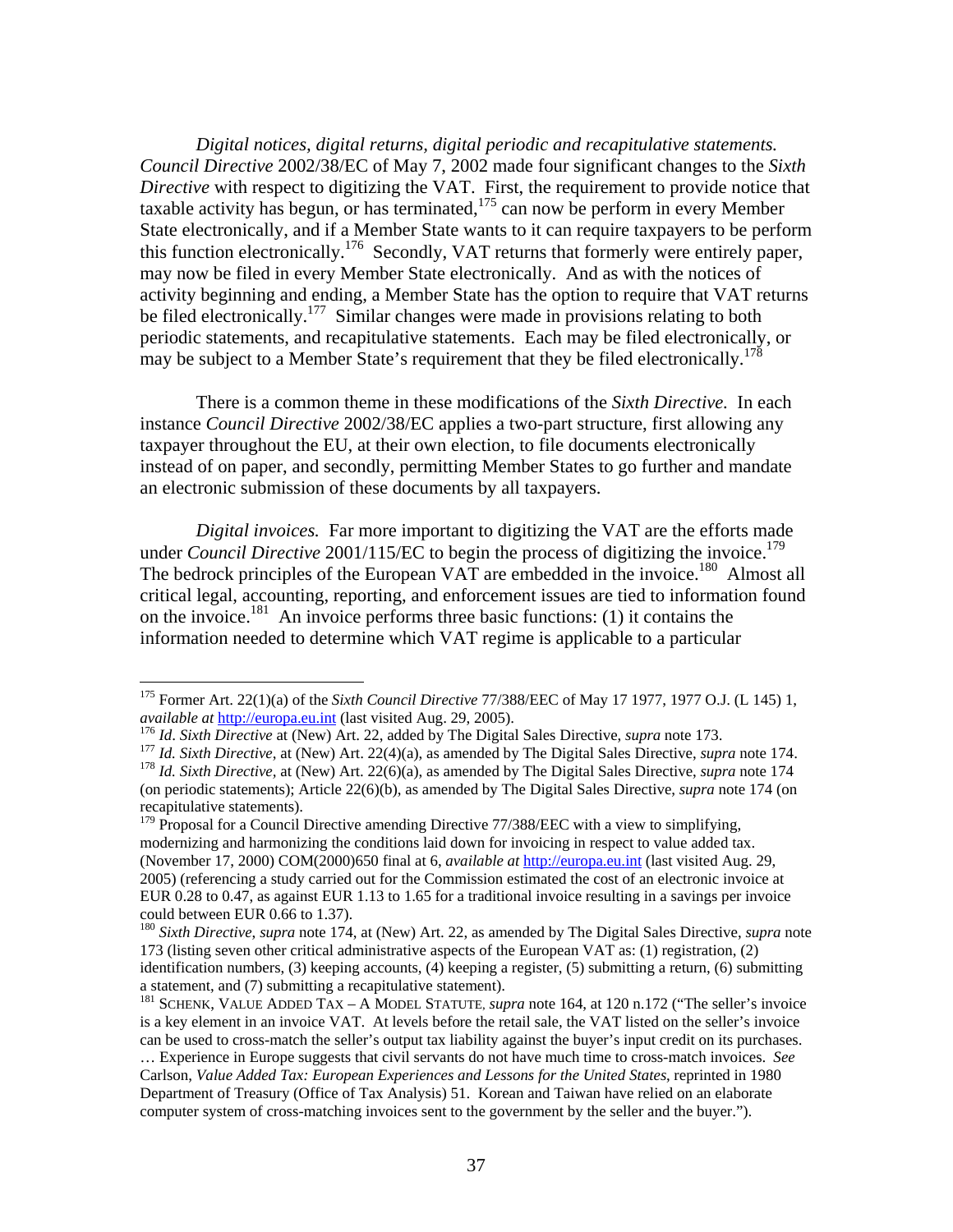*Digital notices, digital returns, digital periodic and recapitulative statements. Council Directive* 2002/38/EC of May 7, 2002 made four significant changes to the *Sixth Directive* with respect to digitizing the VAT. First, the requirement to provide notice that taxable activity has begun, or has terminated,[175] can now be perform in every Member State electronically, and if a Member State wants to it can require taxpayers to be perform this function electronically.[176] Secondly, VAT returns that formerly were entirely paper, may now be filed in every Member State electronically. And as with the notices of activity beginning and ending, a Member State has the option to require that VAT returns be filed electronically.[177] Similar changes were made in provisions relating to both periodic statements, and recapitulative statements. Each may be filed electronically, or may be subject to a Member State's requirement that they be filed electronically.[178]

There is a common theme in these modifications of the *Sixth Directive.* In each instance *Council Directive* 2002/38/EC applies a two-part structure, first allowing any taxpayer throughout the EU, at their own election, to file documents electronically instead of on paper, and secondly, permitting Member States to go further and mandate an electronic submission of these documents by all taxpayers.

*Digital invoices.* Far more important to digitizing the VAT are the efforts made under *Council Directive* 2001/115/EC to begin the process of digitizing the invoice.[179] The bedrock principles of the European VAT are embedded in the invoice.[180] Almost all critical legal, accounting, reporting, and enforcement issues are tied to information found on the invoice.[181] An invoice performs three basic functions: (1) it contains the information needed to determine which VAT regime is applicable to a particular

---

[175] Former Art. 22(1)(a) of the *Sixth Council Directive* 77/388/EEC of May 17 1977, 1977 O.J. (L 145) 1, *available at* http://europa.eu.int (last visited Aug. 29, 2005).

[176] *Id*. *Sixth Directive* at (New) Art. 22, added by The Digital Sales Directive, *supra* note 173.

[177] *Id. Sixth Directive*, at (New) Art. 22(4)(a), as amended by The Digital Sales Directive, *supra* note 174.

[178] *Id. Sixth Directive*, at (New) Art. 22(6)(a), as amended by The Digital Sales Directive, *supra* note 174 (on periodic statements); Article 22(6)(b), as amended by The Digital Sales Directive, *supra* note 174 (on recapitulative statements).

[179] Proposal for a Council Directive amending Directive 77/388/EEC with a view to simplifying, modernizing and harmonizing the conditions laid down for invoicing in respect to value added tax. (November 17, 2000) COM(2000)650 final at 6, *available at* http://europa.eu.int (last visited Aug. 29, 2005) (referencing a study carried out for the Commission estimated the cost of an electronic invoice at EUR 0.28 to 0.47, as against EUR 1.13 to 1.65 for a traditional invoice resulting in a savings per invoice could between EUR 0.66 to 1.37).

[180] *Sixth Directive*, *supra* note 174, at (New) Art. 22, as amended by The Digital Sales Directive, *supra* note 173 (listing seven other critical administrative aspects of the European VAT as: (1) registration, (2) identification numbers, (3) keeping accounts, (4) keeping a register, (5) submitting a return, (6) submitting a statement, and (7) submitting a recapitulative statement).

[181] SCHENK, VALUE ADDED TAX – A MODEL STATUTE, *supra* note 164, at 120 n.172 ("The seller's invoice is a key element in an invoice VAT. At levels before the retail sale, the VAT listed on the seller's invoice can be used to cross-match the seller's output tax liability against the buyer's input credit on its purchases. … Experience in Europe suggests that civil servants do not have much time to cross-match invoices. *See* Carlson, *Value Added Tax: European Experiences and Lessons for the United States*, reprinted in 1980 Department of Treasury (Office of Tax Analysis) 51. Korean and Taiwan have relied on an elaborate computer system of cross-matching invoices sent to the government by the seller and the buyer.").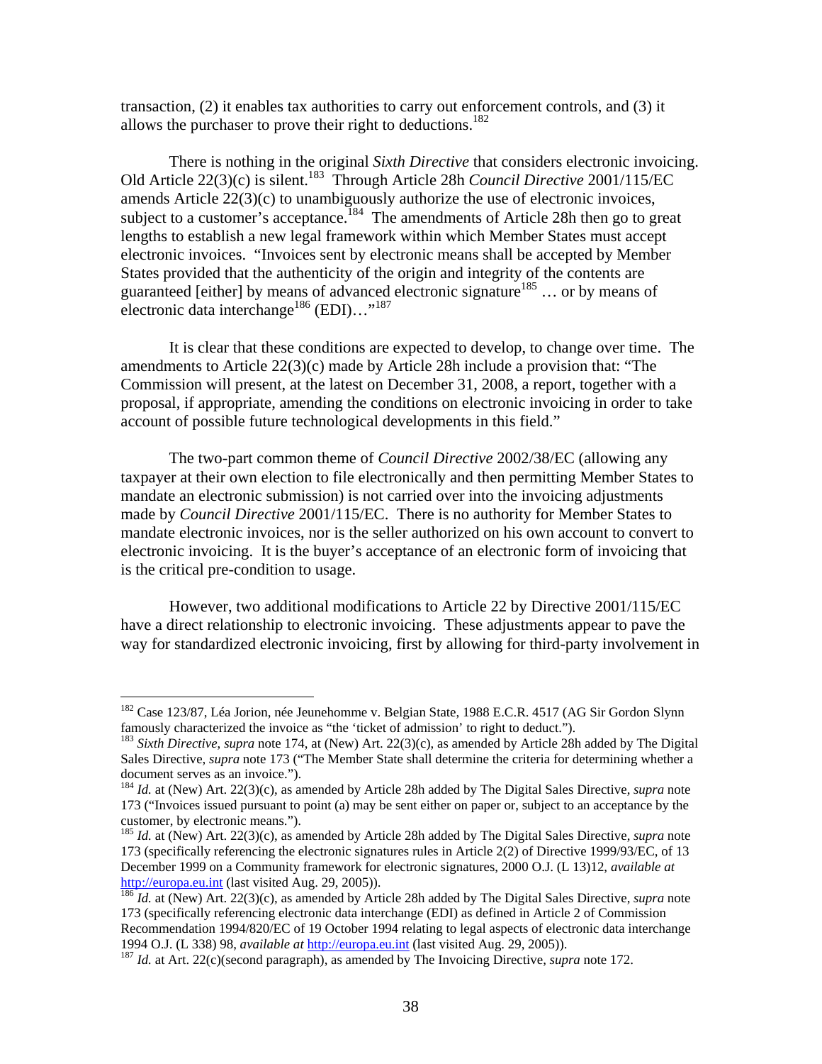transaction, (2) it enables tax authorities to carry out enforcement controls, and (3) it allows the purchaser to prove their right to deductions.[182]

There is nothing in the original *Sixth Directive* that considers electronic invoicing. Old Article 22(3)(c) is silent.[183] Through Article 28h *Council Directive* 2001/115/EC amends Article 22(3)(c) to unambiguously authorize the use of electronic invoices, subject to a customer's acceptance.[184] The amendments of Article 28h then go to great lengths to establish a new legal framework within which Member States must accept electronic invoices. "Invoices sent by electronic means shall be accepted by Member States provided that the authenticity of the origin and integrity of the contents are guaranteed [either] by means of advanced electronic signature[185] … or by means of electronic data interchange[186] (EDI)…"[187]

It is clear that these conditions are expected to develop, to change over time. The amendments to Article 22(3)(c) made by Article 28h include a provision that: "The Commission will present, at the latest on December 31, 2008, a report, together with a proposal, if appropriate, amending the conditions on electronic invoicing in order to take account of possible future technological developments in this field."

The two-part common theme of *Council Directive* 2002/38/EC (allowing any taxpayer at their own election to file electronically and then permitting Member States to mandate an electronic submission) is not carried over into the invoicing adjustments made by *Council Directive* 2001/115/EC. There is no authority for Member States to mandate electronic invoices, nor is the seller authorized on his own account to convert to electronic invoicing. It is the buyer's acceptance of an electronic form of invoicing that is the critical pre-condition to usage.

However, two additional modifications to Article 22 by Directive 2001/115/EC have a direct relationship to electronic invoicing. These adjustments appear to pave the way for standardized electronic invoicing, first by allowing for third-party involvement in

---

[182] Case 123/87, Léa Jorion, née Jeunehomme v. Belgian State, 1988 E.C.R. 4517 (AG Sir Gordon Slynn famously characterized the invoice as "the 'ticket of admission' to right to deduct.").

[183] *Sixth Directive, supra* note 174, at (New) Art. 22(3)(c), as amended by Article 28h added by The Digital Sales Directive, *supra* note 173 ("The Member State shall determine the criteria for determining whether a document serves as an invoice.").

[184] *Id.* at (New) Art. 22(3)(c), as amended by Article 28h added by The Digital Sales Directive, *supra* note 173 ("Invoices issued pursuant to point (a) may be sent either on paper or, subject to an acceptance by the customer, by electronic means.").

[185] *Id.* at (New) Art. 22(3)(c), as amended by Article 28h added by The Digital Sales Directive, *supra* note 173 (specifically referencing the electronic signatures rules in Article 2(2) of Directive 1999/93/EC, of 13 December 1999 on a Community framework for electronic signatures, 2000 O.J. (L 13)12, *available at* http://europa.eu.int (last visited Aug. 29, 2005)).

[186] *Id.* at (New) Art. 22(3)(c), as amended by Article 28h added by The Digital Sales Directive, *supra* note 173 (specifically referencing electronic data interchange (EDI) as defined in Article 2 of Commission Recommendation 1994/820/EC of 19 October 1994 relating to legal aspects of electronic data interchange 1994 O.J. (L 338) 98, *available at* http://europa.eu.int (last visited Aug. 29, 2005)).

[187] *Id.* at Art. 22(c)(second paragraph), as amended by The Invoicing Directive, *supra* note 172.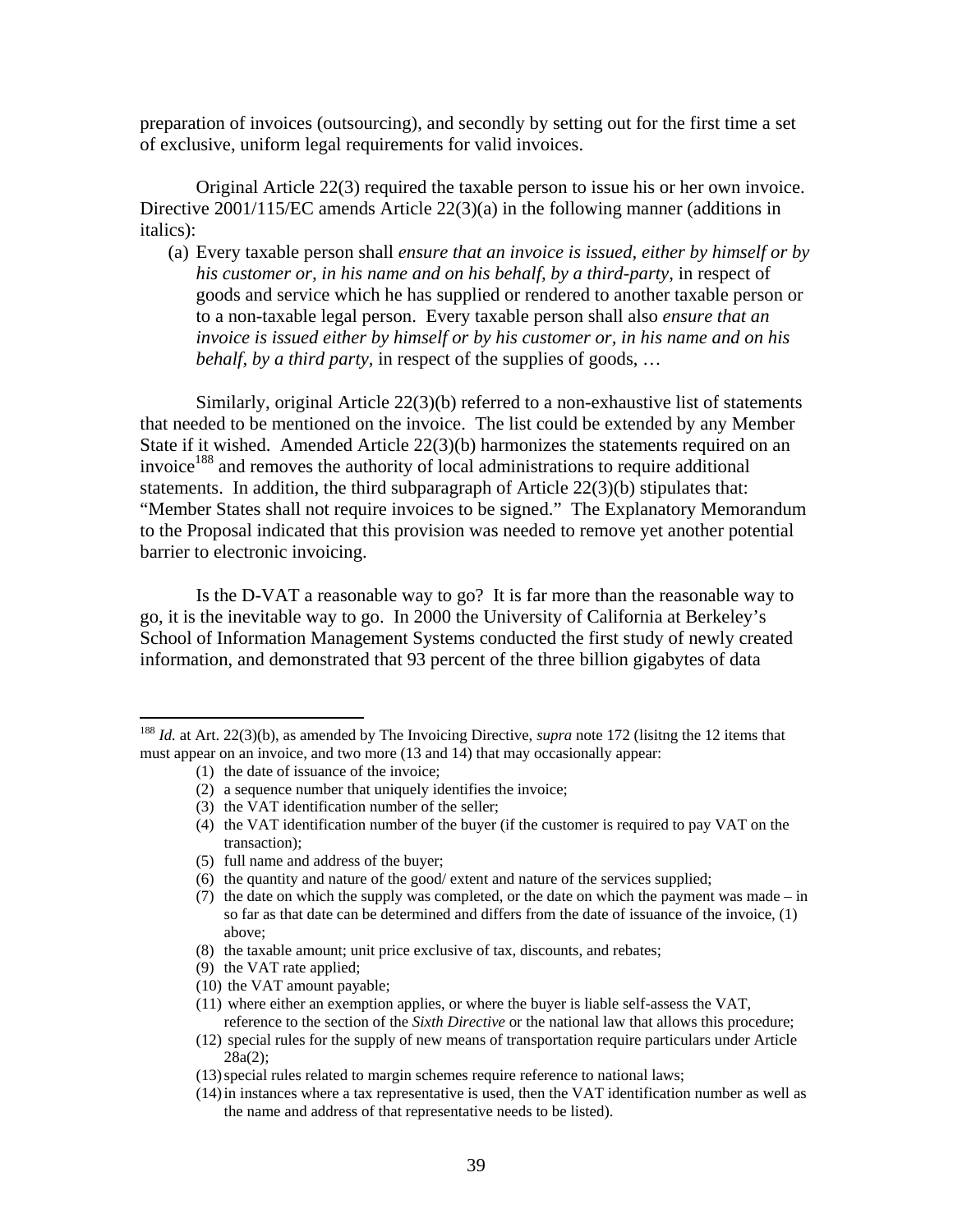preparation of invoices (outsourcing), and secondly by setting out for the first time a set of exclusive, uniform legal requirements for valid invoices.

Original Article 22(3) required the taxable person to issue his or her own invoice. Directive 2001/115/EC amends Article 22(3)(a) in the following manner (additions in italics):

(a) Every taxable person shall *ensure that an invoice is issued, either by himself or by his customer or, in his name and on his behalf, by a third-party*, in respect of goods and service which he has supplied or rendered to another taxable person or to a non-taxable legal person. Every taxable person shall also *ensure that an invoice is issued either by himself or by his customer or, in his name and on his behalf, by a third party*, in respect of the supplies of goods, …

Similarly, original Article 22(3)(b) referred to a non-exhaustive list of statements that needed to be mentioned on the invoice. The list could be extended by any Member State if it wished. Amended Article 22(3)(b) harmonizes the statements required on an invoice[188] and removes the authority of local administrations to require additional statements. In addition, the third subparagraph of Article 22(3)(b) stipulates that: "Member States shall not require invoices to be signed." The Explanatory Memorandum to the Proposal indicated that this provision was needed to remove yet another potential barrier to electronic invoicing.

Is the D-VAT a reasonable way to go? It is far more than the reasonable way to go, it is the inevitable way to go. In 2000 the University of California at Berkeley's School of Information Management Systems conducted the first study of newly created information, and demonstrated that 93 percent of the three billion gigabytes of data

---

[188] *Id.* at Art. 22(3)(b), as amended by The Invoicing Directive, *supra* note 172 (lisitng the 12 items that must appear on an invoice, and two more (13 and 14) that may occasionally appear:

(1) the date of issuance of the invoice;
(2) a sequence number that uniquely identifies the invoice;
(3) the VAT identification number of the seller;
(4) the VAT identification number of the buyer (if the customer is required to pay VAT on the transaction);
(5) full name and address of the buyer;
(6) the quantity and nature of the good/ extent and nature of the services supplied;
(7) the date on which the supply was completed, or the date on which the payment was made – in so far as that date can be determined and differs from the date of issuance of the invoice, (1) above;
(8) the taxable amount; unit price exclusive of tax, discounts, and rebates;
(9) the VAT rate applied;
(10) the VAT amount payable;
(11) where either an exemption applies, or where the buyer is liable self-assess the VAT, reference to the section of the *Sixth Directive* or the national law that allows this procedure;
(12) special rules for the supply of new means of transportation require particulars under Article 28a(2);
(13) special rules related to margin schemes require reference to national laws;
(14) in instances where a tax representative is used, then the VAT identification number as well as the name and address of that representative needs to be listed).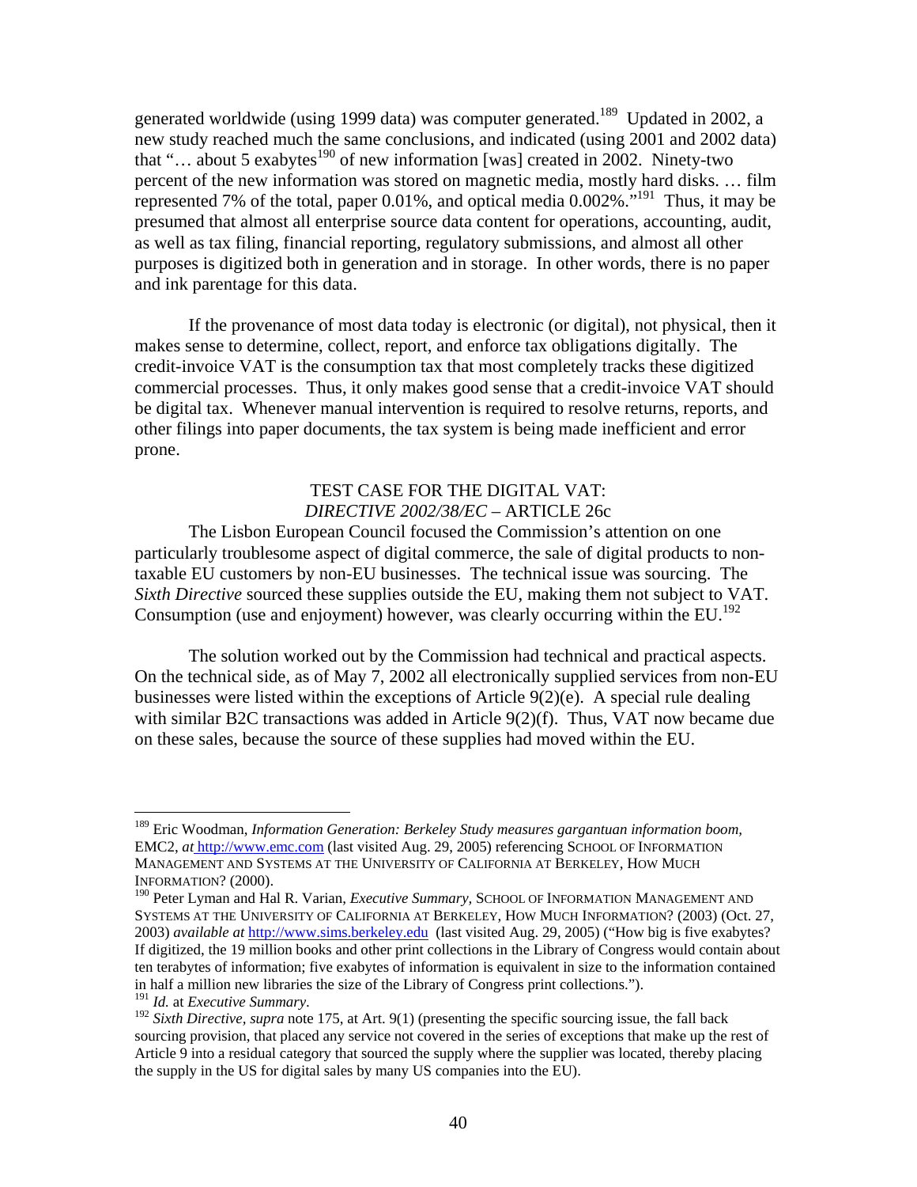generated worldwide (using 1999 data) was computer generated.[189] Updated in 2002, a new study reached much the same conclusions, and indicated (using 2001 and 2002 data) that "… about 5 exabytes[190] of new information [was] created in 2002. Ninety-two percent of the new information was stored on magnetic media, mostly hard disks. … film represented 7% of the total, paper 0.01%, and optical media 0.002%."[191] Thus, it may be presumed that almost all enterprise source data content for operations, accounting, audit, as well as tax filing, financial reporting, regulatory submissions, and almost all other purposes is digitized both in generation and in storage. In other words, there is no paper and ink parentage for this data.

If the provenance of most data today is electronic (or digital), not physical, then it makes sense to determine, collect, report, and enforce tax obligations digitally. The credit-invoice VAT is the consumption tax that most completely tracks these digitized commercial processes. Thus, it only makes good sense that a credit-invoice VAT should be digital tax. Whenever manual intervention is required to resolve returns, reports, and other filings into paper documents, the tax system is being made inefficient and error prone.

## TEST CASE FOR THE DIGITAL VAT: *DIRECTIVE 2002/38/EC* – ARTICLE 26c

The Lisbon European Council focused the Commission's attention on one particularly troublesome aspect of digital commerce, the sale of digital products to non-taxable EU customers by non-EU businesses. The technical issue was sourcing. The *Sixth Directive* sourced these supplies outside the EU, making them not subject to VAT. Consumption (use and enjoyment) however, was clearly occurring within the EU.[192]

The solution worked out by the Commission had technical and practical aspects. On the technical side, as of May 7, 2002 all electronically supplied services from non-EU businesses were listed within the exceptions of Article 9(2)(e). A special rule dealing with similar B2C transactions was added in Article 9(2)(f). Thus, VAT now became due on these sales, because the source of these supplies had moved within the EU.

---

[189] Eric Woodman, *Information Generation: Berkeley Study measures gargantuan information boom,* EMC2, *at* http://www.emc.com (last visited Aug. 29, 2005) referencing SCHOOL OF INFORMATION MANAGEMENT AND SYSTEMS AT THE UNIVERSITY OF CALIFORNIA AT BERKELEY, HOW MUCH INFORMATION? (2000).

[190] Peter Lyman and Hal R. Varian, *Executive Summary*, SCHOOL OF INFORMATION MANAGEMENT AND SYSTEMS AT THE UNIVERSITY OF CALIFORNIA AT BERKELEY, HOW MUCH INFORMATION? (2003) (Oct. 27, 2003) *available at* http://www.sims.berkeley.edu (last visited Aug. 29, 2005) ("How big is five exabytes? If digitized, the 19 million books and other print collections in the Library of Congress would contain about ten terabytes of information; five exabytes of information is equivalent in size to the information contained in half a million new libraries the size of the Library of Congress print collections.").

[191] *Id.* at *Executive Summary*.

[192] *Sixth Directive*, *supra* note 175, at Art. 9(1) (presenting the specific sourcing issue, the fall back sourcing provision, that placed any service not covered in the series of exceptions that make up the rest of Article 9 into a residual category that sourced the supply where the supplier was located, thereby placing the supply in the US for digital sales by many US companies into the EU).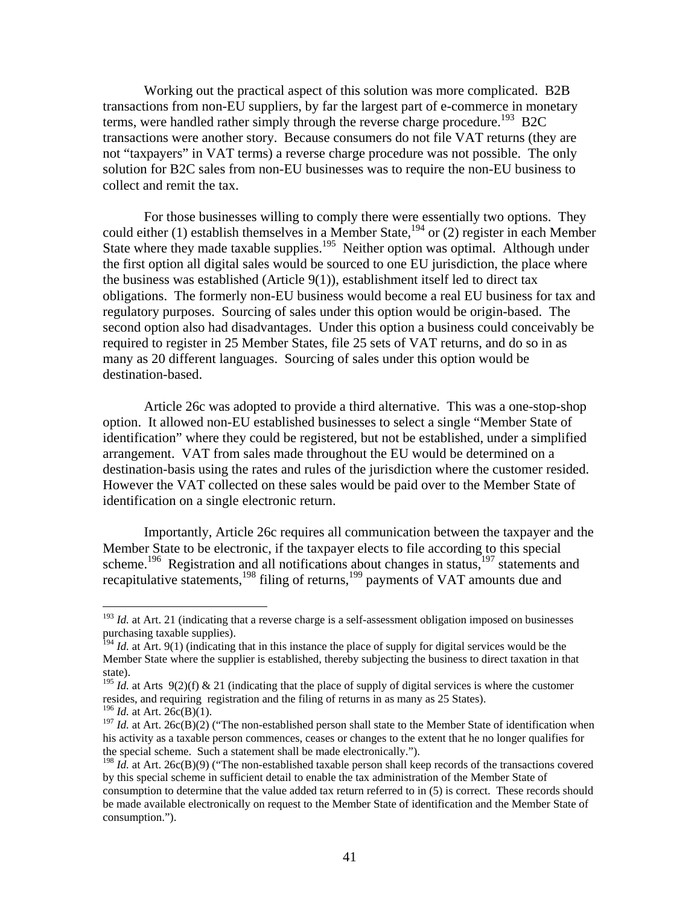Working out the practical aspect of this solution was more complicated. B2B transactions from non-EU suppliers, by far the largest part of e-commerce in monetary terms, were handled rather simply through the reverse charge procedure.[193] B2C transactions were another story. Because consumers do not file VAT returns (they are not "taxpayers" in VAT terms) a reverse charge procedure was not possible. The only solution for B2C sales from non-EU businesses was to require the non-EU business to collect and remit the tax.

For those businesses willing to comply there were essentially two options. They could either (1) establish themselves in a Member State,[194] or (2) register in each Member State where they made taxable supplies.[195] Neither option was optimal. Although under the first option all digital sales would be sourced to one EU jurisdiction, the place where the business was established (Article 9(1)), establishment itself led to direct tax obligations. The formerly non-EU business would become a real EU business for tax and regulatory purposes. Sourcing of sales under this option would be origin-based. The second option also had disadvantages. Under this option a business could conceivably be required to register in 25 Member States, file 25 sets of VAT returns, and do so in as many as 20 different languages. Sourcing of sales under this option would be destination-based.

Article 26c was adopted to provide a third alternative. This was a one-stop-shop option. It allowed non-EU established businesses to select a single "Member State of identification" where they could be registered, but not be established, under a simplified arrangement. VAT from sales made throughout the EU would be determined on a destination-basis using the rates and rules of the jurisdiction where the customer resided. However the VAT collected on these sales would be paid over to the Member State of identification on a single electronic return.

Importantly, Article 26c requires all communication between the taxpayer and the Member State to be electronic, if the taxpayer elects to file according to this special scheme.[196] Registration and all notifications about changes in status,[197] statements and recapitulative statements,[198] filing of returns,[199] payments of VAT amounts due and

---

[193] *Id.* at Art. 21 (indicating that a reverse charge is a self-assessment obligation imposed on businesses purchasing taxable supplies).

[194] *Id.* at Art. 9(1) (indicating that in this instance the place of supply for digital services would be the Member State where the supplier is established, thereby subjecting the business to direct taxation in that state).

[195] *Id.* at Arts 9(2)(f) & 21 (indicating that the place of supply of digital services is where the customer resides, and requiring registration and the filing of returns in as many as 25 States).

[196] *Id.* at Art. 26c(B)(1).

[197] *Id.* at Art. 26c(B)(2) ("The non-established person shall state to the Member State of identification when his activity as a taxable person commences, ceases or changes to the extent that he no longer qualifies for the special scheme. Such a statement shall be made electronically.").

[198] *Id.* at Art. 26c(B)(9) ("The non-established taxable person shall keep records of the transactions covered by this special scheme in sufficient detail to enable the tax administration of the Member State of consumption to determine that the value added tax return referred to in (5) is correct. These records should be made available electronically on request to the Member State of identification and the Member State of consumption.").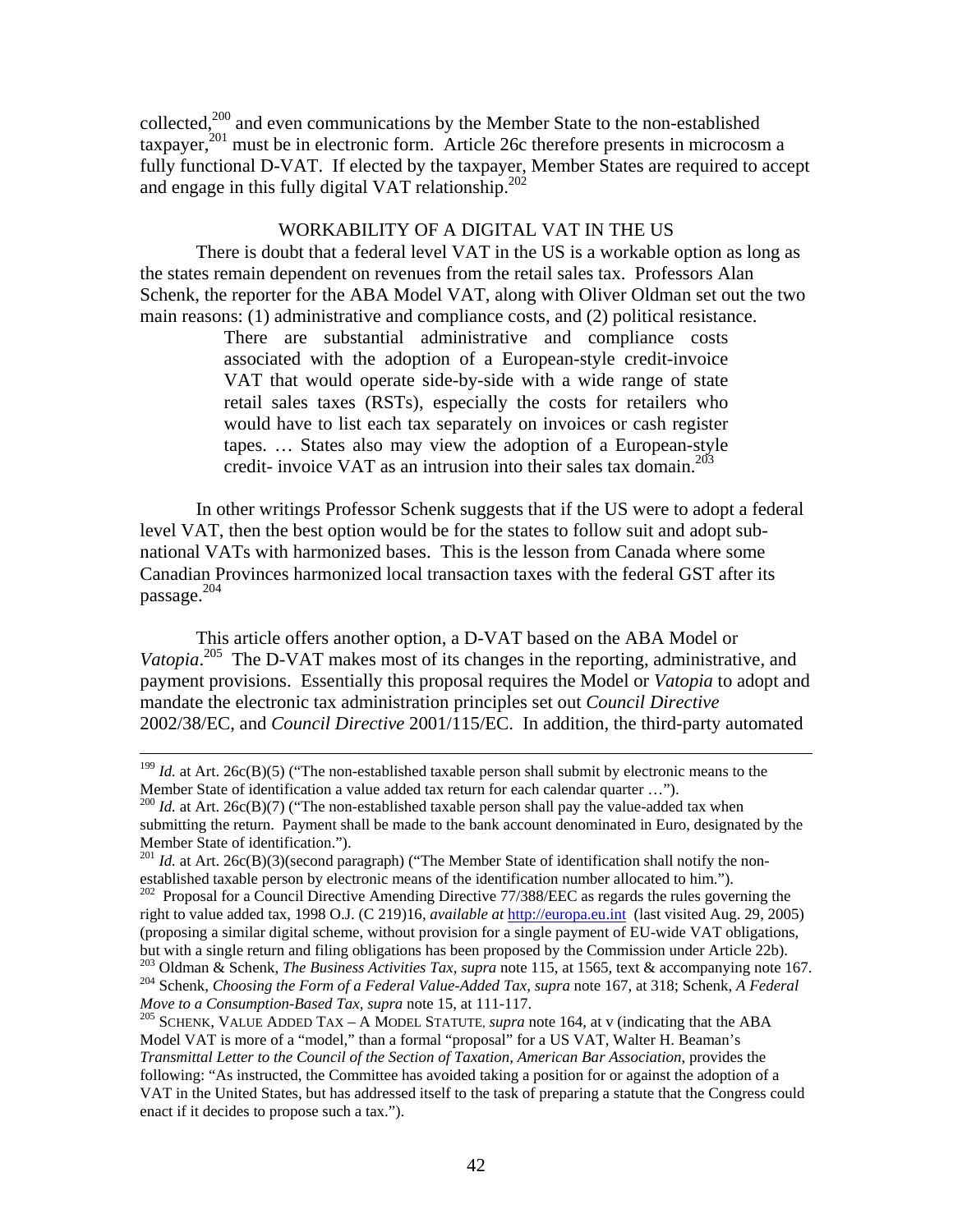collected,[200] and even communications by the Member State to the non-established taxpayer,[201] must be in electronic form. Article 26c therefore presents in microcosm a fully functional D-VAT. If elected by the taxpayer, Member States are required to accept and engage in this fully digital VAT relationship.[202]

## WORKABILITY OF A DIGITAL VAT IN THE US

There is doubt that a federal level VAT in the US is a workable option as long as the states remain dependent on revenues from the retail sales tax. Professors Alan Schenk, the reporter for the ABA Model VAT, along with Oliver Oldman set out the two main reasons: (1) administrative and compliance costs, and (2) political resistance.

> There are substantial administrative and compliance costs associated with the adoption of a European-style credit-invoice VAT that would operate side-by-side with a wide range of state retail sales taxes (RSTs), especially the costs for retailers who would have to list each tax separately on invoices or cash register tapes. … States also may view the adoption of a European-style credit- invoice VAT as an intrusion into their sales tax domain.[203]

In other writings Professor Schenk suggests that if the US were to adopt a federal level VAT, then the best option would be for the states to follow suit and adopt sub-national VATs with harmonized bases. This is the lesson from Canada where some Canadian Provinces harmonized local transaction taxes with the federal GST after its passage.[204]

This article offers another option, a D-VAT based on the ABA Model or *Vatopia*.[205] The D-VAT makes most of its changes in the reporting, administrative, and payment provisions. Essentially this proposal requires the Model or *Vatopia* to adopt and mandate the electronic tax administration principles set out *Council Directive* 2002/38/EC, and *Council Directive* 2001/115/EC. In addition, the third-party automated

---

[199] *Id.* at Art. 26c(B)(5) ("The non-established taxable person shall submit by electronic means to the Member State of identification a value added tax return for each calendar quarter …").

[200] *Id.* at Art. 26c(B)(7) ("The non-established taxable person shall pay the value-added tax when submitting the return. Payment shall be made to the bank account denominated in Euro, designated by the Member State of identification.").

[201] *Id.* at Art. 26c(B)(3)(second paragraph) ("The Member State of identification shall notify the non-established taxable person by electronic means of the identification number allocated to him.").

[202] Proposal for a Council Directive Amending Directive 77/388/EEC as regards the rules governing the right to value added tax, 1998 O.J. (C 219)16, *available at* http://europa.eu.int (last visited Aug. 29, 2005) (proposing a similar digital scheme, without provision for a single payment of EU-wide VAT obligations, but with a single return and filing obligations has been proposed by the Commission under Article 22b).

[203] Oldman & Schenk, *The Business Activities Tax, supra* note 115, at 1565, text & accompanying note 167.

[204] Schenk, *Choosing the Form of a Federal Value-Added Tax, supra* note 167, at 318; Schenk, *A Federal Move to a Consumption-Based Tax, supra* note 15, at 111-117.

[205] SCHENK, VALUE ADDED TAX – A MODEL STATUTE, *supra* note 164, at v (indicating that the ABA Model VAT is more of a "model," than a formal "proposal" for a US VAT, Walter H. Beaman's *Transmittal Letter to the Council of the Section of Taxation, American Bar Association*, provides the following: "As instructed, the Committee has avoided taking a position for or against the adoption of a VAT in the United States, but has addressed itself to the task of preparing a statute that the Congress could enact if it decides to propose such a tax.").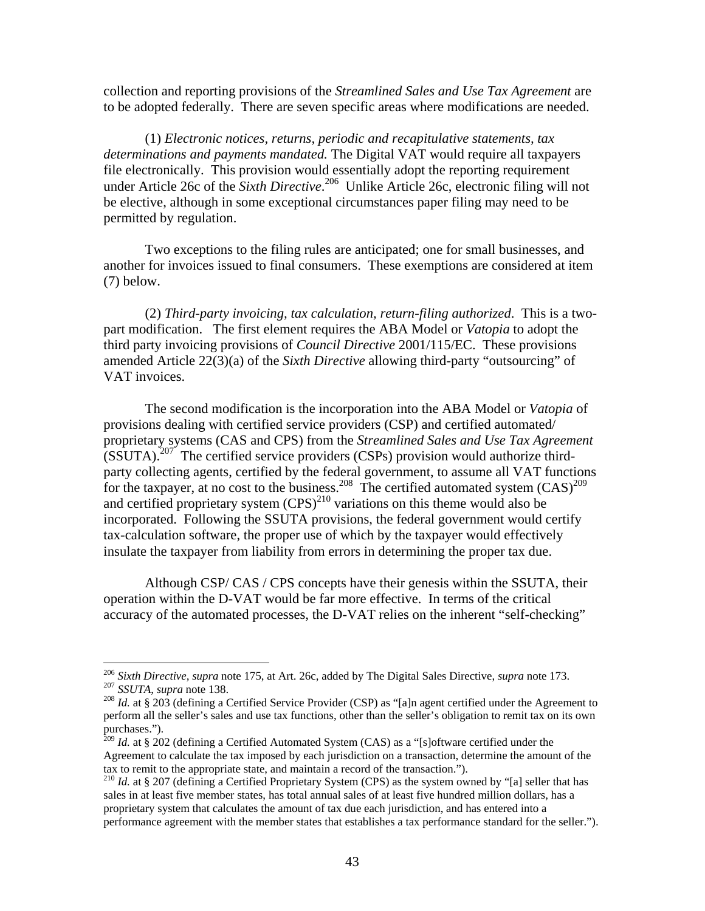collection and reporting provisions of the *Streamlined Sales and Use Tax Agreement* are to be adopted federally. There are seven specific areas where modifications are needed.

(1) *Electronic notices, returns, periodic and recapitulative statements, tax determinations and payments mandated.* The Digital VAT would require all taxpayers file electronically. This provision would essentially adopt the reporting requirement under Article 26c of the *Sixth Directive*.[206] Unlike Article 26c, electronic filing will not be elective, although in some exceptional circumstances paper filing may need to be permitted by regulation.

Two exceptions to the filing rules are anticipated; one for small businesses, and another for invoices issued to final consumers. These exemptions are considered at item (7) below.

(2) *Third-party invoicing, tax calculation, return-filing authorized*. This is a two-part modification. The first element requires the ABA Model or *Vatopia* to adopt the third party invoicing provisions of *Council Directive* 2001/115/EC. These provisions amended Article 22(3)(a) of the *Sixth Directive* allowing third-party "outsourcing" of VAT invoices.

The second modification is the incorporation into the ABA Model or *Vatopia* of provisions dealing with certified service providers (CSP) and certified automated/ proprietary systems (CAS and CPS) from the *Streamlined Sales and Use Tax Agreement* (SSUTA).[207] The certified service providers (CSPs) provision would authorize third-party collecting agents, certified by the federal government, to assume all VAT functions for the taxpayer, at no cost to the business.[208] The certified automated system (CAS)[209] and certified proprietary system (CPS)[210] variations on this theme would also be incorporated. Following the SSUTA provisions, the federal government would certify tax-calculation software, the proper use of which by the taxpayer would effectively insulate the taxpayer from liability from errors in determining the proper tax due.

Although CSP/ CAS / CPS concepts have their genesis within the SSUTA, their operation within the D-VAT would be far more effective. In terms of the critical accuracy of the automated processes, the D-VAT relies on the inherent "self-checking"

---

[206] *Sixth Directive*, *supra* note 175, at Art. 26c, added by The Digital Sales Directive, *supra* note 173.

[207] *SSUTA*, *supra* note 138.

[208] *Id.* at § 203 (defining a Certified Service Provider (CSP) as "[a]n agent certified under the Agreement to perform all the seller's sales and use tax functions, other than the seller's obligation to remit tax on its own purchases.").

[209] *Id.* at § 202 (defining a Certified Automated System (CAS) as a "[s]oftware certified under the Agreement to calculate the tax imposed by each jurisdiction on a transaction, determine the amount of the tax to remit to the appropriate state, and maintain a record of the transaction.").

[210] *Id.* at § 207 (defining a Certified Proprietary System (CPS) as the system owned by "[a] seller that has sales in at least five member states, has total annual sales of at least five hundred million dollars, has a proprietary system that calculates the amount of tax due each jurisdiction, and has entered into a performance agreement with the member states that establishes a tax performance standard for the seller.").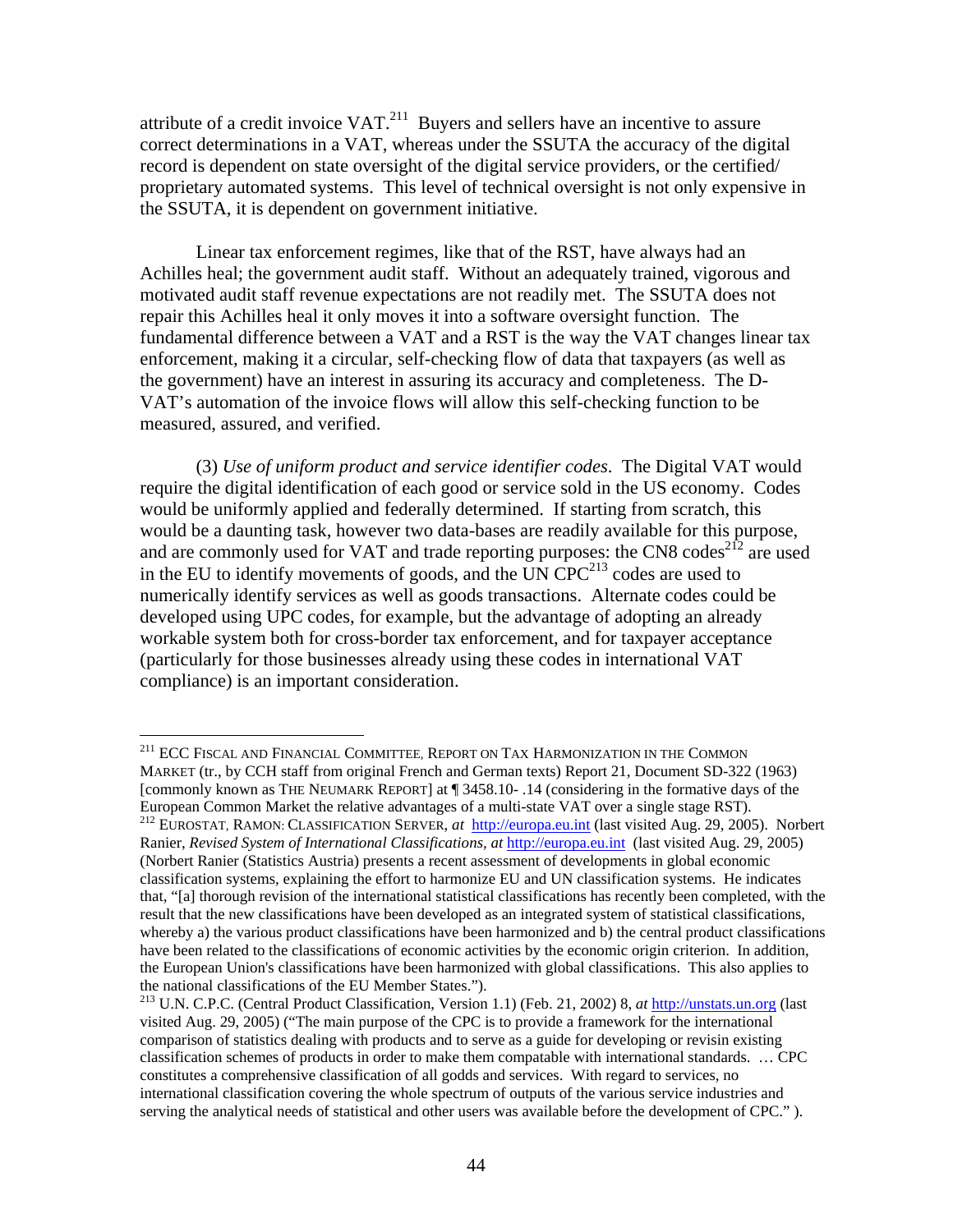attribute of a credit invoice VAT.[211] Buyers and sellers have an incentive to assure correct determinations in a VAT, whereas under the SSUTA the accuracy of the digital record is dependent on state oversight of the digital service providers, or the certified/ proprietary automated systems. This level of technical oversight is not only expensive in the SSUTA, it is dependent on government initiative.

Linear tax enforcement regimes, like that of the RST, have always had an Achilles heal; the government audit staff. Without an adequately trained, vigorous and motivated audit staff revenue expectations are not readily met. The SSUTA does not repair this Achilles heal it only moves it into a software oversight function. The fundamental difference between a VAT and a RST is the way the VAT changes linear tax enforcement, making it a circular, self-checking flow of data that taxpayers (as well as the government) have an interest in assuring its accuracy and completeness. The D-VAT's automation of the invoice flows will allow this self-checking function to be measured, assured, and verified.

(3) *Use of uniform product and service identifier codes*. The Digital VAT would require the digital identification of each good or service sold in the US economy. Codes would be uniformly applied and federally determined. If starting from scratch, this would be a daunting task, however two data-bases are readily available for this purpose, and are commonly used for VAT and trade reporting purposes: the CN8 codes[212] are used in the EU to identify movements of goods, and the UN CPC[213] codes are used to numerically identify services as well as goods transactions. Alternate codes could be developed using UPC codes, for example, but the advantage of adopting an already workable system both for cross-border tax enforcement, and for taxpayer acceptance (particularly for those businesses already using these codes in international VAT compliance) is an important consideration.

---

[211] ECC FISCAL AND FINANCIAL COMMITTEE, REPORT ON TAX HARMONIZATION IN THE COMMON MARKET (tr., by CCH staff from original French and German texts) Report 21, Document SD-322 (1963) [commonly known as THE NEUMARK REPORT] at ¶ 3458.10- .14 (considering in the formative days of the European Common Market the relative advantages of a multi-state VAT over a single stage RST).

[212] EUROSTAT, RAMON: CLASSIFICATION SERVER, *at* http://europa.eu.int (last visited Aug. 29, 2005). Norbert Ranier, *Revised System of International Classifications, at* http://europa.eu.int (last visited Aug. 29, 2005) (Norbert Ranier (Statistics Austria) presents a recent assessment of developments in global economic classification systems, explaining the effort to harmonize EU and UN classification systems. He indicates that, "[a] thorough revision of the international statistical classifications has recently been completed, with the result that the new classifications have been developed as an integrated system of statistical classifications, whereby a) the various product classifications have been harmonized and b) the central product classifications have been related to the classifications of economic activities by the economic origin criterion. In addition, the European Union's classifications have been harmonized with global classifications. This also applies to the national classifications of the EU Member States.").

[213] U.N. C.P.C. (Central Product Classification, Version 1.1) (Feb. 21, 2002) 8, *at* http://unstats.un.org (last visited Aug. 29, 2005) ("The main purpose of the CPC is to provide a framework for the international comparison of statistics dealing with products and to serve as a guide for developing or revisin existing classification schemes of products in order to make them compatable with international standards. … CPC constitutes a comprehensive classification of all godds and services. With regard to services, no international classification covering the whole spectrum of outputs of the various service industries and serving the analytical needs of statistical and other users was available before the development of CPC." ).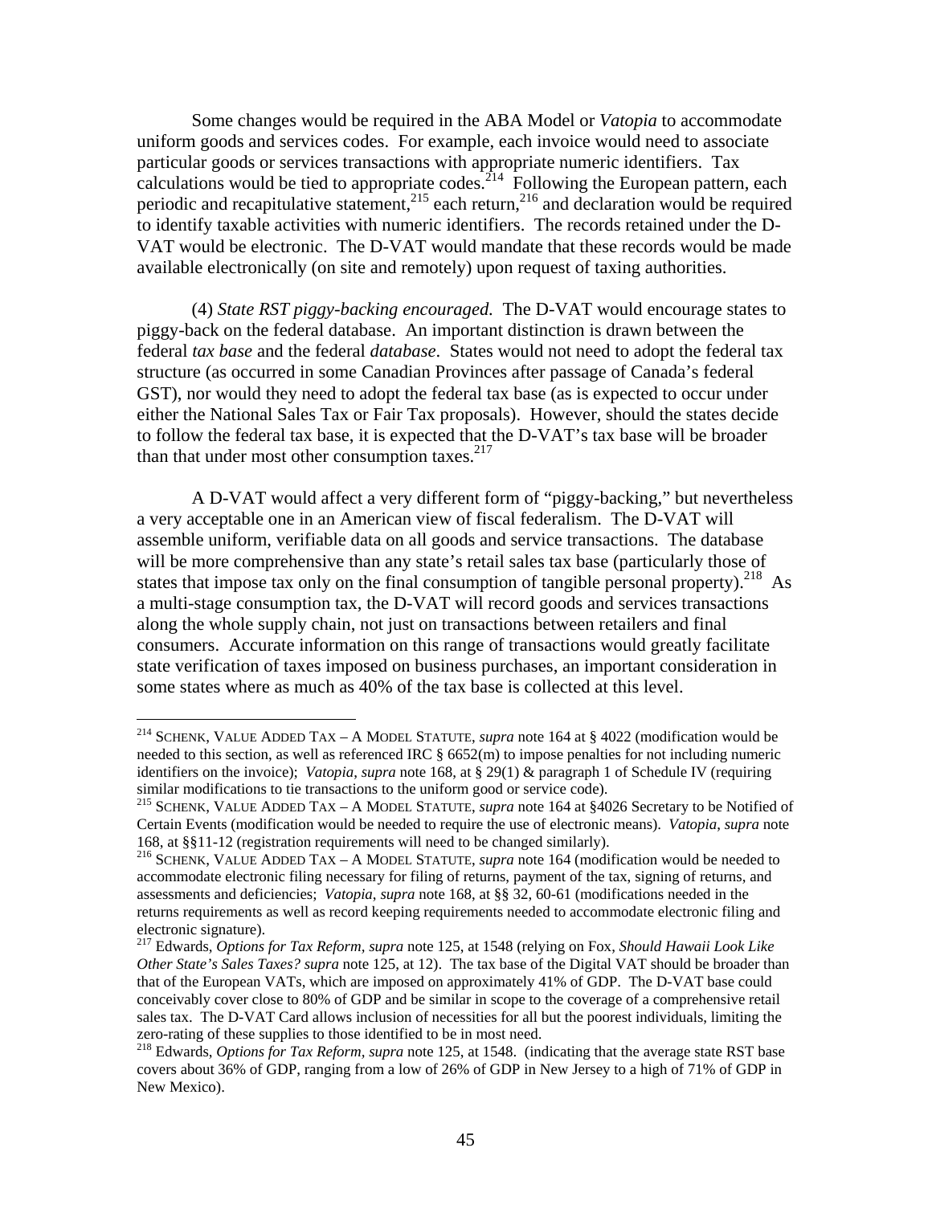Some changes would be required in the ABA Model or *Vatopia* to accommodate uniform goods and services codes. For example, each invoice would need to associate particular goods or services transactions with appropriate numeric identifiers. Tax calculations would be tied to appropriate codes.[214] Following the European pattern, each periodic and recapitulative statement,[215] each return,[216] and declaration would be required to identify taxable activities with numeric identifiers. The records retained under the D-VAT would be electronic. The D-VAT would mandate that these records would be made available electronically (on site and remotely) upon request of taxing authorities.

(4) *State RST piggy-backing encouraged.* The D-VAT would encourage states to piggy-back on the federal database. An important distinction is drawn between the federal *tax base* and the federal *database*. States would not need to adopt the federal tax structure (as occurred in some Canadian Provinces after passage of Canada's federal GST), nor would they need to adopt the federal tax base (as is expected to occur under either the National Sales Tax or Fair Tax proposals). However, should the states decide to follow the federal tax base, it is expected that the D-VAT's tax base will be broader than that under most other consumption taxes.[217]

A D-VAT would affect a very different form of "piggy-backing," but nevertheless a very acceptable one in an American view of fiscal federalism. The D-VAT will assemble uniform, verifiable data on all goods and service transactions. The database will be more comprehensive than any state's retail sales tax base (particularly those of states that impose tax only on the final consumption of tangible personal property).[218] As a multi-stage consumption tax, the D-VAT will record goods and services transactions along the whole supply chain, not just on transactions between retailers and final consumers. Accurate information on this range of transactions would greatly facilitate state verification of taxes imposed on business purchases, an important consideration in some states where as much as 40% of the tax base is collected at this level.

---

[214] SCHENK, VALUE ADDED TAX – A MODEL STATUTE, *supra* note 164 at § 4022 (modification would be needed to this section, as well as referenced IRC § 6652(m) to impose penalties for not including numeric identifiers on the invoice); *Vatopia*, *supra* note 168, at § 29(1) & paragraph 1 of Schedule IV (requiring similar modifications to tie transactions to the uniform good or service code).

[215] SCHENK, VALUE ADDED TAX – A MODEL STATUTE, *supra* note 164 at §4026 Secretary to be Notified of Certain Events (modification would be needed to require the use of electronic means). *Vatopia*, *supra* note 168, at §§11-12 (registration requirements will need to be changed similarly).

[216] SCHENK, VALUE ADDED TAX – A MODEL STATUTE, *supra* note 164 (modification would be needed to accommodate electronic filing necessary for filing of returns, payment of the tax, signing of returns, and assessments and deficiencies; *Vatopia*, *supra* note 168, at §§ 32, 60-61 (modifications needed in the returns requirements as well as record keeping requirements needed to accommodate electronic filing and electronic signature).

[217] Edwards, *Options for Tax Reform, supra* note 125, at 1548 (relying on Fox, *Should Hawaii Look Like Other State's Sales Taxes? supra* note 125, at 12). The tax base of the Digital VAT should be broader than that of the European VATs, which are imposed on approximately 41% of GDP. The D-VAT base could conceivably cover close to 80% of GDP and be similar in scope to the coverage of a comprehensive retail sales tax. The D-VAT Card allows inclusion of necessities for all but the poorest individuals, limiting the zero-rating of these supplies to those identified to be in most need.

[218] Edwards, *Options for Tax Reform, supra* note 125, at 1548. (indicating that the average state RST base covers about 36% of GDP, ranging from a low of 26% of GDP in New Jersey to a high of 71% of GDP in New Mexico).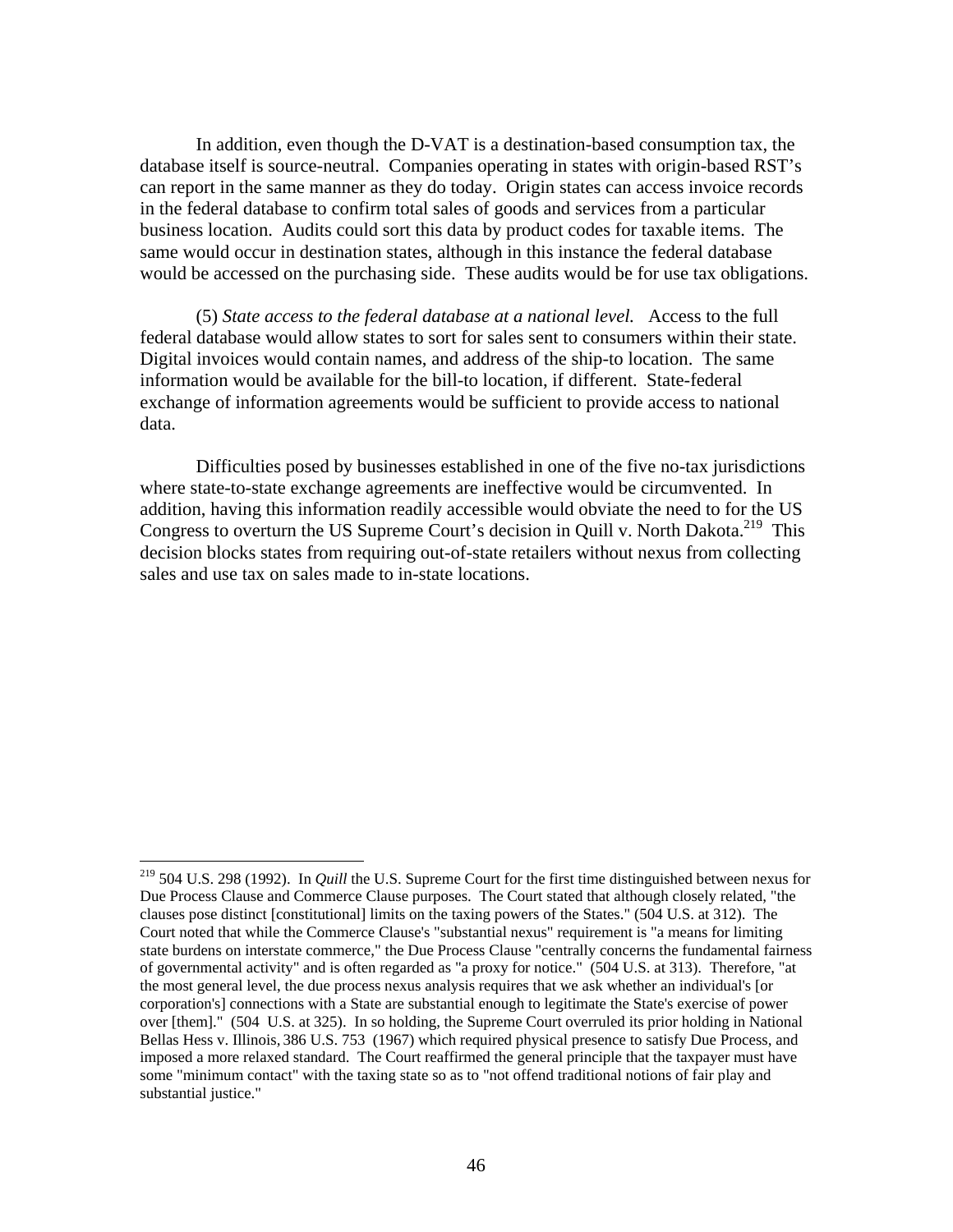In addition, even though the D-VAT is a destination-based consumption tax, the database itself is source-neutral. Companies operating in states with origin-based RST's can report in the same manner as they do today. Origin states can access invoice records in the federal database to confirm total sales of goods and services from a particular business location. Audits could sort this data by product codes for taxable items. The same would occur in destination states, although in this instance the federal database would be accessed on the purchasing side. These audits would be for use tax obligations.

(5) *State access to the federal database at a national level.* Access to the full federal database would allow states to sort for sales sent to consumers within their state. Digital invoices would contain names, and address of the ship-to location. The same information would be available for the bill-to location, if different. State-federal exchange of information agreements would be sufficient to provide access to national data.

Difficulties posed by businesses established in one of the five no-tax jurisdictions where state-to-state exchange agreements are ineffective would be circumvented. In addition, having this information readily accessible would obviate the need to for the US Congress to overturn the US Supreme Court's decision in Quill v. North Dakota.[219] This decision blocks states from requiring out-of-state retailers without nexus from collecting sales and use tax on sales made to in-state locations.

---

[219] 504 U.S. 298 (1992). In *Quill* the U.S. Supreme Court for the first time distinguished between nexus for Due Process Clause and Commerce Clause purposes. The Court stated that although closely related, "the clauses pose distinct [constitutional] limits on the taxing powers of the States." (504 U.S. at 312). The Court noted that while the Commerce Clause's "substantial nexus" requirement is "a means for limiting state burdens on interstate commerce," the Due Process Clause "centrally concerns the fundamental fairness of governmental activity" and is often regarded as "a proxy for notice." (504 U.S. at 313). Therefore, "at the most general level, the due process nexus analysis requires that we ask whether an individual's [or corporation's] connections with a State are substantial enough to legitimate the State's exercise of power over [them]." (504 U.S. at 325). In so holding, the Supreme Court overruled its prior holding in National Bellas Hess v. Illinois, 386 U.S. 753 (1967) which required physical presence to satisfy Due Process, and imposed a more relaxed standard. The Court reaffirmed the general principle that the taxpayer must have some "minimum contact" with the taxing state so as to "not offend traditional notions of fair play and substantial justice."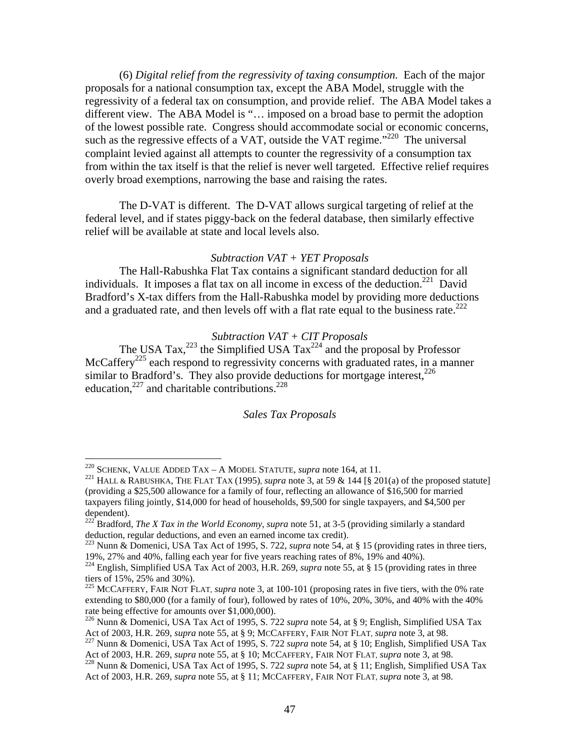(6) *Digital relief from the regressivity of taxing consumption.* Each of the major proposals for a national consumption tax, except the ABA Model, struggle with the regressivity of a federal tax on consumption, and provide relief. The ABA Model takes a different view. The ABA Model is "… imposed on a broad base to permit the adoption of the lowest possible rate. Congress should accommodate social or economic concerns, such as the regressive effects of a VAT, outside the VAT regime."[220] The universal complaint levied against all attempts to counter the regressivity of a consumption tax from within the tax itself is that the relief is never well targeted. Effective relief requires overly broad exemptions, narrowing the base and raising the rates.

The D-VAT is different. The D-VAT allows surgical targeting of relief at the federal level, and if states piggy-back on the federal database, then similarly effective relief will be available at state and local levels also.

*Subtraction VAT + YET Proposals*

The Hall-Rabushka Flat Tax contains a significant standard deduction for all individuals. It imposes a flat tax on all income in excess of the deduction.[221] David Bradford's X-tax differs from the Hall-Rabushka model by providing more deductions and a graduated rate, and then levels off with a flat rate equal to the business rate.[222]

*Subtraction VAT + CIT Proposals*

The USA Tax,[223] the Simplified USA Tax[224] and the proposal by Professor McCaffery[225] each respond to regressivity concerns with graduated rates, in a manner similar to Bradford's. They also provide deductions for mortgage interest,[226] education,[227] and charitable contributions.[228]

*Sales Tax Proposals*

---

[220] SCHENK, VALUE ADDED TAX – A MODEL STATUTE, *supra* note 164, at 11.

[221] HALL & RABUSHKA, THE FLAT TAX (1995), *supra* note 3, at 59 & 144 [§ 201(a) of the proposed statute] (providing a $25,500 allowance for a family of four, reflecting an allowance of $16,500 for married taxpayers filing jointly, $14,000 for head of households, $9,500 for single taxpayers, and $4,500 per dependent).

[222] Bradford, *The X Tax in the World Economy*, *supra* note 51, at 3-5 (providing similarly a standard deduction, regular deductions, and even an earned income tax credit).

[223] Nunn & Domenici, USA Tax Act of 1995, S. 722, *supra* note 54, at § 15 (providing rates in three tiers, 19%, 27% and 40%, falling each year for five years reaching rates of 8%, 19% and 40%).

[224] English, Simplified USA Tax Act of 2003, H.R. 269, *supra* note 55, at § 15 (providing rates in three tiers of 15%, 25% and 30%).

[225] MCCAFFERY, FAIR NOT FLAT, *supra* note 3, at 100-101 (proposing rates in five tiers, with the 0% rate extending to $80,000 (for a family of four), followed by rates of 10%, 20%, 30%, and 40% with the 40% rate being effective for amounts over $1,000,000).

[226] Nunn & Domenici, USA Tax Act of 1995, S. 722 *supra* note 54, at § 9; English, Simplified USA Tax Act of 2003, H.R. 269, *supra* note 55, at § 9; MCCAFFERY, FAIR NOT FLAT, *supra* note 3, at 98.

[227] Nunn & Domenici, USA Tax Act of 1995, S. 722 *supra* note 54, at § 10; English, Simplified USA Tax Act of 2003, H.R. 269, *supra* note 55, at § 10; MCCAFFERY, FAIR NOT FLAT, *supra* note 3, at 98.

[228] Nunn & Domenici, USA Tax Act of 1995, S. 722 *supra* note 54, at § 11; English, Simplified USA Tax Act of 2003, H.R. 269, *supra* note 55, at § 11; MCCAFFERY, FAIR NOT FLAT, *supra* note 3, at 98.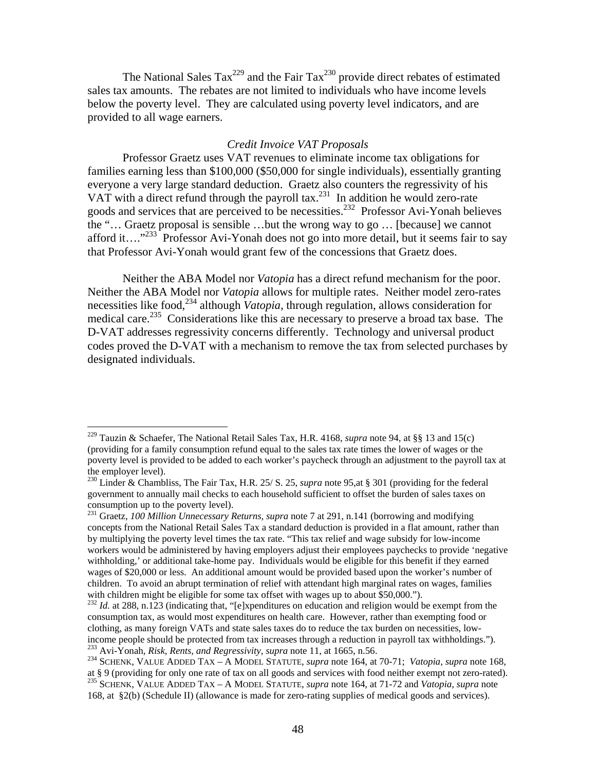The National Sales Tax[229] and the Fair Tax[230] provide direct rebates of estimated sales tax amounts. The rebates are not limited to individuals who have income levels below the poverty level. They are calculated using poverty level indicators, and are provided to all wage earners.

### *Credit Invoice VAT Proposals*

Professor Graetz uses VAT revenues to eliminate income tax obligations for families earning less than $100,000 ($50,000 for single individuals), essentially granting everyone a very large standard deduction. Graetz also counters the regressivity of his VAT with a direct refund through the payroll tax.[231] In addition he would zero-rate goods and services that are perceived to be necessities.[232] Professor Avi-Yonah believes the "… Graetz proposal is sensible …but the wrong way to go … [because] we cannot afford it…."[233] Professor Avi-Yonah does not go into more detail, but it seems fair to say that Professor Avi-Yonah would grant few of the concessions that Graetz does.

Neither the ABA Model nor *Vatopia* has a direct refund mechanism for the poor. Neither the ABA Model nor *Vatopia* allows for multiple rates. Neither model zero-rates necessities like food,[234] although *Vatopia,* through regulation, allows consideration for medical care.[235] Considerations like this are necessary to preserve a broad tax base. The D-VAT addresses regressivity concerns differently. Technology and universal product codes proved the D-VAT with a mechanism to remove the tax from selected purchases by designated individuals.

---

[229] Tauzin & Schaefer, The National Retail Sales Tax, H.R. 4168, *supra* note 94, at §§ 13 and 15(c) (providing for a family consumption refund equal to the sales tax rate times the lower of wages or the poverty level is provided to be added to each worker's paycheck through an adjustment to the payroll tax at the employer level).

[230] Linder & Chambliss, The Fair Tax, H.R. 25/ S. 25, *supra* note 95,at § 301 (providing for the federal government to annually mail checks to each household sufficient to offset the burden of sales taxes on consumption up to the poverty level).

[231] Graetz, *100 Million Unnecessary Returns, supra* note 7 at 291, n.141 (borrowing and modifying concepts from the National Retail Sales Tax a standard deduction is provided in a flat amount, rather than by multiplying the poverty level times the tax rate. "This tax relief and wage subsidy for low-income workers would be administered by having employers adjust their employees paychecks to provide 'negative withholding,' or additional take-home pay. Individuals would be eligible for this benefit if they earned wages of $20,000 or less. An additional amount would be provided based upon the worker's number of children. To avoid an abrupt termination of relief with attendant high marginal rates on wages, families with children might be eligible for some tax offset with wages up to about $50,000.").

[232] *Id.* at 288, n.123 (indicating that, "[e]xpenditures on education and religion would be exempt from the consumption tax, as would most expenditures on health care. However, rather than exempting food or clothing, as many foreign VATs and state sales taxes do to reduce the tax burden on necessities, low-income people should be protected from tax increases through a reduction in payroll tax withholdings.").

[233] Avi-Yonah, *Risk, Rents, and Regressivity, supra* note 11, at 1665, n.56.

[234] SCHENK, VALUE ADDED TAX – A MODEL STATUTE, *supra* note 164, at 70-71; *Vatopia*, *supra* note 168, at § 9 (providing for only one rate of tax on all goods and services with food neither exempt not zero-rated).

[235] SCHENK, VALUE ADDED TAX – A MODEL STATUTE, *supra* note 164, at 71-72 and *Vatopia*, *supra* note 168, at §2(b) (Schedule II) (allowance is made for zero-rating supplies of medical goods and services).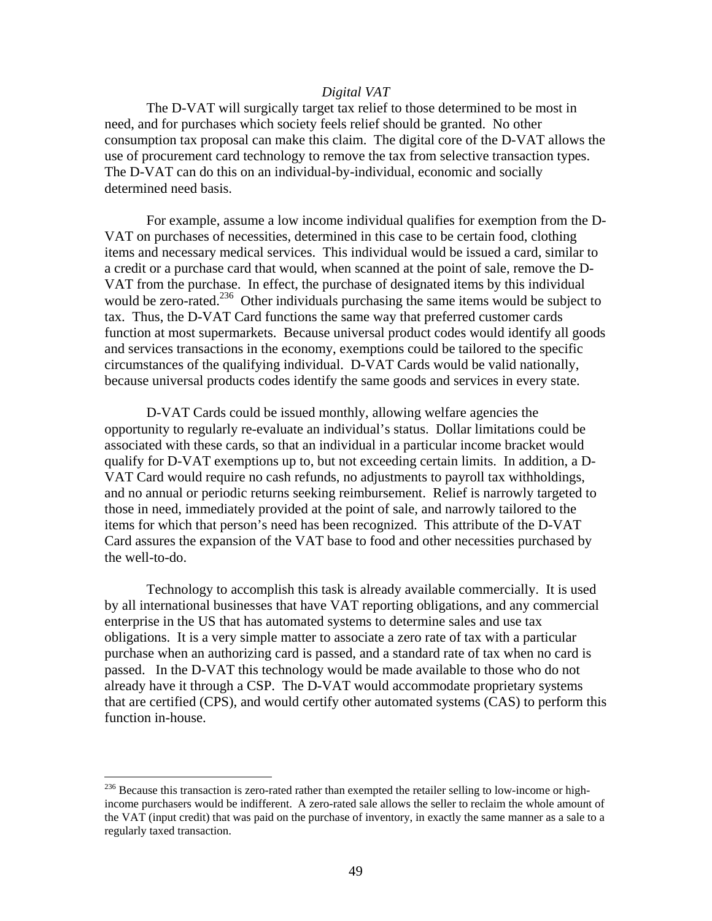*Digital VAT*

The D-VAT will surgically target tax relief to those determined to be most in need, and for purchases which society feels relief should be granted. No other consumption tax proposal can make this claim. The digital core of the D-VAT allows the use of procurement card technology to remove the tax from selective transaction types. The D-VAT can do this on an individual-by-individual, economic and socially determined need basis.

For example, assume a low income individual qualifies for exemption from the D-VAT on purchases of necessities, determined in this case to be certain food, clothing items and necessary medical services. This individual would be issued a card, similar to a credit or a purchase card that would, when scanned at the point of sale, remove the D-VAT from the purchase. In effect, the purchase of designated items by this individual would be zero-rated.[236] Other individuals purchasing the same items would be subject to tax. Thus, the D-VAT Card functions the same way that preferred customer cards function at most supermarkets. Because universal product codes would identify all goods and services transactions in the economy, exemptions could be tailored to the specific circumstances of the qualifying individual. D-VAT Cards would be valid nationally, because universal products codes identify the same goods and services in every state.

D-VAT Cards could be issued monthly, allowing welfare agencies the opportunity to regularly re-evaluate an individual's status. Dollar limitations could be associated with these cards, so that an individual in a particular income bracket would qualify for D-VAT exemptions up to, but not exceeding certain limits. In addition, a D-VAT Card would require no cash refunds, no adjustments to payroll tax withholdings, and no annual or periodic returns seeking reimbursement. Relief is narrowly targeted to those in need, immediately provided at the point of sale, and narrowly tailored to the items for which that person's need has been recognized. This attribute of the D-VAT Card assures the expansion of the VAT base to food and other necessities purchased by the well-to-do.

Technology to accomplish this task is already available commercially. It is used by all international businesses that have VAT reporting obligations, and any commercial enterprise in the US that has automated systems to determine sales and use tax obligations. It is a very simple matter to associate a zero rate of tax with a particular purchase when an authorizing card is passed, and a standard rate of tax when no card is passed. In the D-VAT this technology would be made available to those who do not already have it through a CSP. The D-VAT would accommodate proprietary systems that are certified (CPS), and would certify other automated systems (CAS) to perform this function in-house.

---

[236] Because this transaction is zero-rated rather than exempted the retailer selling to low-income or high-income purchasers would be indifferent. A zero-rated sale allows the seller to reclaim the whole amount of the VAT (input credit) that was paid on the purchase of inventory, in exactly the same manner as a sale to a regularly taxed transaction.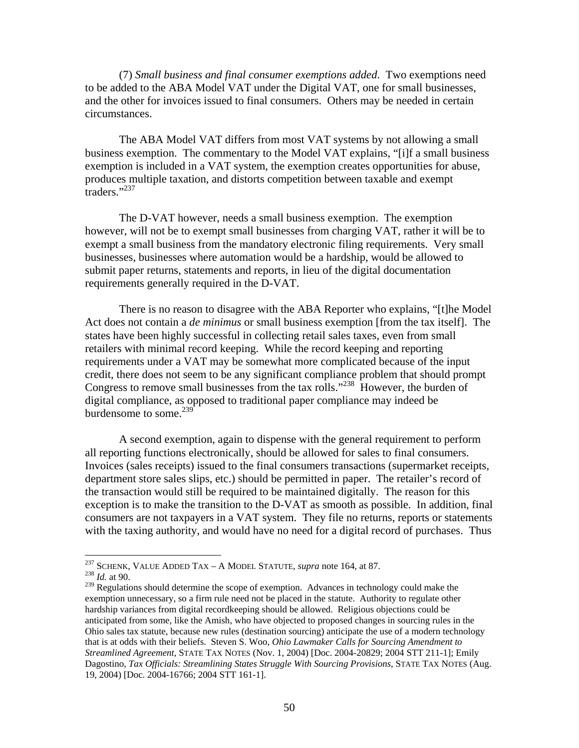(7) *Small business and final consumer exemptions added*. Two exemptions need to be added to the ABA Model VAT under the Digital VAT, one for small businesses, and the other for invoices issued to final consumers. Others may be needed in certain circumstances.

The ABA Model VAT differs from most VAT systems by not allowing a small business exemption. The commentary to the Model VAT explains, "[i]f a small business exemption is included in a VAT system, the exemption creates opportunities for abuse, produces multiple taxation, and distorts competition between taxable and exempt traders."[237]

The D-VAT however, needs a small business exemption. The exemption however, will not be to exempt small businesses from charging VAT, rather it will be to exempt a small business from the mandatory electronic filing requirements. Very small businesses, businesses where automation would be a hardship, would be allowed to submit paper returns, statements and reports, in lieu of the digital documentation requirements generally required in the D-VAT.

There is no reason to disagree with the ABA Reporter who explains, "[t]he Model Act does not contain a *de minimus* or small business exemption [from the tax itself]. The states have been highly successful in collecting retail sales taxes, even from small retailers with minimal record keeping. While the record keeping and reporting requirements under a VAT may be somewhat more complicated because of the input credit, there does not seem to be any significant compliance problem that should prompt Congress to remove small businesses from the tax rolls."[238] However, the burden of digital compliance, as opposed to traditional paper compliance may indeed be burdensome to some.[239]

A second exemption, again to dispense with the general requirement to perform all reporting functions electronically, should be allowed for sales to final consumers. Invoices (sales receipts) issued to the final consumers transactions (supermarket receipts, department store sales slips, etc.) should be permitted in paper. The retailer's record of the transaction would still be required to be maintained digitally. The reason for this exception is to make the transition to the D-VAT as smooth as possible. In addition, final consumers are not taxpayers in a VAT system. They file no returns, reports or statements with the taxing authority, and would have no need for a digital record of purchases. Thus

---

[237] SCHENK, VALUE ADDED TAX – A MODEL STATUTE, *supra* note 164, at 87.

[238] *Id.* at 90.

[239] Regulations should determine the scope of exemption. Advances in technology could make the exemption unnecessary, so a firm rule need not be placed in the statute. Authority to regulate other hardship variances from digital recordkeeping should be allowed. Religious objections could be anticipated from some, like the Amish, who have objected to proposed changes in sourcing rules in the Ohio sales tax statute, because new rules (destination sourcing) anticipate the use of a modern technology that is at odds with their beliefs. Steven S. Woo, *Ohio Lawmaker Calls for Sourcing Amendment to Streamlined Agreement*, STATE TAX NOTES (Nov. 1, 2004) [Doc. 2004-20829; 2004 STT 211-1]; Emily Dagostino, *Tax Officials: Streamlining States Struggle With Sourcing Provisions*, STATE TAX NOTES (Aug. 19, 2004) [Doc. 2004-16766; 2004 STT 161-1].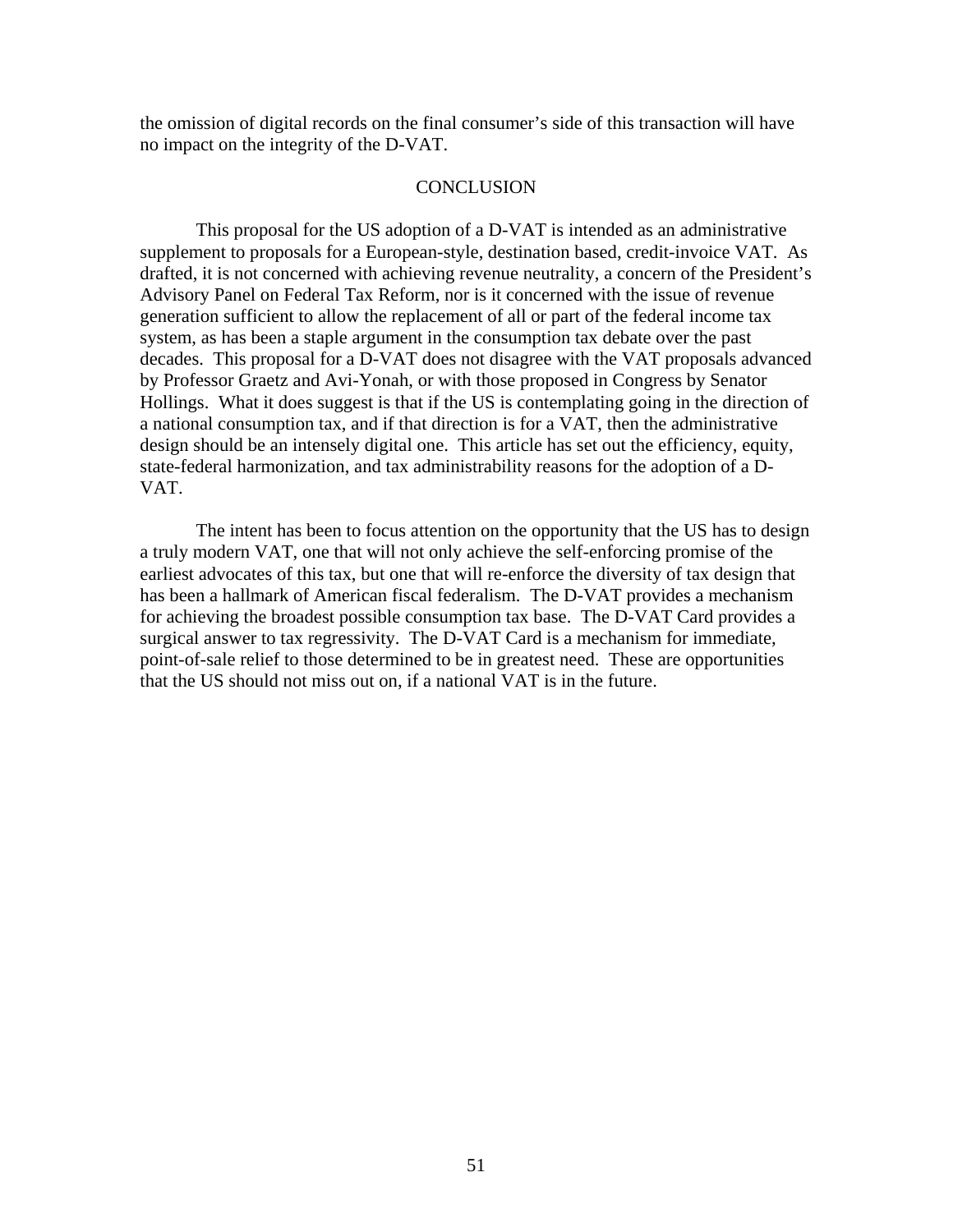the omission of digital records on the final consumer's side of this transaction will have no impact on the integrity of the D-VAT.

## CONCLUSION

This proposal for the US adoption of a D-VAT is intended as an administrative supplement to proposals for a European-style, destination based, credit-invoice VAT. As drafted, it is not concerned with achieving revenue neutrality, a concern of the President's Advisory Panel on Federal Tax Reform, nor is it concerned with the issue of revenue generation sufficient to allow the replacement of all or part of the federal income tax system, as has been a staple argument in the consumption tax debate over the past decades. This proposal for a D-VAT does not disagree with the VAT proposals advanced by Professor Graetz and Avi-Yonah, or with those proposed in Congress by Senator Hollings. What it does suggest is that if the US is contemplating going in the direction of a national consumption tax, and if that direction is for a VAT, then the administrative design should be an intensely digital one. This article has set out the efficiency, equity, state-federal harmonization, and tax administrability reasons for the adoption of a D-VAT.

The intent has been to focus attention on the opportunity that the US has to design a truly modern VAT, one that will not only achieve the self-enforcing promise of the earliest advocates of this tax, but one that will re-enforce the diversity of tax design that has been a hallmark of American fiscal federalism. The D-VAT provides a mechanism for achieving the broadest possible consumption tax base. The D-VAT Card provides a surgical answer to tax regressivity. The D-VAT Card is a mechanism for immediate, point-of-sale relief to those determined to be in greatest need. These are opportunities that the US should not miss out on, if a national VAT is in the future.